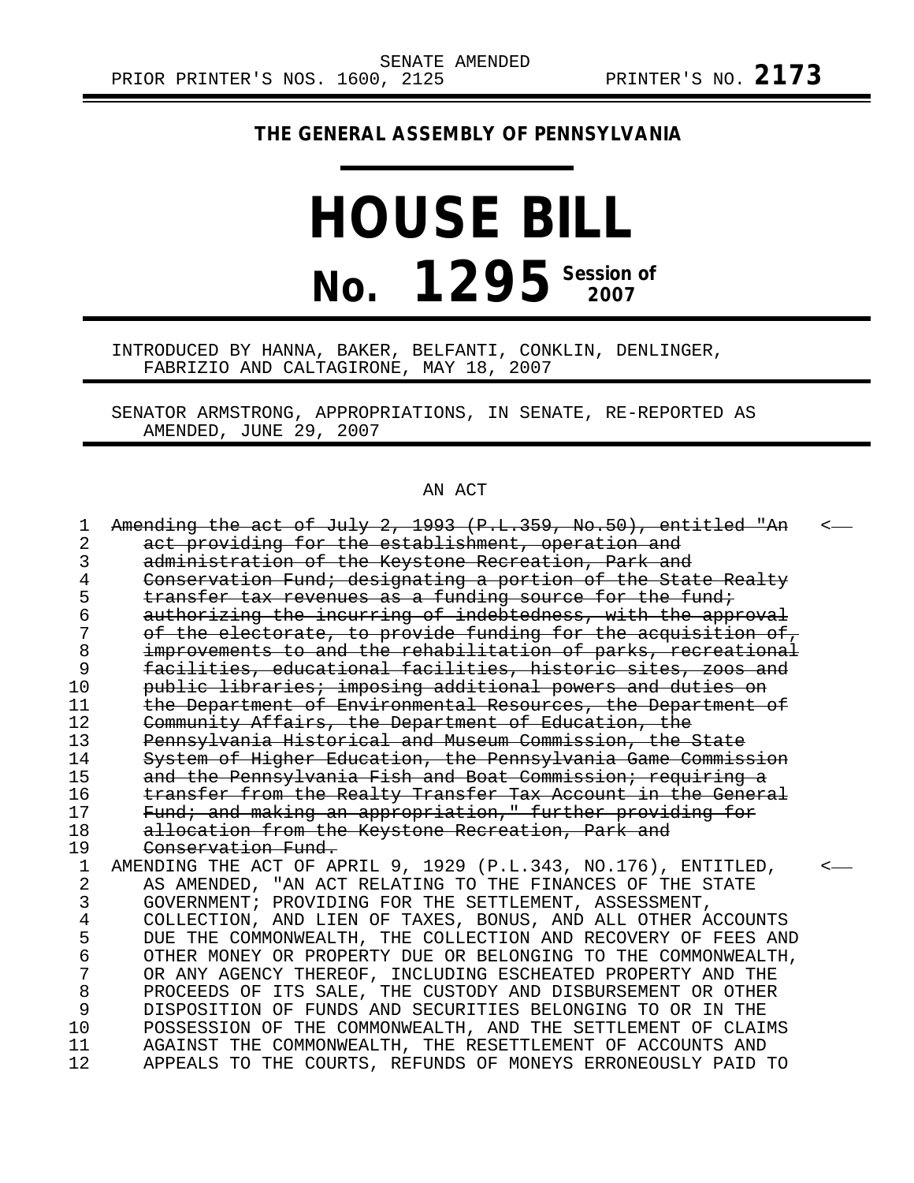SENATE AMENDED

PRIOR PRINTER'S NOS. 1600, 2125 PRINTER'S NO. **2173**

## THE GENERAL ASSEMBLY OF PENNSYLVANIA

# HOUSE BILL

# No. 1295 Session of 2007

INTRODUCED BY HANNA, BAKER, BELFANTI, CONKLIN, DENLINGER, FABRIZIO AND CALTAGIRONE, MAY 18, 2007

SENATOR ARMSTRONG, APPROPRIATIONS, IN SENATE, RE-REPORTED AS AMENDED, JUNE 29, 2007

AN ACT

1 ~~Amending the act of July 2, 1993 (P.L.359, No.50), entitled "An~~ <
2 ~~act providing for the establishment, operation and~~
3 ~~administration of the Keystone Recreation, Park and~~
4 ~~Conservation Fund; designating a portion of the State Realty~~
5 ~~transfer tax revenues as a funding source for the fund;~~
6 ~~authorizing the incurring of indebtedness, with the approval~~
7 ~~of the electorate, to provide funding for the acquisition of,~~
8 ~~improvements to and the rehabilitation of parks, recreational~~
9 ~~facilities, educational facilities, historic sites, zoos and~~
10 ~~public libraries; imposing additional powers and duties on~~
11 ~~the Department of Environmental Resources, the Department of~~
12 ~~Community Affairs, the Department of Education, the~~
13 ~~Pennsylvania Historical and Museum Commission, the State~~
14 ~~System of Higher Education, the Pennsylvania Game Commission~~
15 ~~and the Pennsylvania Fish and Boat Commission; requiring a~~
16 ~~transfer from the Realty Transfer Tax Account in the General~~
17 ~~Fund; and making an appropriation," further providing for~~
18 ~~allocation from the Keystone Recreation, Park and~~
19 ~~Conservation Fund.~~
1 AMENDING THE ACT OF APRIL 9, 1929 (P.L.343, NO.176), ENTITLED, <
2 AS AMENDED, "AN ACT RELATING TO THE FINANCES OF THE STATE
3 GOVERNMENT; PROVIDING FOR THE SETTLEMENT, ASSESSMENT,
4 COLLECTION, AND LIEN OF TAXES, BONUS, AND ALL OTHER ACCOUNTS
5 DUE THE COMMONWEALTH, THE COLLECTION AND RECOVERY OF FEES AND
6 OTHER MONEY OR PROPERTY DUE OR BELONGING TO THE COMMONWEALTH,
7 OR ANY AGENCY THEREOF, INCLUDING ESCHEATED PROPERTY AND THE
8 PROCEEDS OF ITS SALE, THE CUSTODY AND DISBURSEMENT OR OTHER
9 DISPOSITION OF FUNDS AND SECURITIES BELONGING TO OR IN THE
10 POSSESSION OF THE COMMONWEALTH, AND THE SETTLEMENT OF CLAIMS
11 AGAINST THE COMMONWEALTH, THE RESETTLEMENT OF ACCOUNTS AND
12 APPEALS TO THE COURTS, REFUNDS OF MONEYS ERRONEOUSLY PAID TO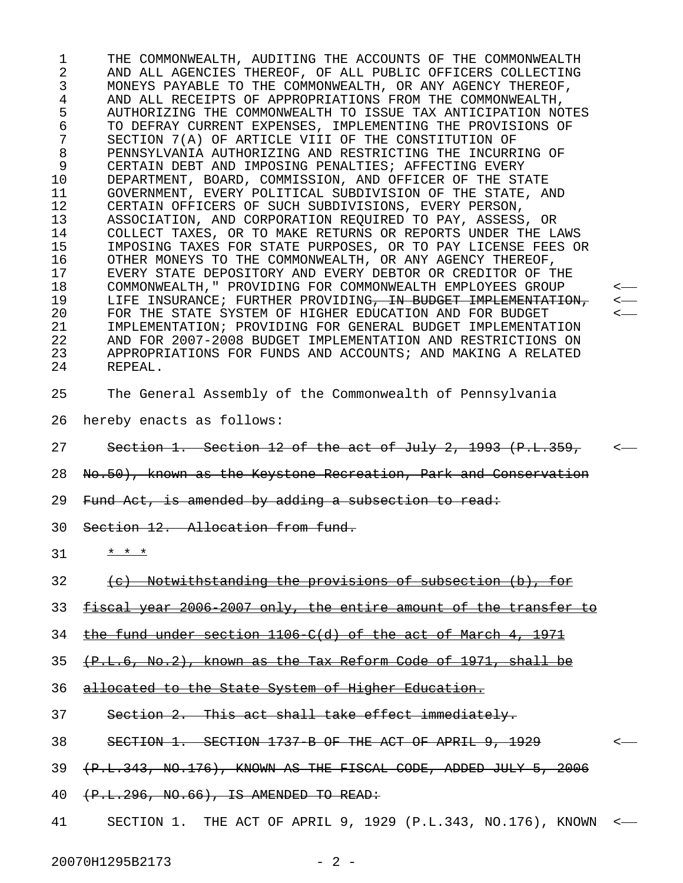THE COMMONWEALTH, AUDITING THE ACCOUNTS OF THE COMMONWEALTH AND ALL AGENCIES THEREOF, OF ALL PUBLIC OFFICERS COLLECTING MONEYS PAYABLE TO THE COMMONWEALTH, OR ANY AGENCY THEREOF, AND ALL RECEIPTS OF APPROPRIATIONS FROM THE COMMONWEALTH, AUTHORIZING THE COMMONWEALTH TO ISSUE TAX ANTICIPATION NOTES TO DEFRAY CURRENT EXPENSES, IMPLEMENTING THE PROVISIONS OF SECTION 7(A) OF ARTICLE VIII OF THE CONSTITUTION OF PENNSYLVANIA AUTHORIZING AND RESTRICTING THE INCURRING OF CERTAIN DEBT AND IMPOSING PENALTIES; AFFECTING EVERY DEPARTMENT, BOARD, COMMISSION, AND OFFICER OF THE STATE GOVERNMENT, EVERY POLITICAL SUBDIVISION OF THE STATE, AND CERTAIN OFFICERS OF SUCH SUBDIVISIONS, EVERY PERSON, ASSOCIATION, AND CORPORATION REQUIRED TO PAY, ASSESS, OR COLLECT TAXES, OR TO MAKE RETURNS OR REPORTS UNDER THE LAWS IMPOSING TAXES FOR STATE PURPOSES, OR TO PAY LICENSE FEES OR OTHER MONEYS TO THE COMMONWEALTH, OR ANY AGENCY THEREOF, EVERY STATE DEPOSITORY AND EVERY DEBTOR OR CREDITOR OF THE COMMONWEALTH," PROVIDING FOR COMMONWEALTH EMPLOYEES GROUP LIFE INSURANCE; FURTHER PROVIDING~~, IN BUDGET IMPLEMENTATION,~~ FOR THE STATE SYSTEM OF HIGHER EDUCATION AND FOR BUDGET IMPLEMENTATION; PROVIDING FOR GENERAL BUDGET IMPLEMENTATION AND FOR 2007-2008 BUDGET IMPLEMENTATION AND RESTRICTIONS ON APPROPRIATIONS FOR FUNDS AND ACCOUNTS; AND MAKING A RELATED REPEAL.

The General Assembly of the Commonwealth of Pennsylvania hereby enacts as follows:

~~Section 1. Section 12 of the act of July 2, 1993 (P.L.359, No.50), known as the Keystone Recreation, Park and Conservation Fund Act, is amended by adding a subsection to read:~~

~~Section 12. Allocation from fund.~~

~~* * *~~

~~(c) Notwithstanding the provisions of subsection (b), for fiscal year 2006-2007 only, the entire amount of the transfer to the fund under section 1106-C(d) of the act of March 4, 1971 (P.L.6, No.2), known as the Tax Reform Code of 1971, shall be allocated to the State System of Higher Education.~~

~~Section 2. This act shall take effect immediately.~~

~~SECTION 1. SECTION 1737-B OF THE ACT OF APRIL 9, 1929 (P.L.343, NO.176), KNOWN AS THE FISCAL CODE, ADDED JULY 5, 2006 (P.L.296, NO.66), IS AMENDED TO READ:~~

SECTION 1. THE ACT OF APRIL 9, 1929 (P.L.343, NO.176), KNOWN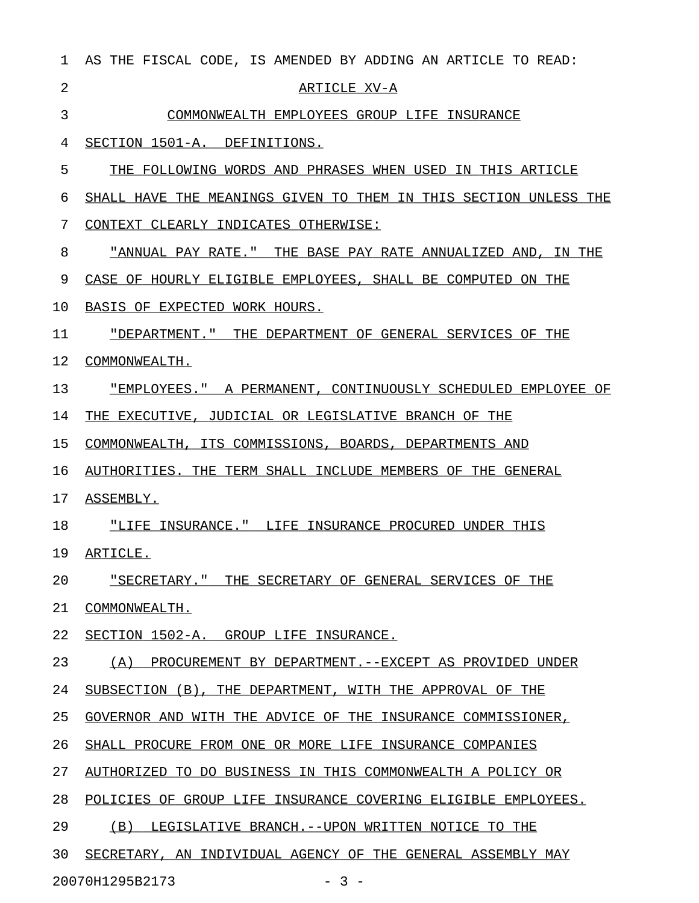AS THE FISCAL CODE, IS AMENDED BY ADDING AN ARTICLE TO READ:

ARTICLE XV-A

COMMONWEALTH EMPLOYEES GROUP LIFE INSURANCE

SECTION 1501-A. DEFINITIONS.

THE FOLLOWING WORDS AND PHRASES WHEN USED IN THIS ARTICLE SHALL HAVE THE MEANINGS GIVEN TO THEM IN THIS SECTION UNLESS THE CONTEXT CLEARLY INDICATES OTHERWISE:

"ANNUAL PAY RATE." THE BASE PAY RATE ANNUALIZED AND, IN THE CASE OF HOURLY ELIGIBLE EMPLOYEES, SHALL BE COMPUTED ON THE BASIS OF EXPECTED WORK HOURS.

"DEPARTMENT." THE DEPARTMENT OF GENERAL SERVICES OF THE COMMONWEALTH.

"EMPLOYEES." A PERMANENT, CONTINUOUSLY SCHEDULED EMPLOYEE OF THE EXECUTIVE, JUDICIAL OR LEGISLATIVE BRANCH OF THE COMMONWEALTH, ITS COMMISSIONS, BOARDS, DEPARTMENTS AND AUTHORITIES. THE TERM SHALL INCLUDE MEMBERS OF THE GENERAL ASSEMBLY.

"LIFE INSURANCE." LIFE INSURANCE PROCURED UNDER THIS ARTICLE.

"SECRETARY." THE SECRETARY OF GENERAL SERVICES OF THE COMMONWEALTH.

SECTION 1502-A. GROUP LIFE INSURANCE.

(A) PROCUREMENT BY DEPARTMENT.--EXCEPT AS PROVIDED UNDER SUBSECTION (B), THE DEPARTMENT, WITH THE APPROVAL OF THE GOVERNOR AND WITH THE ADVICE OF THE INSURANCE COMMISSIONER, SHALL PROCURE FROM ONE OR MORE LIFE INSURANCE COMPANIES AUTHORIZED TO DO BUSINESS IN THIS COMMONWEALTH A POLICY OR POLICIES OF GROUP LIFE INSURANCE COVERING ELIGIBLE EMPLOYEES.

(B) LEGISLATIVE BRANCH.--UPON WRITTEN NOTICE TO THE SECRETARY, AN INDIVIDUAL AGENCY OF THE GENERAL ASSEMBLY MAY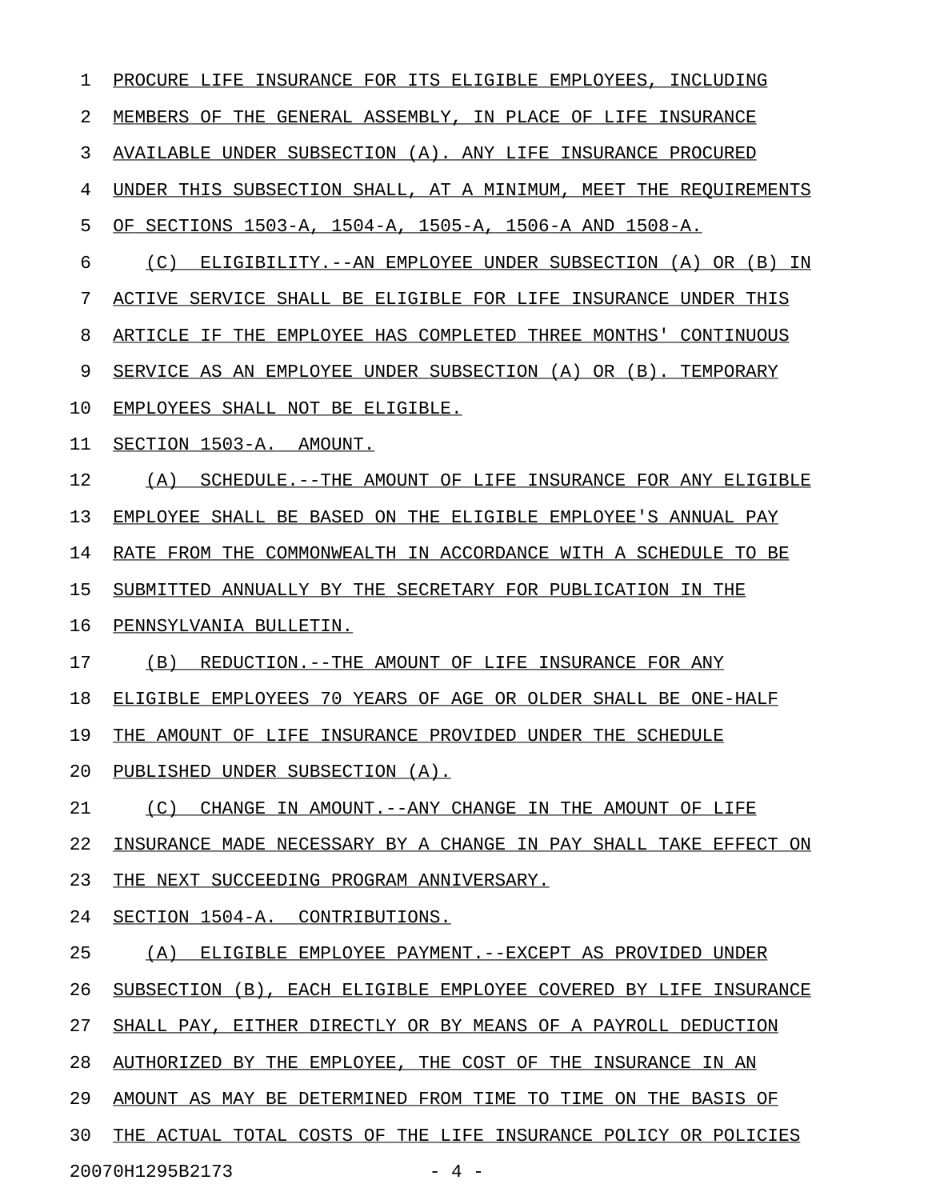PROCURE LIFE INSURANCE FOR ITS ELIGIBLE EMPLOYEES, INCLUDING MEMBERS OF THE GENERAL ASSEMBLY, IN PLACE OF LIFE INSURANCE AVAILABLE UNDER SUBSECTION (A). ANY LIFE INSURANCE PROCURED UNDER THIS SUBSECTION SHALL, AT A MINIMUM, MEET THE REQUIREMENTS OF SECTIONS 1503-A, 1504-A, 1505-A, 1506-A AND 1508-A.

(C) ELIGIBILITY.--AN EMPLOYEE UNDER SUBSECTION (A) OR (B) IN ACTIVE SERVICE SHALL BE ELIGIBLE FOR LIFE INSURANCE UNDER THIS ARTICLE IF THE EMPLOYEE HAS COMPLETED THREE MONTHS' CONTINUOUS SERVICE AS AN EMPLOYEE UNDER SUBSECTION (A) OR (B). TEMPORARY EMPLOYEES SHALL NOT BE ELIGIBLE.

SECTION 1503-A. AMOUNT.

(A) SCHEDULE.--THE AMOUNT OF LIFE INSURANCE FOR ANY ELIGIBLE EMPLOYEE SHALL BE BASED ON THE ELIGIBLE EMPLOYEE'S ANNUAL PAY RATE FROM THE COMMONWEALTH IN ACCORDANCE WITH A SCHEDULE TO BE SUBMITTED ANNUALLY BY THE SECRETARY FOR PUBLICATION IN THE PENNSYLVANIA BULLETIN.

(B) REDUCTION.--THE AMOUNT OF LIFE INSURANCE FOR ANY ELIGIBLE EMPLOYEES 70 YEARS OF AGE OR OLDER SHALL BE ONE-HALF THE AMOUNT OF LIFE INSURANCE PROVIDED UNDER THE SCHEDULE PUBLISHED UNDER SUBSECTION (A).

(C) CHANGE IN AMOUNT.--ANY CHANGE IN THE AMOUNT OF LIFE INSURANCE MADE NECESSARY BY A CHANGE IN PAY SHALL TAKE EFFECT ON THE NEXT SUCCEEDING PROGRAM ANNIVERSARY.

SECTION 1504-A. CONTRIBUTIONS.

(A) ELIGIBLE EMPLOYEE PAYMENT.--EXCEPT AS PROVIDED UNDER SUBSECTION (B), EACH ELIGIBLE EMPLOYEE COVERED BY LIFE INSURANCE SHALL PAY, EITHER DIRECTLY OR BY MEANS OF A PAYROLL DEDUCTION AUTHORIZED BY THE EMPLOYEE, THE COST OF THE INSURANCE IN AN AMOUNT AS MAY BE DETERMINED FROM TIME TO TIME ON THE BASIS OF THE ACTUAL TOTAL COSTS OF THE LIFE INSURANCE POLICY OR POLICIES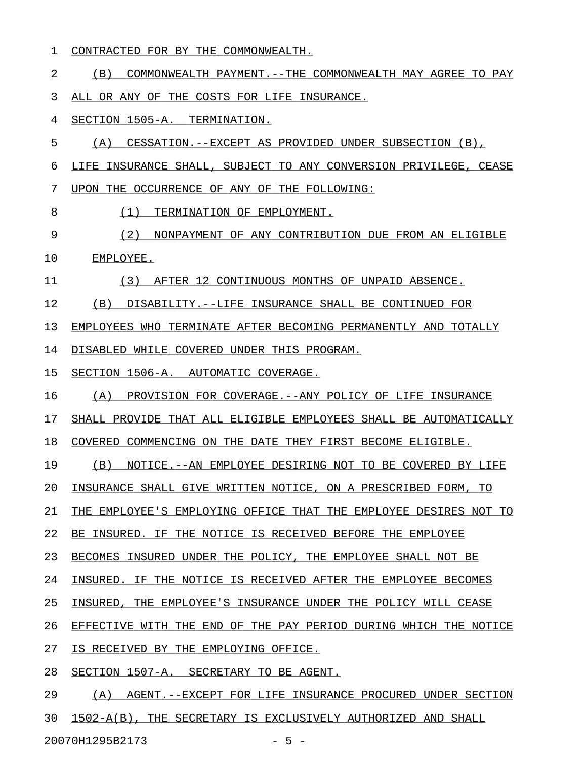CONTRACTED FOR BY THE COMMONWEALTH.

(B) COMMONWEALTH PAYMENT.--THE COMMONWEALTH MAY AGREE TO PAY ALL OR ANY OF THE COSTS FOR LIFE INSURANCE.

SECTION 1505-A. TERMINATION.

(A) CESSATION.--EXCEPT AS PROVIDED UNDER SUBSECTION (B), LIFE INSURANCE SHALL, SUBJECT TO ANY CONVERSION PRIVILEGE, CEASE UPON THE OCCURRENCE OF ANY OF THE FOLLOWING:

(1) TERMINATION OF EMPLOYMENT.

(2) NONPAYMENT OF ANY CONTRIBUTION DUE FROM AN ELIGIBLE EMPLOYEE.

(3) AFTER 12 CONTINUOUS MONTHS OF UNPAID ABSENCE.

(B) DISABILITY.--LIFE INSURANCE SHALL BE CONTINUED FOR EMPLOYEES WHO TERMINATE AFTER BECOMING PERMANENTLY AND TOTALLY DISABLED WHILE COVERED UNDER THIS PROGRAM.

SECTION 1506-A. AUTOMATIC COVERAGE.

(A) PROVISION FOR COVERAGE.--ANY POLICY OF LIFE INSURANCE SHALL PROVIDE THAT ALL ELIGIBLE EMPLOYEES SHALL BE AUTOMATICALLY COVERED COMMENCING ON THE DATE THEY FIRST BECOME ELIGIBLE.

(B) NOTICE.--AN EMPLOYEE DESIRING NOT TO BE COVERED BY LIFE INSURANCE SHALL GIVE WRITTEN NOTICE, ON A PRESCRIBED FORM, TO THE EMPLOYEE'S EMPLOYING OFFICE THAT THE EMPLOYEE DESIRES NOT TO BE INSURED. IF THE NOTICE IS RECEIVED BEFORE THE EMPLOYEE BECOMES INSURED UNDER THE POLICY, THE EMPLOYEE SHALL NOT BE INSURED. IF THE NOTICE IS RECEIVED AFTER THE EMPLOYEE BECOMES INSURED, THE EMPLOYEE'S INSURANCE UNDER THE POLICY WILL CEASE EFFECTIVE WITH THE END OF THE PAY PERIOD DURING WHICH THE NOTICE IS RECEIVED BY THE EMPLOYING OFFICE.

SECTION 1507-A. SECRETARY TO BE AGENT.

(A) AGENT.--EXCEPT FOR LIFE INSURANCE PROCURED UNDER SECTION 1502-A(B), THE SECRETARY IS EXCLUSIVELY AUTHORIZED AND SHALL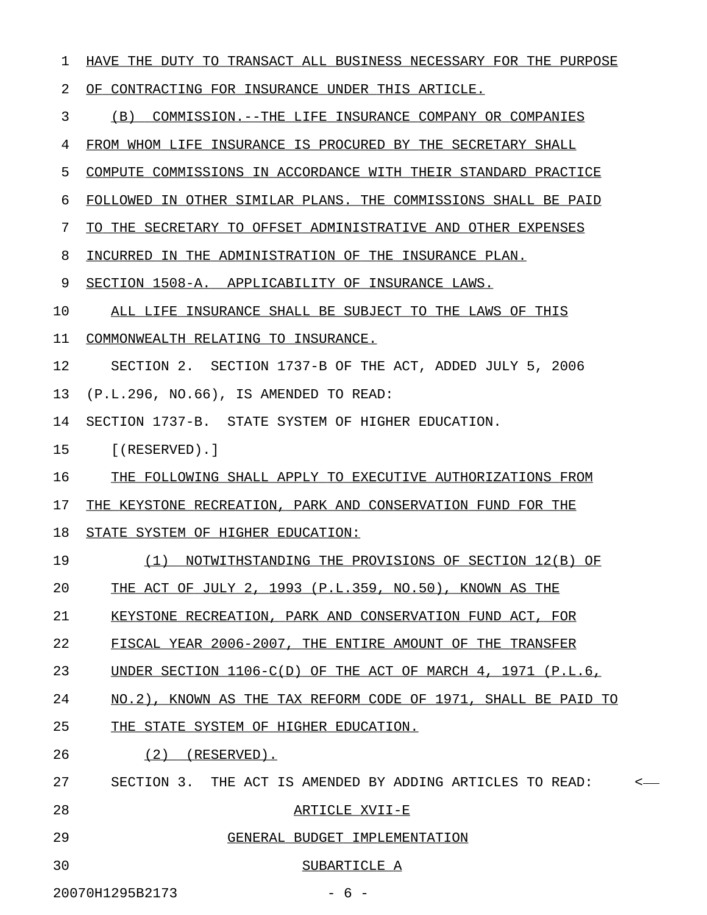HAVE THE DUTY TO TRANSACT ALL BUSINESS NECESSARY FOR THE PURPOSE OF CONTRACTING FOR INSURANCE UNDER THIS ARTICLE.

(B) COMMISSION.--THE LIFE INSURANCE COMPANY OR COMPANIES FROM WHOM LIFE INSURANCE IS PROCURED BY THE SECRETARY SHALL COMPUTE COMMISSIONS IN ACCORDANCE WITH THEIR STANDARD PRACTICE FOLLOWED IN OTHER SIMILAR PLANS. THE COMMISSIONS SHALL BE PAID TO THE SECRETARY TO OFFSET ADMINISTRATIVE AND OTHER EXPENSES INCURRED IN THE ADMINISTRATION OF THE INSURANCE PLAN.

SECTION 1508-A. APPLICABILITY OF INSURANCE LAWS.

ALL LIFE INSURANCE SHALL BE SUBJECT TO THE LAWS OF THIS COMMONWEALTH RELATING TO INSURANCE.

SECTION 2. SECTION 1737-B OF THE ACT, ADDED JULY 5, 2006 (P.L.296, NO.66), IS AMENDED TO READ:

SECTION 1737-B. STATE SYSTEM OF HIGHER EDUCATION.

[(RESERVED).]

THE FOLLOWING SHALL APPLY TO EXECUTIVE AUTHORIZATIONS FROM THE KEYSTONE RECREATION, PARK AND CONSERVATION FUND FOR THE STATE SYSTEM OF HIGHER EDUCATION:

(1) NOTWITHSTANDING THE PROVISIONS OF SECTION 12(B) OF THE ACT OF JULY 2, 1993 (P.L.359, NO.50), KNOWN AS THE KEYSTONE RECREATION, PARK AND CONSERVATION FUND ACT, FOR FISCAL YEAR 2006-2007, THE ENTIRE AMOUNT OF THE TRANSFER UNDER SECTION 1106-C(D) OF THE ACT OF MARCH 4, 1971 (P.L.6, NO.2), KNOWN AS THE TAX REFORM CODE OF 1971, SHALL BE PAID TO THE STATE SYSTEM OF HIGHER EDUCATION.

(2) (RESERVED).

SECTION 3. THE ACT IS AMENDED BY ADDING ARTICLES TO READ:

ARTICLE XVII-E

GENERAL BUDGET IMPLEMENTATION

SUBARTICLE A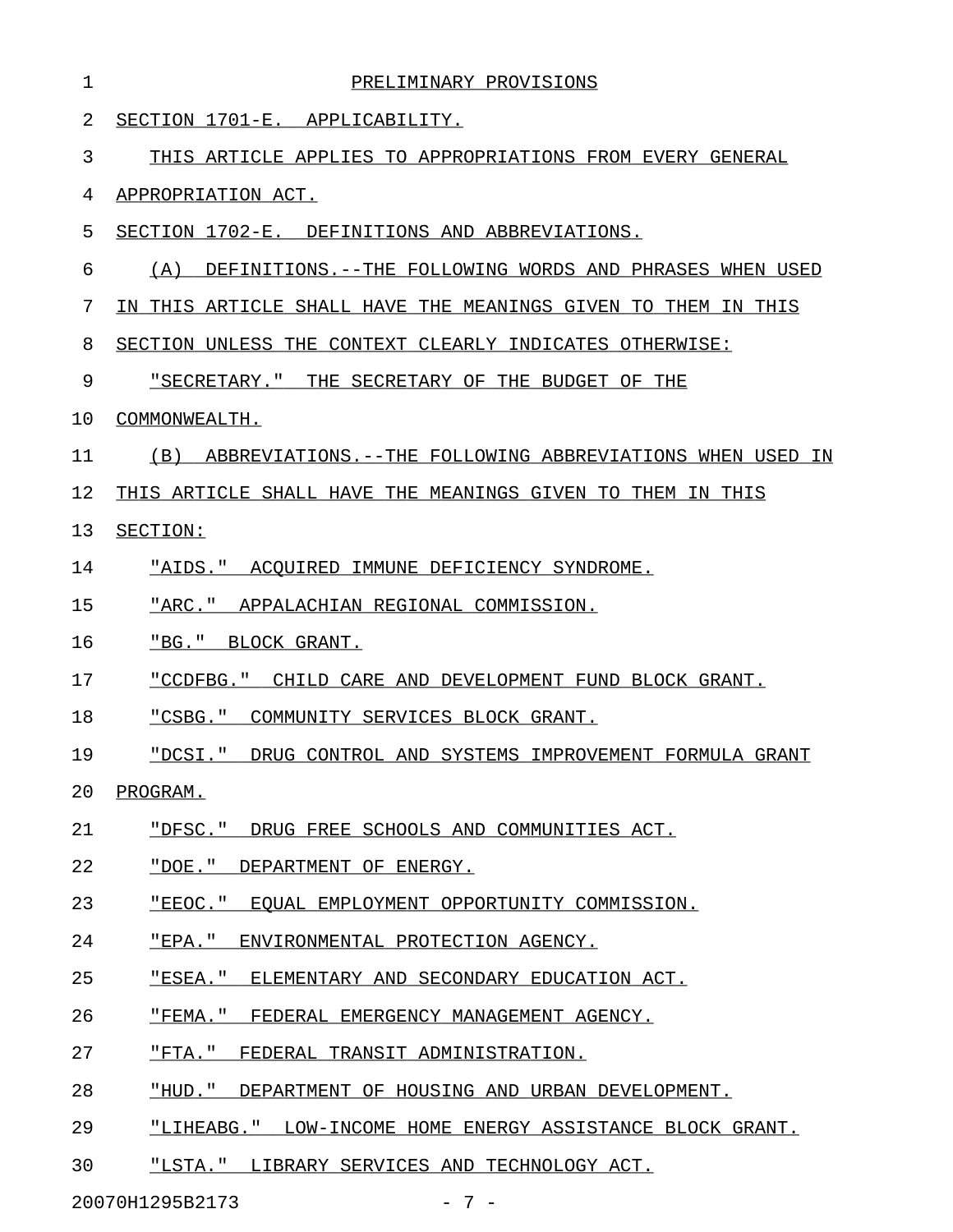PRELIMINARY PROVISIONS

SECTION 1701-E. APPLICABILITY.

THIS ARTICLE APPLIES TO APPROPRIATIONS FROM EVERY GENERAL APPROPRIATION ACT.

SECTION 1702-E. DEFINITIONS AND ABBREVIATIONS.

(A) DEFINITIONS.--THE FOLLOWING WORDS AND PHRASES WHEN USED IN THIS ARTICLE SHALL HAVE THE MEANINGS GIVEN TO THEM IN THIS SECTION UNLESS THE CONTEXT CLEARLY INDICATES OTHERWISE:

"SECRETARY." THE SECRETARY OF THE BUDGET OF THE COMMONWEALTH.

(B) ABBREVIATIONS.--THE FOLLOWING ABBREVIATIONS WHEN USED IN THIS ARTICLE SHALL HAVE THE MEANINGS GIVEN TO THEM IN THIS SECTION:

"AIDS." ACQUIRED IMMUNE DEFICIENCY SYNDROME.

"ARC." APPALACHIAN REGIONAL COMMISSION.

"BG." BLOCK GRANT.

"CCDFBG." CHILD CARE AND DEVELOPMENT FUND BLOCK GRANT.

"CSBG." COMMUNITY SERVICES BLOCK GRANT.

"DCSI." DRUG CONTROL AND SYSTEMS IMPROVEMENT FORMULA GRANT PROGRAM.

"DFSC." DRUG FREE SCHOOLS AND COMMUNITIES ACT.

"DOE." DEPARTMENT OF ENERGY.

"EEOC." EQUAL EMPLOYMENT OPPORTUNITY COMMISSION.

"EPA." ENVIRONMENTAL PROTECTION AGENCY.

"ESEA." ELEMENTARY AND SECONDARY EDUCATION ACT.

"FEMA." FEDERAL EMERGENCY MANAGEMENT AGENCY.

"FTA." FEDERAL TRANSIT ADMINISTRATION.

"HUD." DEPARTMENT OF HOUSING AND URBAN DEVELOPMENT.

"LIHEABG." LOW-INCOME HOME ENERGY ASSISTANCE BLOCK GRANT.

"LSTA." LIBRARY SERVICES AND TECHNOLOGY ACT.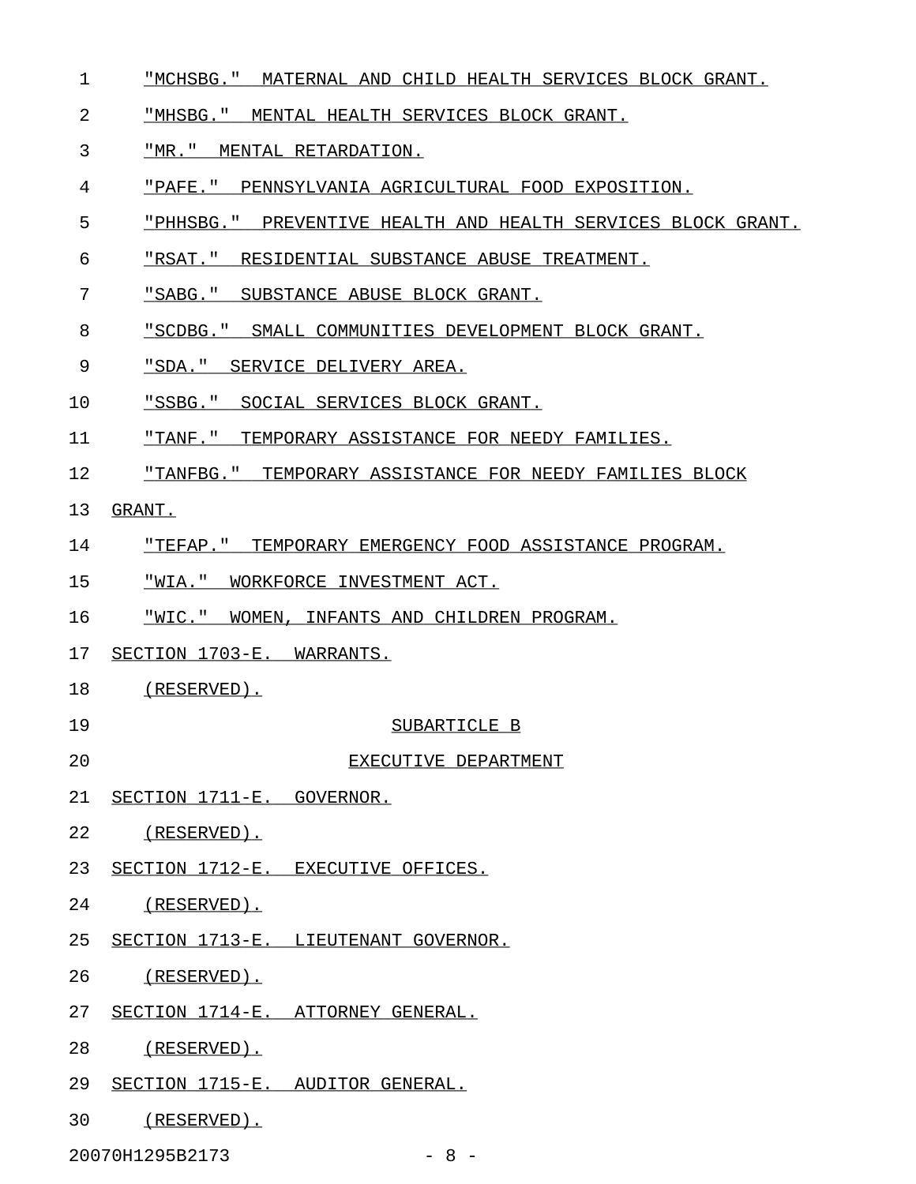"MCHSBG." MATERNAL AND CHILD HEALTH SERVICES BLOCK GRANT.

"MHSBG." MENTAL HEALTH SERVICES BLOCK GRANT.

"MR." MENTAL RETARDATION.

"PAFE." PENNSYLVANIA AGRICULTURAL FOOD EXPOSITION.

"PHHSBG." PREVENTIVE HEALTH AND HEALTH SERVICES BLOCK GRANT.

"RSAT." RESIDENTIAL SUBSTANCE ABUSE TREATMENT.

"SABG." SUBSTANCE ABUSE BLOCK GRANT.

"SCDBG." SMALL COMMUNITIES DEVELOPMENT BLOCK GRANT.

"SDA." SERVICE DELIVERY AREA.

"SSBG." SOCIAL SERVICES BLOCK GRANT.

"TANF." TEMPORARY ASSISTANCE FOR NEEDY FAMILIES.

"TANFBG." TEMPORARY ASSISTANCE FOR NEEDY FAMILIES BLOCK GRANT.

"TEFAP." TEMPORARY EMERGENCY FOOD ASSISTANCE PROGRAM.

"WIA." WORKFORCE INVESTMENT ACT.

"WIC." WOMEN, INFANTS AND CHILDREN PROGRAM.

SECTION 1703-E. WARRANTS.

(RESERVED).

## SUBARTICLE B
## EXECUTIVE DEPARTMENT

SECTION 1711-E. GOVERNOR.

(RESERVED).

SECTION 1712-E. EXECUTIVE OFFICES.

(RESERVED).

SECTION 1713-E. LIEUTENANT GOVERNOR.

(RESERVED).

SECTION 1714-E. ATTORNEY GENERAL.

(RESERVED).

SECTION 1715-E. AUDITOR GENERAL.

(RESERVED).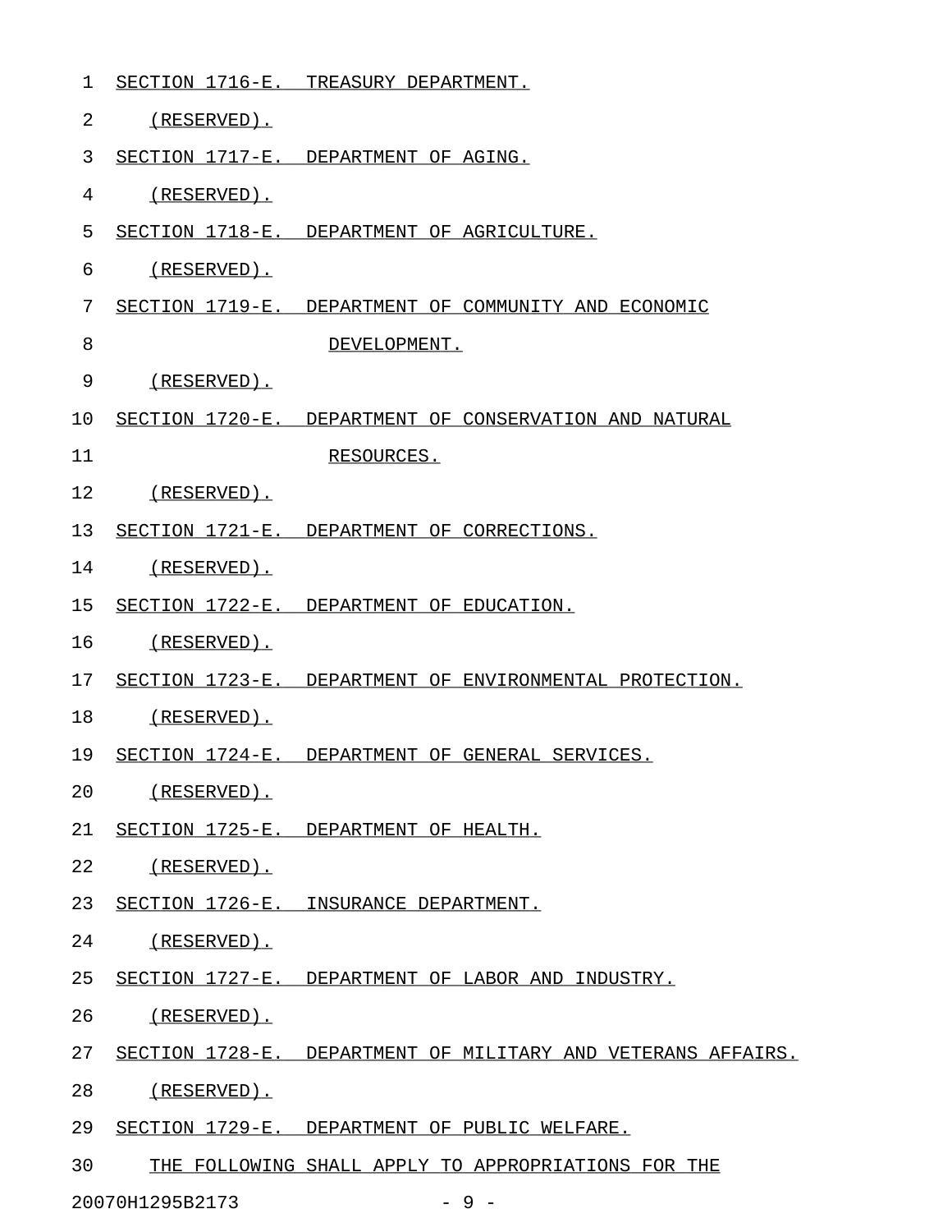SECTION 1716-E. TREASURY DEPARTMENT.

(RESERVED).

SECTION 1717-E. DEPARTMENT OF AGING.

(RESERVED).

SECTION 1718-E. DEPARTMENT OF AGRICULTURE.

(RESERVED).

SECTION 1719-E. DEPARTMENT OF COMMUNITY AND ECONOMIC DEVELOPMENT.

(RESERVED).

SECTION 1720-E. DEPARTMENT OF CONSERVATION AND NATURAL RESOURCES.

(RESERVED).

SECTION 1721-E. DEPARTMENT OF CORRECTIONS.

(RESERVED).

SECTION 1722-E. DEPARTMENT OF EDUCATION.

(RESERVED).

SECTION 1723-E. DEPARTMENT OF ENVIRONMENTAL PROTECTION.

(RESERVED).

SECTION 1724-E. DEPARTMENT OF GENERAL SERVICES.

(RESERVED).

SECTION 1725-E. DEPARTMENT OF HEALTH.

(RESERVED).

SECTION 1726-E. INSURANCE DEPARTMENT.

(RESERVED).

SECTION 1727-E. DEPARTMENT OF LABOR AND INDUSTRY.

(RESERVED).

SECTION 1728-E. DEPARTMENT OF MILITARY AND VETERANS AFFAIRS.

(RESERVED).

SECTION 1729-E. DEPARTMENT OF PUBLIC WELFARE.

THE FOLLOWING SHALL APPLY TO APPROPRIATIONS FOR THE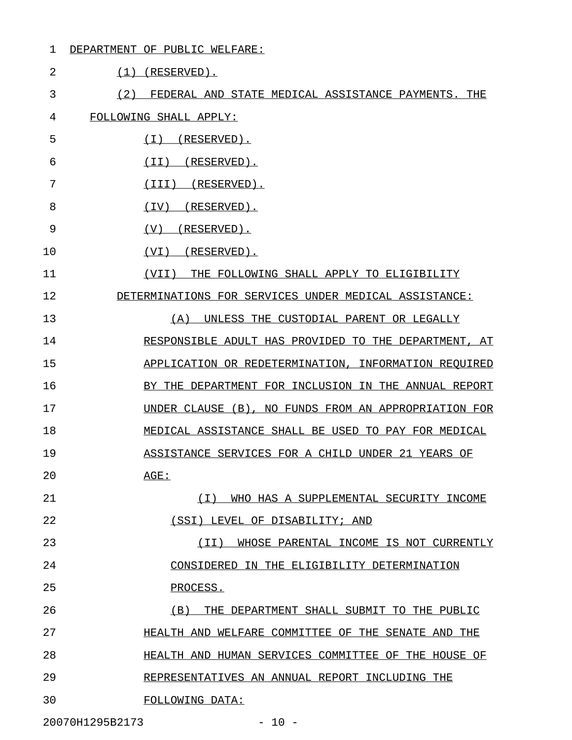DEPARTMENT OF PUBLIC WELFARE:

(1) (RESERVED).

(2) FEDERAL AND STATE MEDICAL ASSISTANCE PAYMENTS. THE FOLLOWING SHALL APPLY:

(I) (RESERVED).

(II) (RESERVED).

(III) (RESERVED).

(IV) (RESERVED).

(V) (RESERVED).

(VI) (RESERVED).

(VII) THE FOLLOWING SHALL APPLY TO ELIGIBILITY DETERMINATIONS FOR SERVICES UNDER MEDICAL ASSISTANCE:

(A) UNLESS THE CUSTODIAL PARENT OR LEGALLY RESPONSIBLE ADULT HAS PROVIDED TO THE DEPARTMENT, AT APPLICATION OR REDETERMINATION, INFORMATION REQUIRED BY THE DEPARTMENT FOR INCLUSION IN THE ANNUAL REPORT UNDER CLAUSE (B), NO FUNDS FROM AN APPROPRIATION FOR MEDICAL ASSISTANCE SHALL BE USED TO PAY FOR MEDICAL ASSISTANCE SERVICES FOR A CHILD UNDER 21 YEARS OF AGE:

(I) WHO HAS A SUPPLEMENTAL SECURITY INCOME (SSI) LEVEL OF DISABILITY; AND

(II) WHOSE PARENTAL INCOME IS NOT CURRENTLY CONSIDERED IN THE ELIGIBILITY DETERMINATION PROCESS.

(B) THE DEPARTMENT SHALL SUBMIT TO THE PUBLIC HEALTH AND WELFARE COMMITTEE OF THE SENATE AND THE HEALTH AND HUMAN SERVICES COMMITTEE OF THE HOUSE OF REPRESENTATIVES AN ANNUAL REPORT INCLUDING THE FOLLOWING DATA: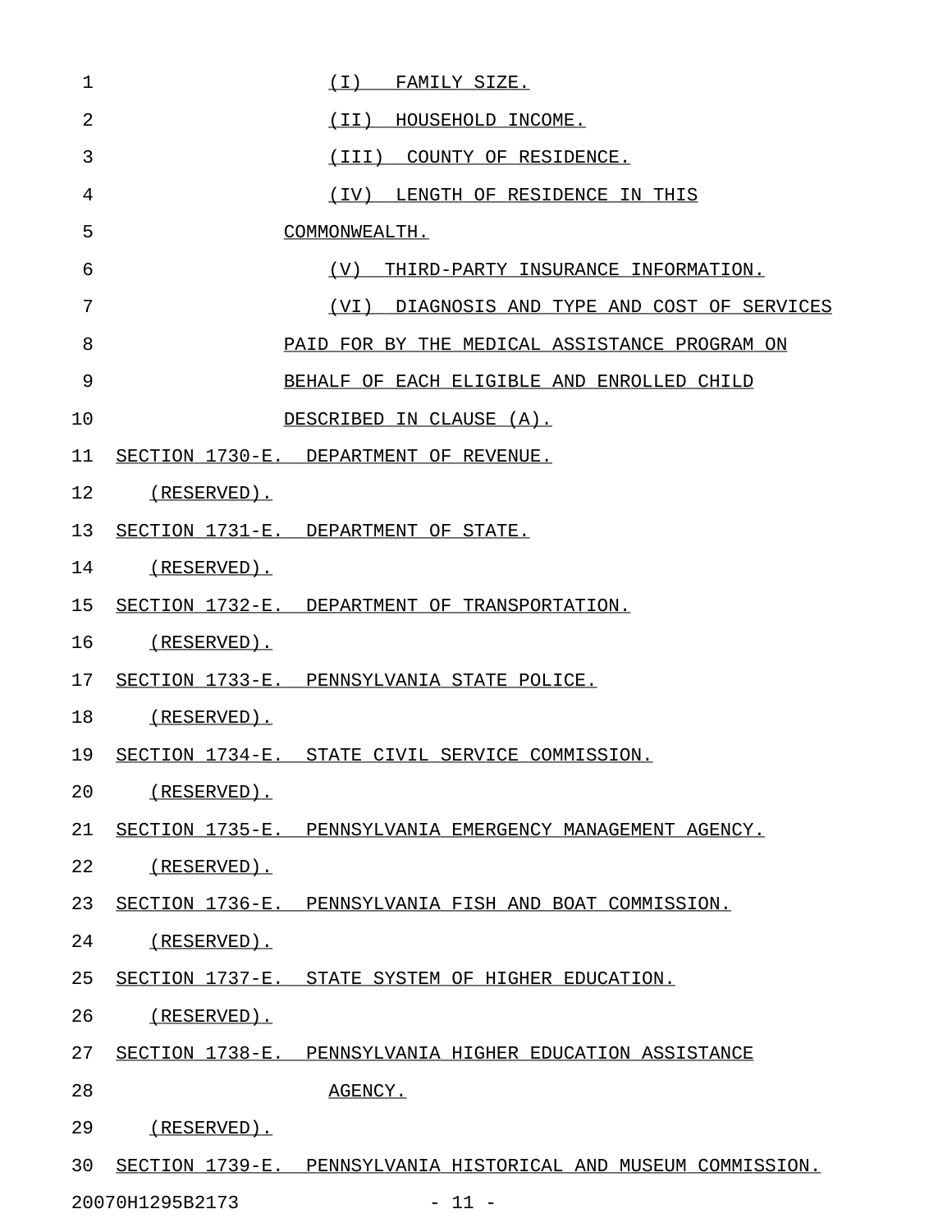(I) FAMILY SIZE.

(II) HOUSEHOLD INCOME.

(III) COUNTY OF RESIDENCE.

(IV) LENGTH OF RESIDENCE IN THIS COMMONWEALTH.

(V) THIRD-PARTY INSURANCE INFORMATION.

(VI) DIAGNOSIS AND TYPE AND COST OF SERVICES PAID FOR BY THE MEDICAL ASSISTANCE PROGRAM ON BEHALF OF EACH ELIGIBLE AND ENROLLED CHILD DESCRIBED IN CLAUSE (A).

SECTION 1730-E. DEPARTMENT OF REVENUE.

(RESERVED).

SECTION 1731-E. DEPARTMENT OF STATE.

(RESERVED).

SECTION 1732-E. DEPARTMENT OF TRANSPORTATION.

(RESERVED).

SECTION 1733-E. PENNSYLVANIA STATE POLICE.

(RESERVED).

SECTION 1734-E. STATE CIVIL SERVICE COMMISSION.

(RESERVED).

SECTION 1735-E. PENNSYLVANIA EMERGENCY MANAGEMENT AGENCY.

(RESERVED).

SECTION 1736-E. PENNSYLVANIA FISH AND BOAT COMMISSION.

(RESERVED).

SECTION 1737-E. STATE SYSTEM OF HIGHER EDUCATION.

(RESERVED).

SECTION 1738-E. PENNSYLVANIA HIGHER EDUCATION ASSISTANCE AGENCY.

(RESERVED).

SECTION 1739-E. PENNSYLVANIA HISTORICAL AND MUSEUM COMMISSION.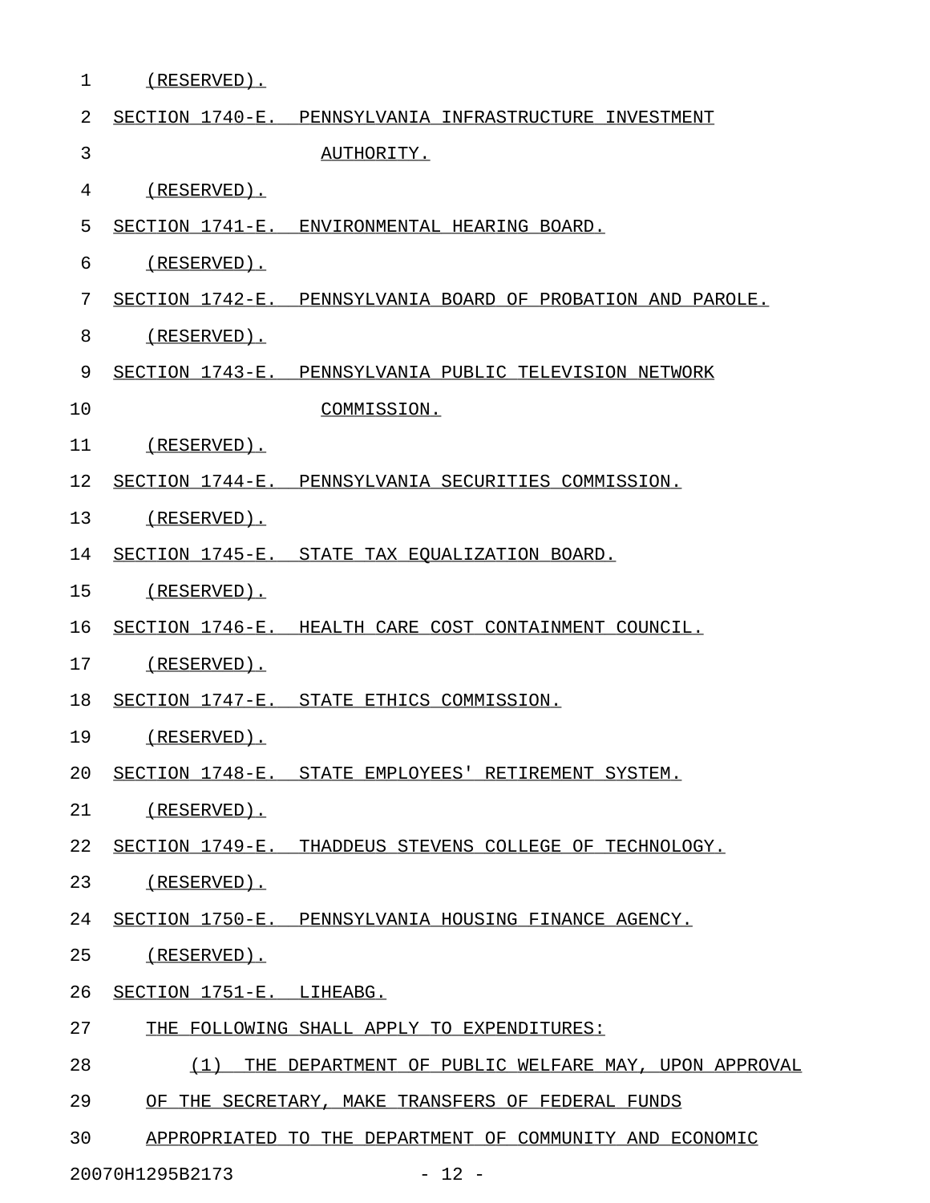(RESERVED).

SECTION 1740-E. PENNSYLVANIA INFRASTRUCTURE INVESTMENT AUTHORITY.

(RESERVED).

SECTION 1741-E. ENVIRONMENTAL HEARING BOARD.

(RESERVED).

SECTION 1742-E. PENNSYLVANIA BOARD OF PROBATION AND PAROLE.

(RESERVED).

SECTION 1743-E. PENNSYLVANIA PUBLIC TELEVISION NETWORK COMMISSION.

(RESERVED).

SECTION 1744-E. PENNSYLVANIA SECURITIES COMMISSION.

(RESERVED).

SECTION 1745-E. STATE TAX EQUALIZATION BOARD.

(RESERVED).

SECTION 1746-E. HEALTH CARE COST CONTAINMENT COUNCIL.

(RESERVED).

SECTION 1747-E. STATE ETHICS COMMISSION.

(RESERVED).

SECTION 1748-E. STATE EMPLOYEES' RETIREMENT SYSTEM.

(RESERVED).

SECTION 1749-E. THADDEUS STEVENS COLLEGE OF TECHNOLOGY.

(RESERVED).

SECTION 1750-E. PENNSYLVANIA HOUSING FINANCE AGENCY.

(RESERVED).

SECTION 1751-E. LIHEABG.

THE FOLLOWING SHALL APPLY TO EXPENDITURES:

(1) THE DEPARTMENT OF PUBLIC WELFARE MAY, UPON APPROVAL OF THE SECRETARY, MAKE TRANSFERS OF FEDERAL FUNDS APPROPRIATED TO THE DEPARTMENT OF COMMUNITY AND ECONOMIC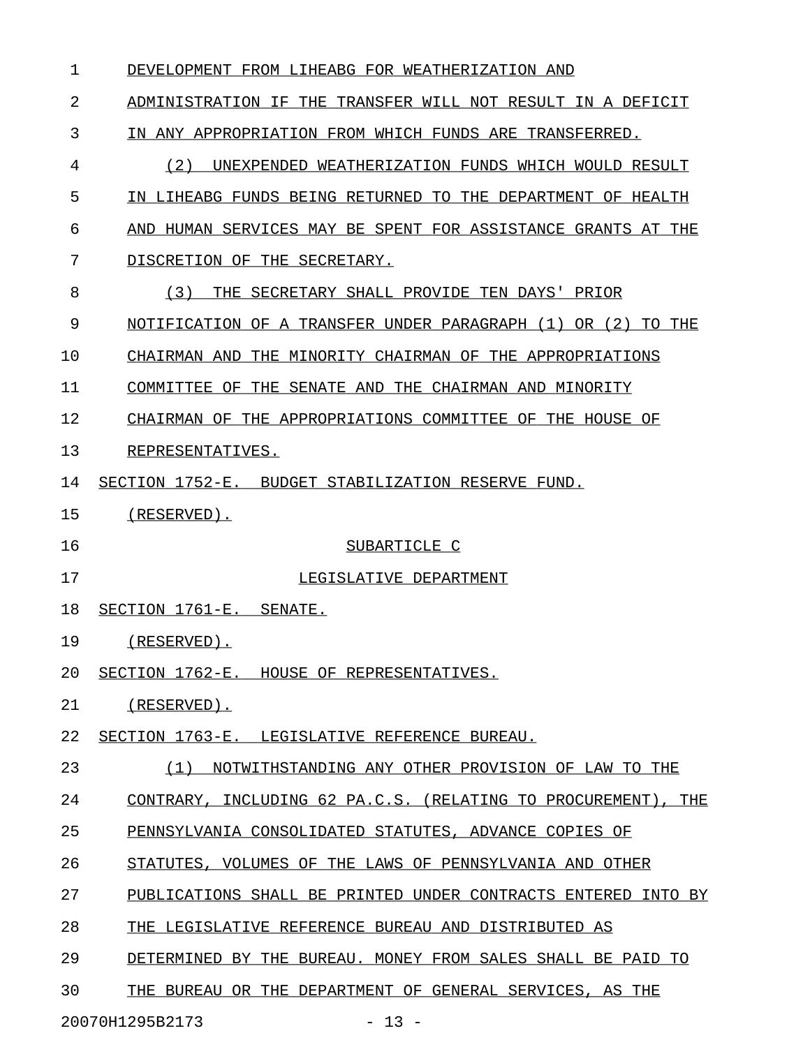DEVELOPMENT FROM LIHEABG FOR WEATHERIZATION AND ADMINISTRATION IF THE TRANSFER WILL NOT RESULT IN A DEFICIT IN ANY APPROPRIATION FROM WHICH FUNDS ARE TRANSFERRED.

(2) UNEXPENDED WEATHERIZATION FUNDS WHICH WOULD RESULT IN LIHEABG FUNDS BEING RETURNED TO THE DEPARTMENT OF HEALTH AND HUMAN SERVICES MAY BE SPENT FOR ASSISTANCE GRANTS AT THE DISCRETION OF THE SECRETARY.

(3) THE SECRETARY SHALL PROVIDE TEN DAYS' PRIOR NOTIFICATION OF A TRANSFER UNDER PARAGRAPH (1) OR (2) TO THE CHAIRMAN AND THE MINORITY CHAIRMAN OF THE APPROPRIATIONS COMMITTEE OF THE SENATE AND THE CHAIRMAN AND MINORITY CHAIRMAN OF THE APPROPRIATIONS COMMITTEE OF THE HOUSE OF REPRESENTATIVES.

SECTION 1752-E. BUDGET STABILIZATION RESERVE FUND.

(RESERVED).

SUBARTICLE C

LEGISLATIVE DEPARTMENT

SECTION 1761-E. SENATE.

(RESERVED).

SECTION 1762-E. HOUSE OF REPRESENTATIVES.

(RESERVED).

SECTION 1763-E. LEGISLATIVE REFERENCE BUREAU.

(1) NOTWITHSTANDING ANY OTHER PROVISION OF LAW TO THE CONTRARY, INCLUDING 62 PA.C.S. (RELATING TO PROCUREMENT), THE PENNSYLVANIA CONSOLIDATED STATUTES, ADVANCE COPIES OF STATUTES, VOLUMES OF THE LAWS OF PENNSYLVANIA AND OTHER PUBLICATIONS SHALL BE PRINTED UNDER CONTRACTS ENTERED INTO BY THE LEGISLATIVE REFERENCE BUREAU AND DISTRIBUTED AS DETERMINED BY THE BUREAU. MONEY FROM SALES SHALL BE PAID TO THE BUREAU OR THE DEPARTMENT OF GENERAL SERVICES, AS THE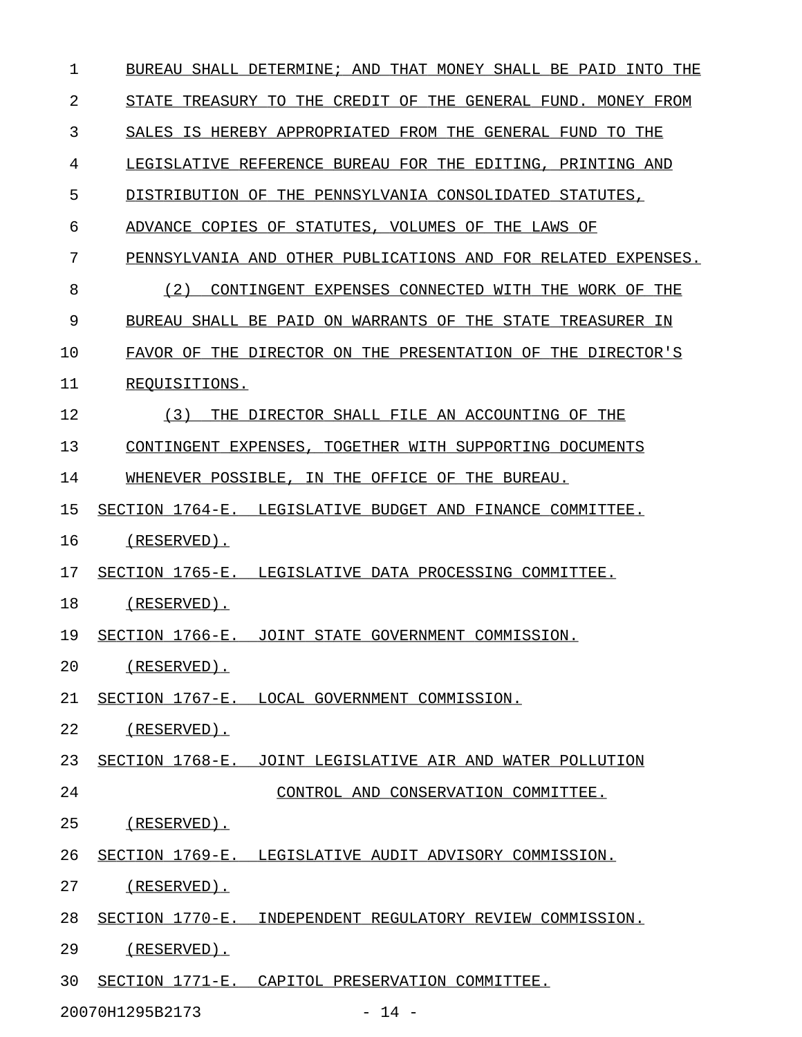BUREAU SHALL DETERMINE; AND THAT MONEY SHALL BE PAID INTO THE STATE TREASURY TO THE CREDIT OF THE GENERAL FUND. MONEY FROM SALES IS HEREBY APPROPRIATED FROM THE GENERAL FUND TO THE LEGISLATIVE REFERENCE BUREAU FOR THE EDITING, PRINTING AND DISTRIBUTION OF THE PENNSYLVANIA CONSOLIDATED STATUTES, ADVANCE COPIES OF STATUTES, VOLUMES OF THE LAWS OF PENNSYLVANIA AND OTHER PUBLICATIONS AND FOR RELATED EXPENSES.

(2) CONTINGENT EXPENSES CONNECTED WITH THE WORK OF THE BUREAU SHALL BE PAID ON WARRANTS OF THE STATE TREASURER IN FAVOR OF THE DIRECTOR ON THE PRESENTATION OF THE DIRECTOR'S REQUISITIONS.

(3) THE DIRECTOR SHALL FILE AN ACCOUNTING OF THE CONTINGENT EXPENSES, TOGETHER WITH SUPPORTING DOCUMENTS WHENEVER POSSIBLE, IN THE OFFICE OF THE BUREAU.

SECTION 1764-E. LEGISLATIVE BUDGET AND FINANCE COMMITTEE.

(RESERVED).

SECTION 1765-E. LEGISLATIVE DATA PROCESSING COMMITTEE.

(RESERVED).

SECTION 1766-E. JOINT STATE GOVERNMENT COMMISSION.

(RESERVED).

SECTION 1767-E. LOCAL GOVERNMENT COMMISSION.

(RESERVED).

SECTION 1768-E. JOINT LEGISLATIVE AIR AND WATER POLLUTION CONTROL AND CONSERVATION COMMITTEE.

(RESERVED).

SECTION 1769-E. LEGISLATIVE AUDIT ADVISORY COMMISSION.

(RESERVED).

SECTION 1770-E. INDEPENDENT REGULATORY REVIEW COMMISSION.

(RESERVED).

SECTION 1771-E. CAPITOL PRESERVATION COMMITTEE.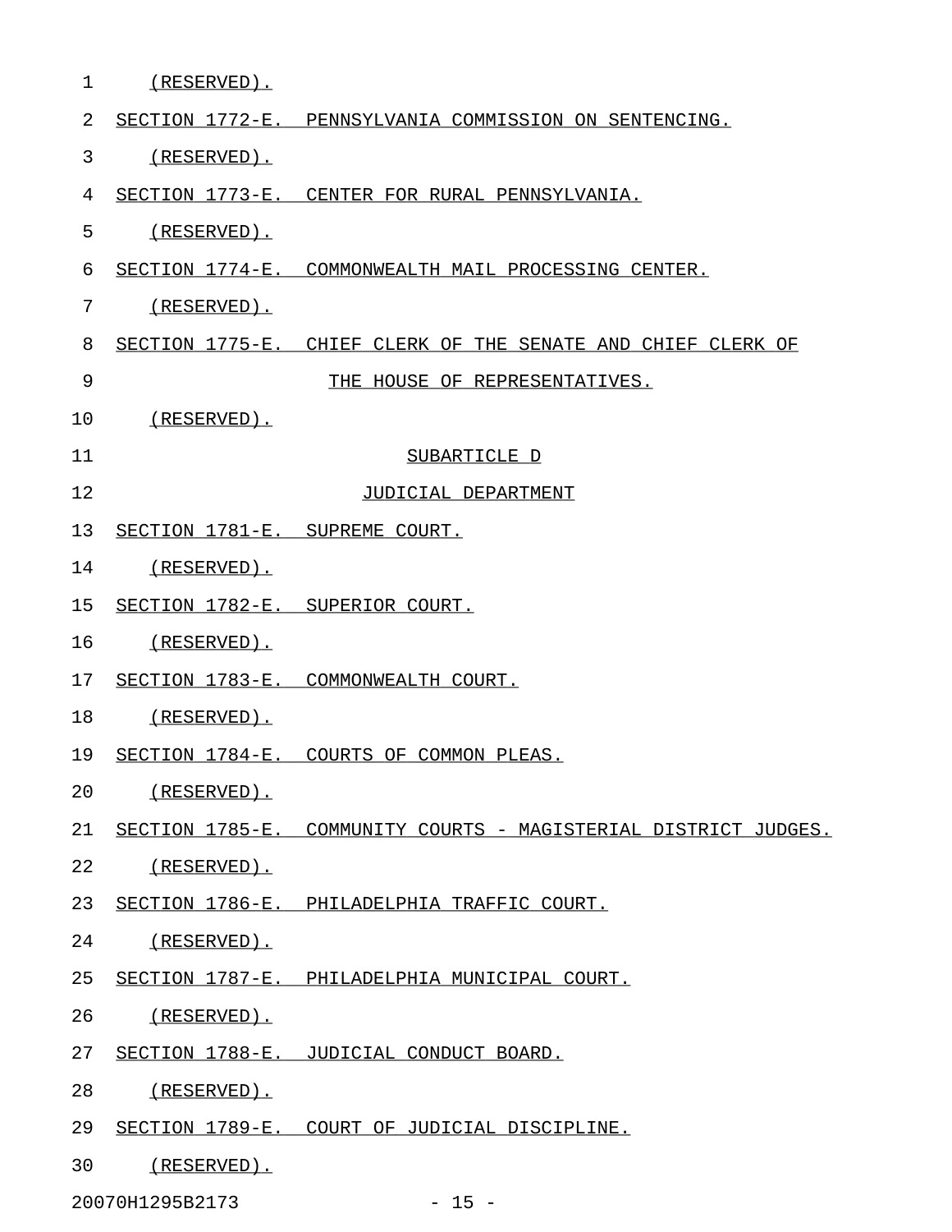(RESERVED).

SECTION 1772-E. PENNSYLVANIA COMMISSION ON SENTENCING.

(RESERVED).

SECTION 1773-E. CENTER FOR RURAL PENNSYLVANIA.

(RESERVED).

SECTION 1774-E. COMMONWEALTH MAIL PROCESSING CENTER.

(RESERVED).

SECTION 1775-E. CHIEF CLERK OF THE SENATE AND CHIEF CLERK OF THE HOUSE OF REPRESENTATIVES.

(RESERVED).

SUBARTICLE D

JUDICIAL DEPARTMENT

SECTION 1781-E. SUPREME COURT.

(RESERVED).

SECTION 1782-E. SUPERIOR COURT.

(RESERVED).

SECTION 1783-E. COMMONWEALTH COURT.

(RESERVED).

SECTION 1784-E. COURTS OF COMMON PLEAS.

(RESERVED).

SECTION 1785-E. COMMUNITY COURTS - MAGISTERIAL DISTRICT JUDGES.

(RESERVED).

SECTION 1786-E. PHILADELPHIA TRAFFIC COURT.

(RESERVED).

SECTION 1787-E. PHILADELPHIA MUNICIPAL COURT.

(RESERVED).

SECTION 1788-E. JUDICIAL CONDUCT BOARD.

(RESERVED).

SECTION 1789-E. COURT OF JUDICIAL DISCIPLINE.

(RESERVED).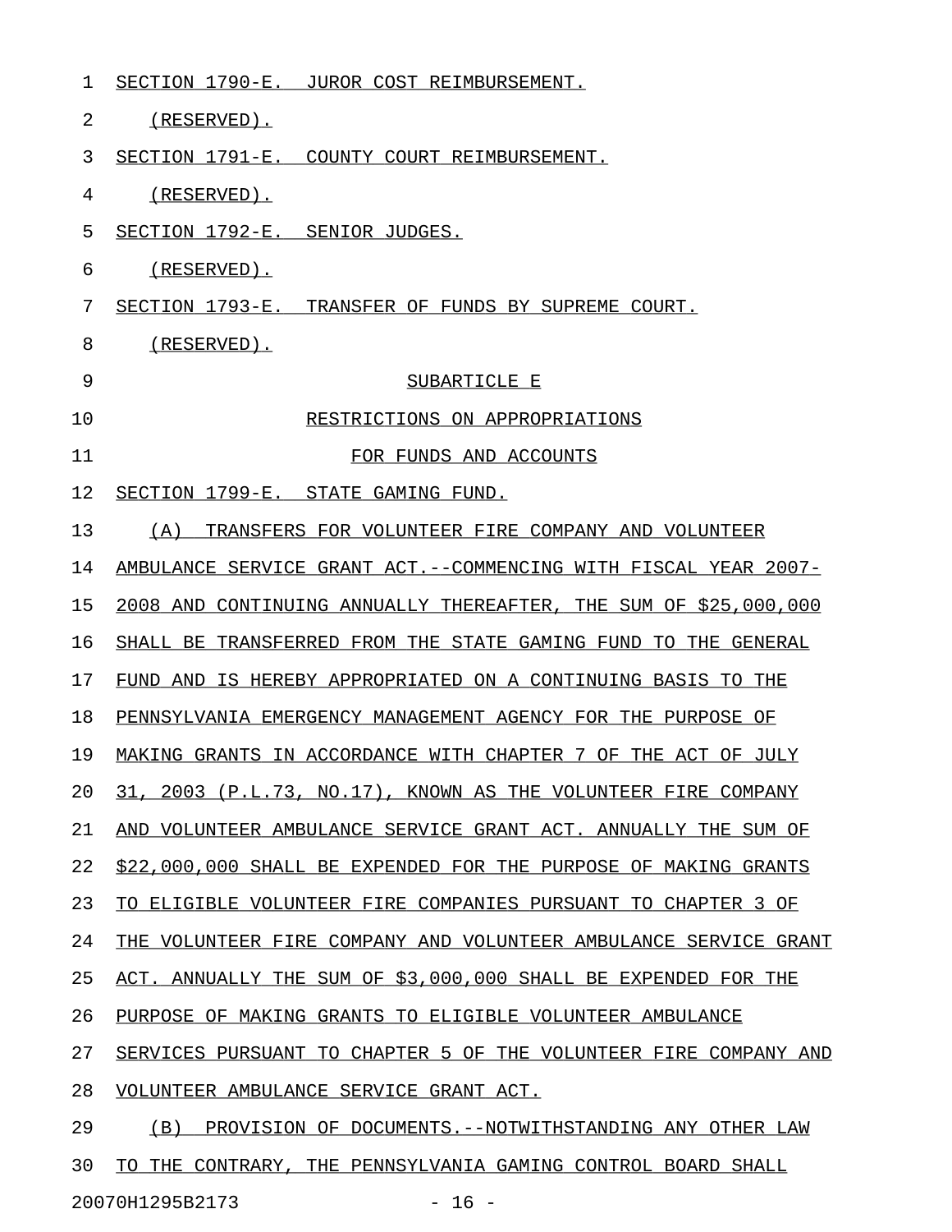SECTION 1790-E. JUROR COST REIMBURSEMENT.

(RESERVED).

SECTION 1791-E. COUNTY COURT REIMBURSEMENT.

(RESERVED).

SECTION 1792-E. SENIOR JUDGES.

(RESERVED).

SECTION 1793-E. TRANSFER OF FUNDS BY SUPREME COURT.

(RESERVED).

## SUBARTICLE E
## RESTRICTIONS ON APPROPRIATIONS
## FOR FUNDS AND ACCOUNTS

SECTION 1799-E. STATE GAMING FUND.

(A) TRANSFERS FOR VOLUNTEER FIRE COMPANY AND VOLUNTEER AMBULANCE SERVICE GRANT ACT.--COMMENCING WITH FISCAL YEAR 2007-2008 AND CONTINUING ANNUALLY THEREAFTER, THE SUM OF $25,000,000 SHALL BE TRANSFERRED FROM THE STATE GAMING FUND TO THE GENERAL FUND AND IS HEREBY APPROPRIATED ON A CONTINUING BASIS TO THE PENNSYLVANIA EMERGENCY MANAGEMENT AGENCY FOR THE PURPOSE OF MAKING GRANTS IN ACCORDANCE WITH CHAPTER 7 OF THE ACT OF JULY 31, 2003 (P.L.73, NO.17), KNOWN AS THE VOLUNTEER FIRE COMPANY AND VOLUNTEER AMBULANCE SERVICE GRANT ACT. ANNUALLY THE SUM OF $22,000,000 SHALL BE EXPENDED FOR THE PURPOSE OF MAKING GRANTS TO ELIGIBLE VOLUNTEER FIRE COMPANIES PURSUANT TO CHAPTER 3 OF THE VOLUNTEER FIRE COMPANY AND VOLUNTEER AMBULANCE SERVICE GRANT ACT. ANNUALLY THE SUM OF $3,000,000 SHALL BE EXPENDED FOR THE PURPOSE OF MAKING GRANTS TO ELIGIBLE VOLUNTEER AMBULANCE SERVICES PURSUANT TO CHAPTER 5 OF THE VOLUNTEER FIRE COMPANY AND VOLUNTEER AMBULANCE SERVICE GRANT ACT.

(B) PROVISION OF DOCUMENTS.--NOTWITHSTANDING ANY OTHER LAW TO THE CONTRARY, THE PENNSYLVANIA GAMING CONTROL BOARD SHALL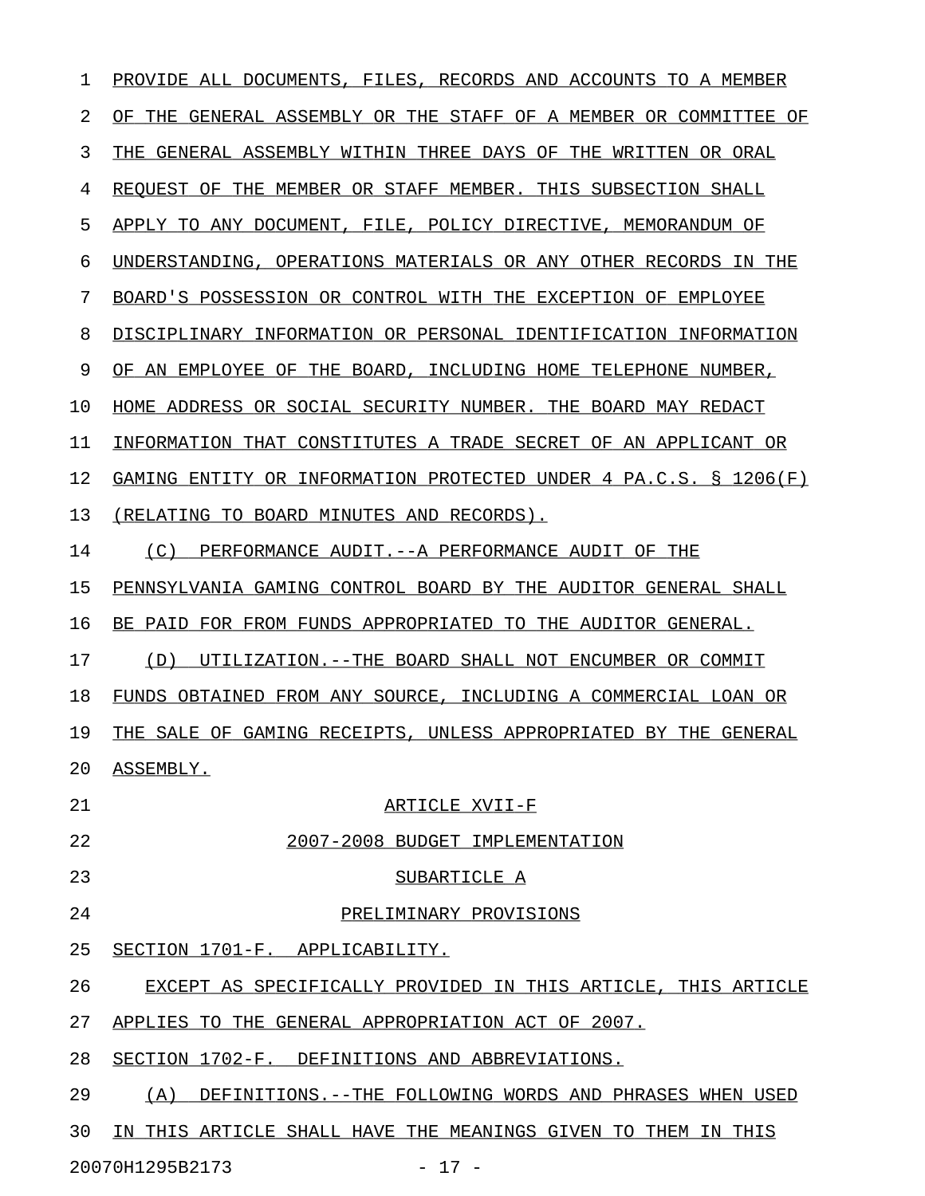PROVIDE ALL DOCUMENTS, FILES, RECORDS AND ACCOUNTS TO A MEMBER OF THE GENERAL ASSEMBLY OR THE STAFF OF A MEMBER OR COMMITTEE OF THE GENERAL ASSEMBLY WITHIN THREE DAYS OF THE WRITTEN OR ORAL REQUEST OF THE MEMBER OR STAFF MEMBER. THIS SUBSECTION SHALL APPLY TO ANY DOCUMENT, FILE, POLICY DIRECTIVE, MEMORANDUM OF UNDERSTANDING, OPERATIONS MATERIALS OR ANY OTHER RECORDS IN THE BOARD'S POSSESSION OR CONTROL WITH THE EXCEPTION OF EMPLOYEE DISCIPLINARY INFORMATION OR PERSONAL IDENTIFICATION INFORMATION OF AN EMPLOYEE OF THE BOARD, INCLUDING HOME TELEPHONE NUMBER, HOME ADDRESS OR SOCIAL SECURITY NUMBER. THE BOARD MAY REDACT INFORMATION THAT CONSTITUTES A TRADE SECRET OF AN APPLICANT OR GAMING ENTITY OR INFORMATION PROTECTED UNDER 4 PA.C.S. § 1206(F) (RELATING TO BOARD MINUTES AND RECORDS).

(C) PERFORMANCE AUDIT.--A PERFORMANCE AUDIT OF THE PENNSYLVANIA GAMING CONTROL BOARD BY THE AUDITOR GENERAL SHALL BE PAID FOR FROM FUNDS APPROPRIATED TO THE AUDITOR GENERAL.

(D) UTILIZATION.--THE BOARD SHALL NOT ENCUMBER OR COMMIT FUNDS OBTAINED FROM ANY SOURCE, INCLUDING A COMMERCIAL LOAN OR THE SALE OF GAMING RECEIPTS, UNLESS APPROPRIATED BY THE GENERAL ASSEMBLY.

## ARTICLE XVII-F

## 2007-2008 BUDGET IMPLEMENTATION

### SUBARTICLE A

### PRELIMINARY PROVISIONS

SECTION 1701-F. APPLICABILITY.

EXCEPT AS SPECIFICALLY PROVIDED IN THIS ARTICLE, THIS ARTICLE APPLIES TO THE GENERAL APPROPRIATION ACT OF 2007.

SECTION 1702-F. DEFINITIONS AND ABBREVIATIONS.

(A) DEFINITIONS.--THE FOLLOWING WORDS AND PHRASES WHEN USED IN THIS ARTICLE SHALL HAVE THE MEANINGS GIVEN TO THEM IN THIS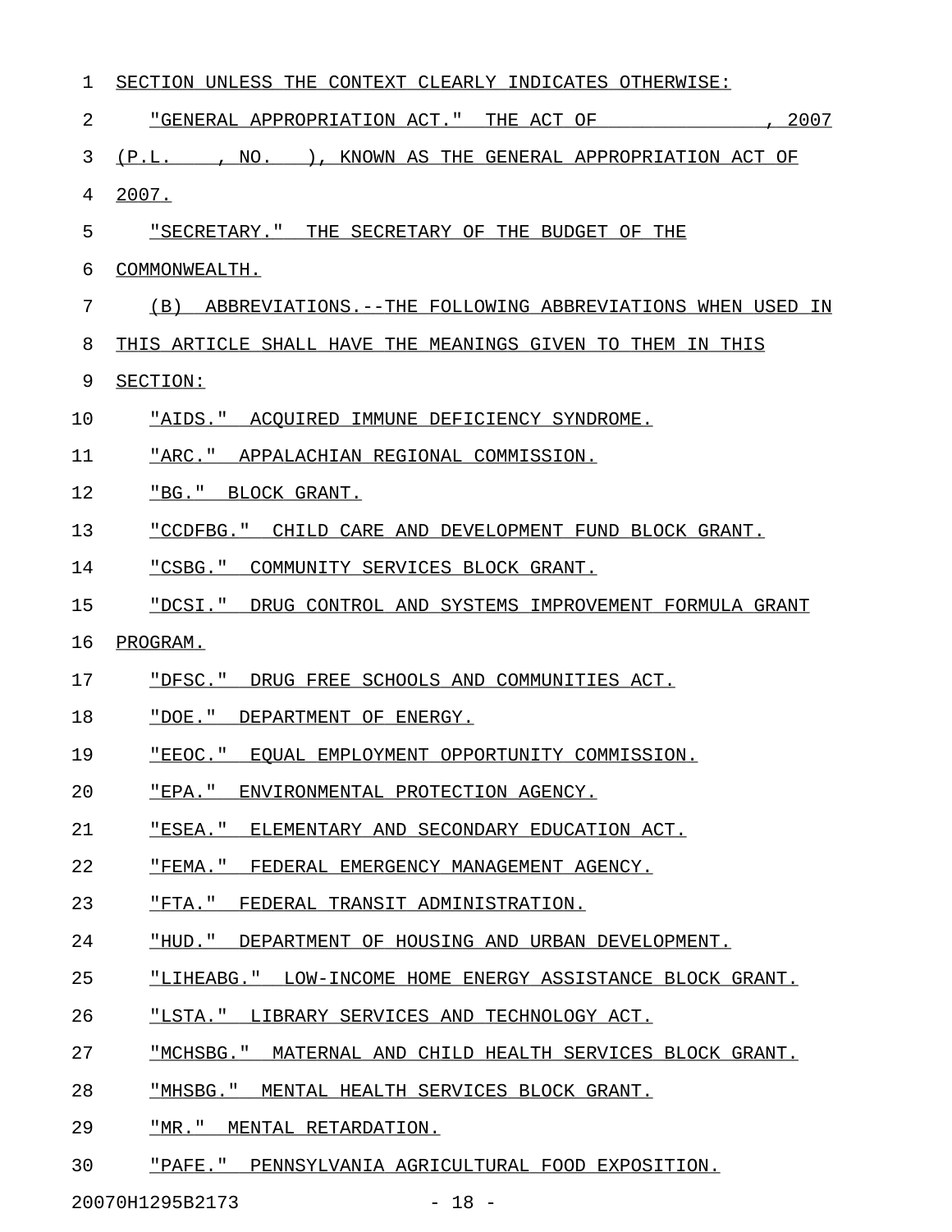SECTION UNLESS THE CONTEXT CLEARLY INDICATES OTHERWISE:

"GENERAL APPROPRIATION ACT." THE ACT OF , 2007 (P.L. , NO. ), KNOWN AS THE GENERAL APPROPRIATION ACT OF 2007.

"SECRETARY." THE SECRETARY OF THE BUDGET OF THE COMMONWEALTH.

(B) ABBREVIATIONS.--THE FOLLOWING ABBREVIATIONS WHEN USED IN THIS ARTICLE SHALL HAVE THE MEANINGS GIVEN TO THEM IN THIS SECTION:

"AIDS." ACQUIRED IMMUNE DEFICIENCY SYNDROME.

"ARC." APPALACHIAN REGIONAL COMMISSION.

"BG." BLOCK GRANT.

"CCDFBG." CHILD CARE AND DEVELOPMENT FUND BLOCK GRANT.

"CSBG." COMMUNITY SERVICES BLOCK GRANT.

"DCSI." DRUG CONTROL AND SYSTEMS IMPROVEMENT FORMULA GRANT PROGRAM.

"DFSC." DRUG FREE SCHOOLS AND COMMUNITIES ACT.

"DOE." DEPARTMENT OF ENERGY.

"EEOC." EQUAL EMPLOYMENT OPPORTUNITY COMMISSION.

"EPA." ENVIRONMENTAL PROTECTION AGENCY.

"ESEA." ELEMENTARY AND SECONDARY EDUCATION ACT.

"FEMA." FEDERAL EMERGENCY MANAGEMENT AGENCY.

"FTA." FEDERAL TRANSIT ADMINISTRATION.

"HUD." DEPARTMENT OF HOUSING AND URBAN DEVELOPMENT.

"LIHEABG." LOW-INCOME HOME ENERGY ASSISTANCE BLOCK GRANT.

"LSTA." LIBRARY SERVICES AND TECHNOLOGY ACT.

"MCHSBG." MATERNAL AND CHILD HEALTH SERVICES BLOCK GRANT.

"MHSBG." MENTAL HEALTH SERVICES BLOCK GRANT.

"MR." MENTAL RETARDATION.

"PAFE." PENNSYLVANIA AGRICULTURAL FOOD EXPOSITION.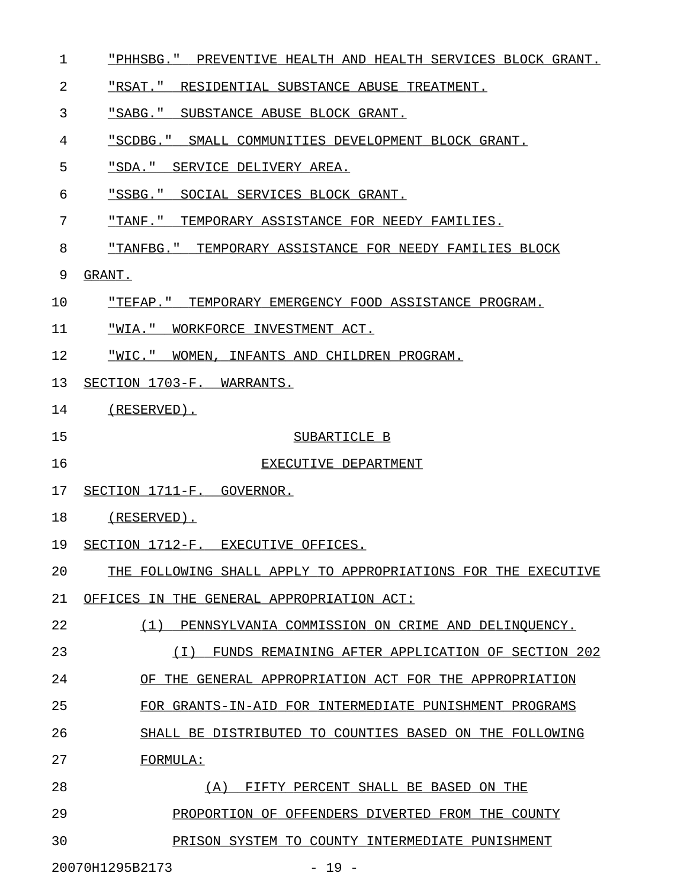"PHHSBG." PREVENTIVE HEALTH AND HEALTH SERVICES BLOCK GRANT.

"RSAT." RESIDENTIAL SUBSTANCE ABUSE TREATMENT.

"SABG." SUBSTANCE ABUSE BLOCK GRANT.

"SCDBG." SMALL COMMUNITIES DEVELOPMENT BLOCK GRANT.

"SDA." SERVICE DELIVERY AREA.

"SSBG." SOCIAL SERVICES BLOCK GRANT.

"TANF." TEMPORARY ASSISTANCE FOR NEEDY FAMILIES.

"TANFBG." TEMPORARY ASSISTANCE FOR NEEDY FAMILIES BLOCK GRANT.

"TEFAP." TEMPORARY EMERGENCY FOOD ASSISTANCE PROGRAM.

"WIA." WORKFORCE INVESTMENT ACT.

"WIC." WOMEN, INFANTS AND CHILDREN PROGRAM.

SECTION 1703-F. WARRANTS.

(RESERVED).

SUBARTICLE B

EXECUTIVE DEPARTMENT

SECTION 1711-F. GOVERNOR.

(RESERVED).

SECTION 1712-F. EXECUTIVE OFFICES.

THE FOLLOWING SHALL APPLY TO APPROPRIATIONS FOR THE EXECUTIVE OFFICES IN THE GENERAL APPROPRIATION ACT:

(1) PENNSYLVANIA COMMISSION ON CRIME AND DELINQUENCY.

(I) FUNDS REMAINING AFTER APPLICATION OF SECTION 202 OF THE GENERAL APPROPRIATION ACT FOR THE APPROPRIATION FOR GRANTS-IN-AID FOR INTERMEDIATE PUNISHMENT PROGRAMS SHALL BE DISTRIBUTED TO COUNTIES BASED ON THE FOLLOWING FORMULA:

(A) FIFTY PERCENT SHALL BE BASED ON THE PROPORTION OF OFFENDERS DIVERTED FROM THE COUNTY PRISON SYSTEM TO COUNTY INTERMEDIATE PUNISHMENT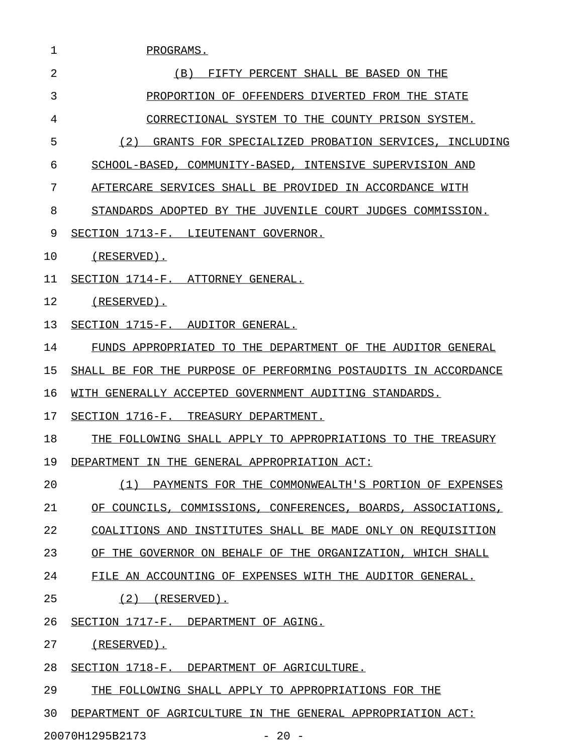PROGRAMS.

(B) FIFTY PERCENT SHALL BE BASED ON THE PROPORTION OF OFFENDERS DIVERTED FROM THE STATE CORRECTIONAL SYSTEM TO THE COUNTY PRISON SYSTEM.

(2) GRANTS FOR SPECIALIZED PROBATION SERVICES, INCLUDING SCHOOL-BASED, COMMUNITY-BASED, INTENSIVE SUPERVISION AND AFTERCARE SERVICES SHALL BE PROVIDED IN ACCORDANCE WITH STANDARDS ADOPTED BY THE JUVENILE COURT JUDGES COMMISSION.

SECTION 1713-F. LIEUTENANT GOVERNOR.

(RESERVED).

SECTION 1714-F. ATTORNEY GENERAL.

(RESERVED).

SECTION 1715-F. AUDITOR GENERAL.

FUNDS APPROPRIATED TO THE DEPARTMENT OF THE AUDITOR GENERAL SHALL BE FOR THE PURPOSE OF PERFORMING POSTAUDITS IN ACCORDANCE WITH GENERALLY ACCEPTED GOVERNMENT AUDITING STANDARDS.

SECTION 1716-F. TREASURY DEPARTMENT.

THE FOLLOWING SHALL APPLY TO APPROPRIATIONS TO THE TREASURY DEPARTMENT IN THE GENERAL APPROPRIATION ACT:

(1) PAYMENTS FOR THE COMMONWEALTH'S PORTION OF EXPENSES OF COUNCILS, COMMISSIONS, CONFERENCES, BOARDS, ASSOCIATIONS, COALITIONS AND INSTITUTES SHALL BE MADE ONLY ON REQUISITION OF THE GOVERNOR ON BEHALF OF THE ORGANIZATION, WHICH SHALL FILE AN ACCOUNTING OF EXPENSES WITH THE AUDITOR GENERAL.

(2) (RESERVED).

SECTION 1717-F. DEPARTMENT OF AGING.

(RESERVED).

SECTION 1718-F. DEPARTMENT OF AGRICULTURE.

THE FOLLOWING SHALL APPLY TO APPROPRIATIONS FOR THE DEPARTMENT OF AGRICULTURE IN THE GENERAL APPROPRIATION ACT: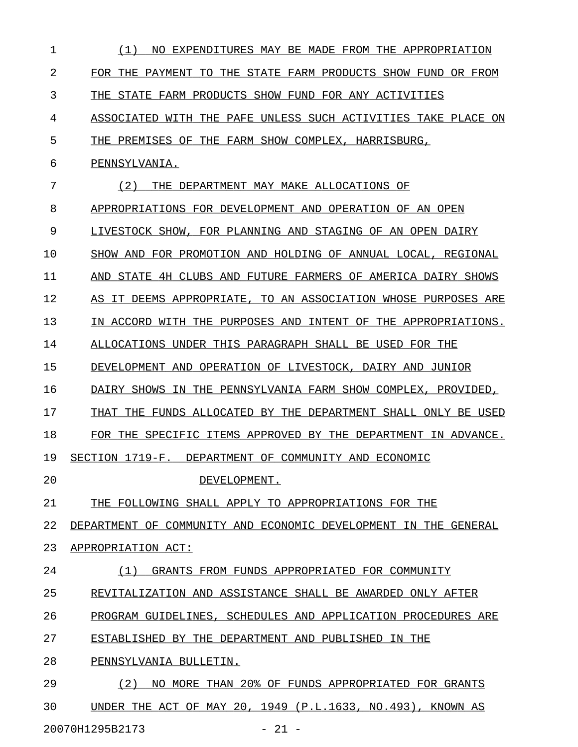(1) NO EXPENDITURES MAY BE MADE FROM THE APPROPRIATION FOR THE PAYMENT TO THE STATE FARM PRODUCTS SHOW FUND OR FROM THE STATE FARM PRODUCTS SHOW FUND FOR ANY ACTIVITIES ASSOCIATED WITH THE PAFE UNLESS SUCH ACTIVITIES TAKE PLACE ON THE PREMISES OF THE FARM SHOW COMPLEX, HARRISBURG, PENNSYLVANIA.

(2) THE DEPARTMENT MAY MAKE ALLOCATIONS OF APPROPRIATIONS FOR DEVELOPMENT AND OPERATION OF AN OPEN LIVESTOCK SHOW, FOR PLANNING AND STAGING OF AN OPEN DAIRY SHOW AND FOR PROMOTION AND HOLDING OF ANNUAL LOCAL, REGIONAL AND STATE 4H CLUBS AND FUTURE FARMERS OF AMERICA DAIRY SHOWS AS IT DEEMS APPROPRIATE, TO AN ASSOCIATION WHOSE PURPOSES ARE IN ACCORD WITH THE PURPOSES AND INTENT OF THE APPROPRIATIONS. ALLOCATIONS UNDER THIS PARAGRAPH SHALL BE USED FOR THE DEVELOPMENT AND OPERATION OF LIVESTOCK, DAIRY AND JUNIOR DAIRY SHOWS IN THE PENNSYLVANIA FARM SHOW COMPLEX, PROVIDED, THAT THE FUNDS ALLOCATED BY THE DEPARTMENT SHALL ONLY BE USED FOR THE SPECIFIC ITEMS APPROVED BY THE DEPARTMENT IN ADVANCE.

SECTION 1719-F. DEPARTMENT OF COMMUNITY AND ECONOMIC DEVELOPMENT.

THE FOLLOWING SHALL APPLY TO APPROPRIATIONS FOR THE DEPARTMENT OF COMMUNITY AND ECONOMIC DEVELOPMENT IN THE GENERAL APPROPRIATION ACT:

(1) GRANTS FROM FUNDS APPROPRIATED FOR COMMUNITY REVITALIZATION AND ASSISTANCE SHALL BE AWARDED ONLY AFTER PROGRAM GUIDELINES, SCHEDULES AND APPLICATION PROCEDURES ARE ESTABLISHED BY THE DEPARTMENT AND PUBLISHED IN THE PENNSYLVANIA BULLETIN.

(2) NO MORE THAN 20% OF FUNDS APPROPRIATED FOR GRANTS UNDER THE ACT OF MAY 20, 1949 (P.L.1633, NO.493), KNOWN AS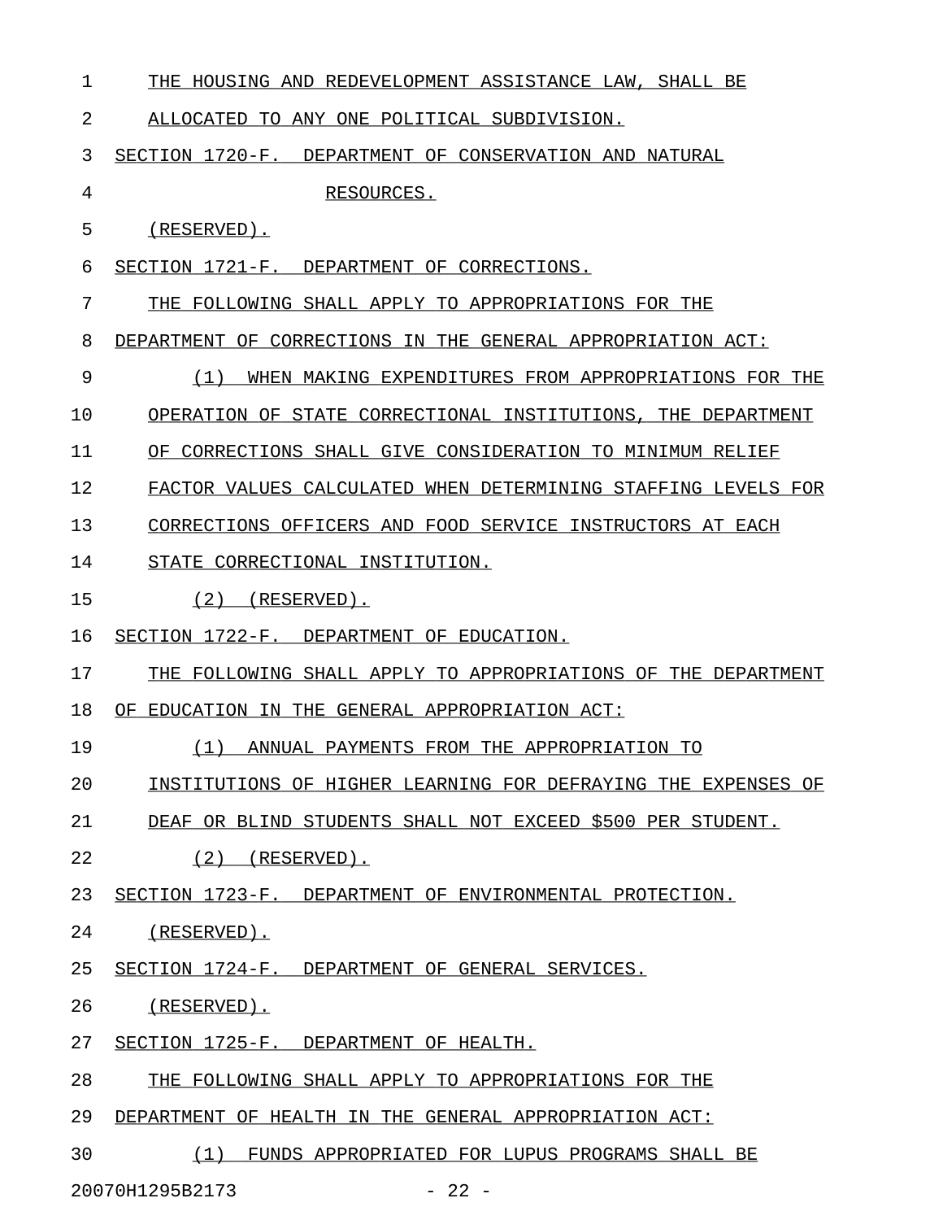THE HOUSING AND REDEVELOPMENT ASSISTANCE LAW, SHALL BE ALLOCATED TO ANY ONE POLITICAL SUBDIVISION.

SECTION 1720-F. DEPARTMENT OF CONSERVATION AND NATURAL RESOURCES.

(RESERVED).

SECTION 1721-F. DEPARTMENT OF CORRECTIONS.

THE FOLLOWING SHALL APPLY TO APPROPRIATIONS FOR THE DEPARTMENT OF CORRECTIONS IN THE GENERAL APPROPRIATION ACT:

(1) WHEN MAKING EXPENDITURES FROM APPROPRIATIONS FOR THE OPERATION OF STATE CORRECTIONAL INSTITUTIONS, THE DEPARTMENT OF CORRECTIONS SHALL GIVE CONSIDERATION TO MINIMUM RELIEF FACTOR VALUES CALCULATED WHEN DETERMINING STAFFING LEVELS FOR CORRECTIONS OFFICERS AND FOOD SERVICE INSTRUCTORS AT EACH STATE CORRECTIONAL INSTITUTION.

(2) (RESERVED).

SECTION 1722-F. DEPARTMENT OF EDUCATION.

THE FOLLOWING SHALL APPLY TO APPROPRIATIONS OF THE DEPARTMENT OF EDUCATION IN THE GENERAL APPROPRIATION ACT:

(1) ANNUAL PAYMENTS FROM THE APPROPRIATION TO INSTITUTIONS OF HIGHER LEARNING FOR DEFRAYING THE EXPENSES OF DEAF OR BLIND STUDENTS SHALL NOT EXCEED $500 PER STUDENT.

(2) (RESERVED).

SECTION 1723-F. DEPARTMENT OF ENVIRONMENTAL PROTECTION.

(RESERVED).

SECTION 1724-F. DEPARTMENT OF GENERAL SERVICES.

(RESERVED).

SECTION 1725-F. DEPARTMENT OF HEALTH.

THE FOLLOWING SHALL APPLY TO APPROPRIATIONS FOR THE DEPARTMENT OF HEALTH IN THE GENERAL APPROPRIATION ACT:

(1) FUNDS APPROPRIATED FOR LUPUS PROGRAMS SHALL BE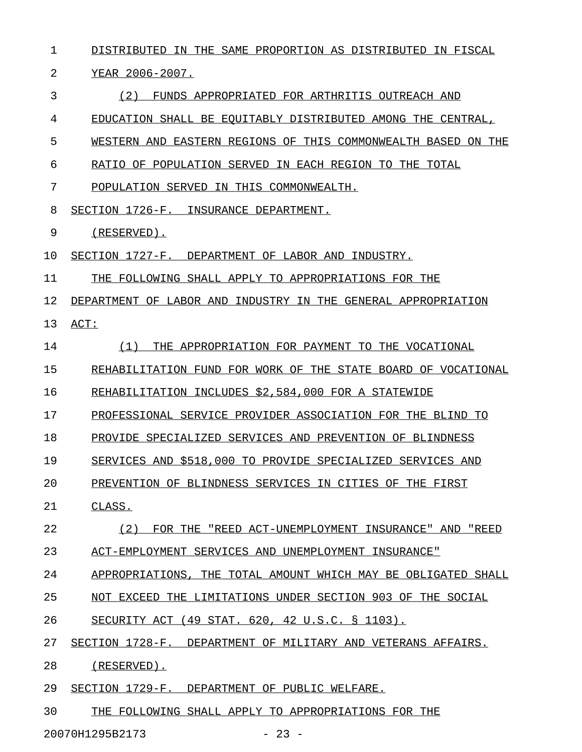DISTRIBUTED IN THE SAME PROPORTION AS DISTRIBUTED IN FISCAL YEAR 2006-2007.

(2) FUNDS APPROPRIATED FOR ARTHRITIS OUTREACH AND EDUCATION SHALL BE EQUITABLY DISTRIBUTED AMONG THE CENTRAL, WESTERN AND EASTERN REGIONS OF THIS COMMONWEALTH BASED ON THE RATIO OF POPULATION SERVED IN EACH REGION TO THE TOTAL POPULATION SERVED IN THIS COMMONWEALTH.

SECTION 1726-F. INSURANCE DEPARTMENT.

(RESERVED).

SECTION 1727-F. DEPARTMENT OF LABOR AND INDUSTRY.

THE FOLLOWING SHALL APPLY TO APPROPRIATIONS FOR THE DEPARTMENT OF LABOR AND INDUSTRY IN THE GENERAL APPROPRIATION ACT:

(1) THE APPROPRIATION FOR PAYMENT TO THE VOCATIONAL REHABILITATION FUND FOR WORK OF THE STATE BOARD OF VOCATIONAL REHABILITATION INCLUDES $2,584,000 FOR A STATEWIDE PROFESSIONAL SERVICE PROVIDER ASSOCIATION FOR THE BLIND TO PROVIDE SPECIALIZED SERVICES AND PREVENTION OF BLINDNESS SERVICES AND $518,000 TO PROVIDE SPECIALIZED SERVICES AND PREVENTION OF BLINDNESS SERVICES IN CITIES OF THE FIRST CLASS.

(2) FOR THE "REED ACT-UNEMPLOYMENT INSURANCE" AND "REED ACT-EMPLOYMENT SERVICES AND UNEMPLOYMENT INSURANCE" APPROPRIATIONS, THE TOTAL AMOUNT WHICH MAY BE OBLIGATED SHALL NOT EXCEED THE LIMITATIONS UNDER SECTION 903 OF THE SOCIAL SECURITY ACT (49 STAT. 620, 42 U.S.C. § 1103).

SECTION 1728-F. DEPARTMENT OF MILITARY AND VETERANS AFFAIRS.

(RESERVED).

SECTION 1729-F. DEPARTMENT OF PUBLIC WELFARE.

THE FOLLOWING SHALL APPLY TO APPROPRIATIONS FOR THE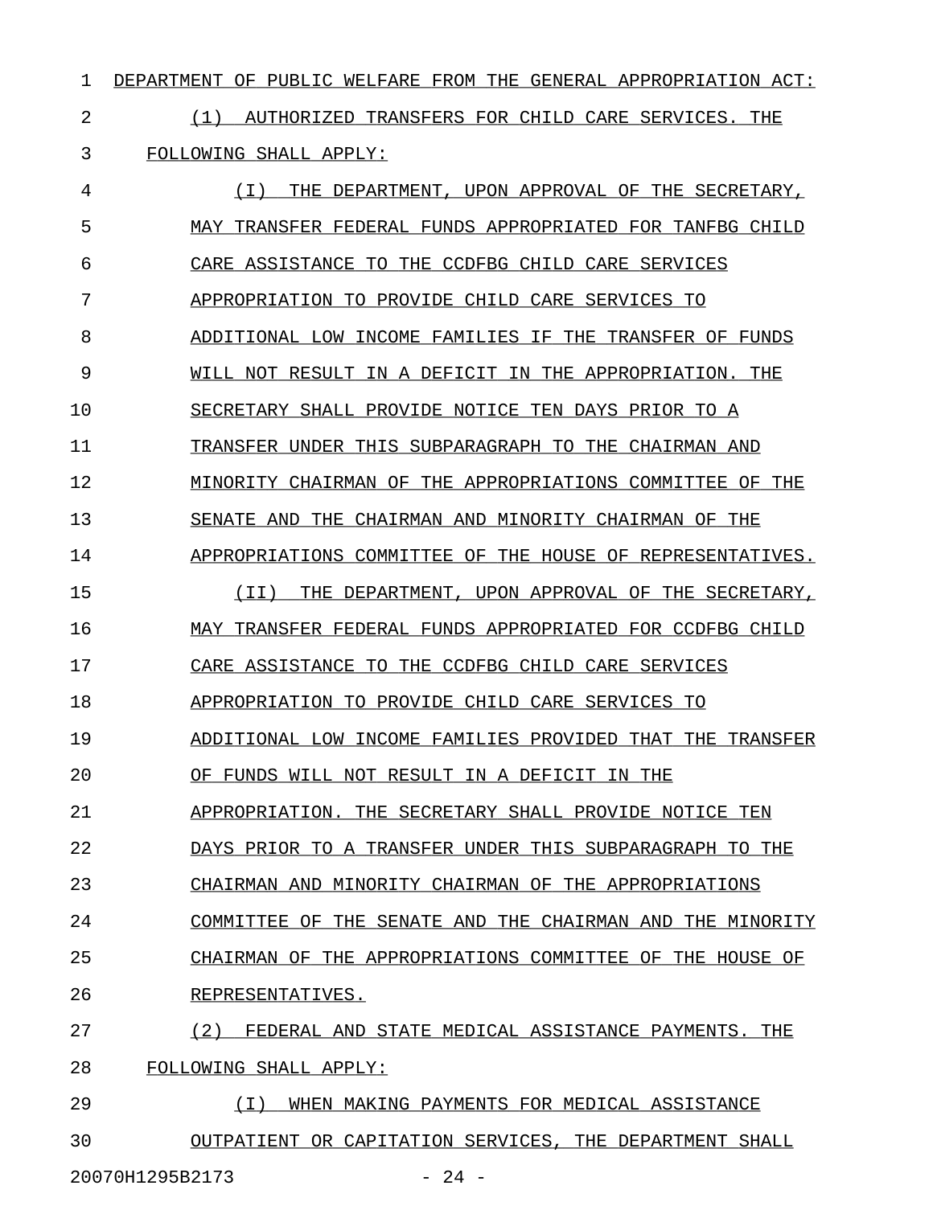DEPARTMENT OF PUBLIC WELFARE FROM THE GENERAL APPROPRIATION ACT:

(1) AUTHORIZED TRANSFERS FOR CHILD CARE SERVICES. THE FOLLOWING SHALL APPLY:

(I) THE DEPARTMENT, UPON APPROVAL OF THE SECRETARY, MAY TRANSFER FEDERAL FUNDS APPROPRIATED FOR TANFBG CHILD CARE ASSISTANCE TO THE CCDFBG CHILD CARE SERVICES APPROPRIATION TO PROVIDE CHILD CARE SERVICES TO ADDITIONAL LOW INCOME FAMILIES IF THE TRANSFER OF FUNDS WILL NOT RESULT IN A DEFICIT IN THE APPROPRIATION. THE SECRETARY SHALL PROVIDE NOTICE TEN DAYS PRIOR TO A TRANSFER UNDER THIS SUBPARAGRAPH TO THE CHAIRMAN AND MINORITY CHAIRMAN OF THE APPROPRIATIONS COMMITTEE OF THE SENATE AND THE CHAIRMAN AND MINORITY CHAIRMAN OF THE APPROPRIATIONS COMMITTEE OF THE HOUSE OF REPRESENTATIVES.

(II) THE DEPARTMENT, UPON APPROVAL OF THE SECRETARY, MAY TRANSFER FEDERAL FUNDS APPROPRIATED FOR CCDFBG CHILD CARE ASSISTANCE TO THE CCDFBG CHILD CARE SERVICES APPROPRIATION TO PROVIDE CHILD CARE SERVICES TO ADDITIONAL LOW INCOME FAMILIES PROVIDED THAT THE TRANSFER OF FUNDS WILL NOT RESULT IN A DEFICIT IN THE APPROPRIATION. THE SECRETARY SHALL PROVIDE NOTICE TEN DAYS PRIOR TO A TRANSFER UNDER THIS SUBPARAGRAPH TO THE CHAIRMAN AND MINORITY CHAIRMAN OF THE APPROPRIATIONS COMMITTEE OF THE SENATE AND THE CHAIRMAN AND THE MINORITY CHAIRMAN OF THE APPROPRIATIONS COMMITTEE OF THE HOUSE OF REPRESENTATIVES.

(2) FEDERAL AND STATE MEDICAL ASSISTANCE PAYMENTS. THE FOLLOWING SHALL APPLY:

(I) WHEN MAKING PAYMENTS FOR MEDICAL ASSISTANCE OUTPATIENT OR CAPITATION SERVICES, THE DEPARTMENT SHALL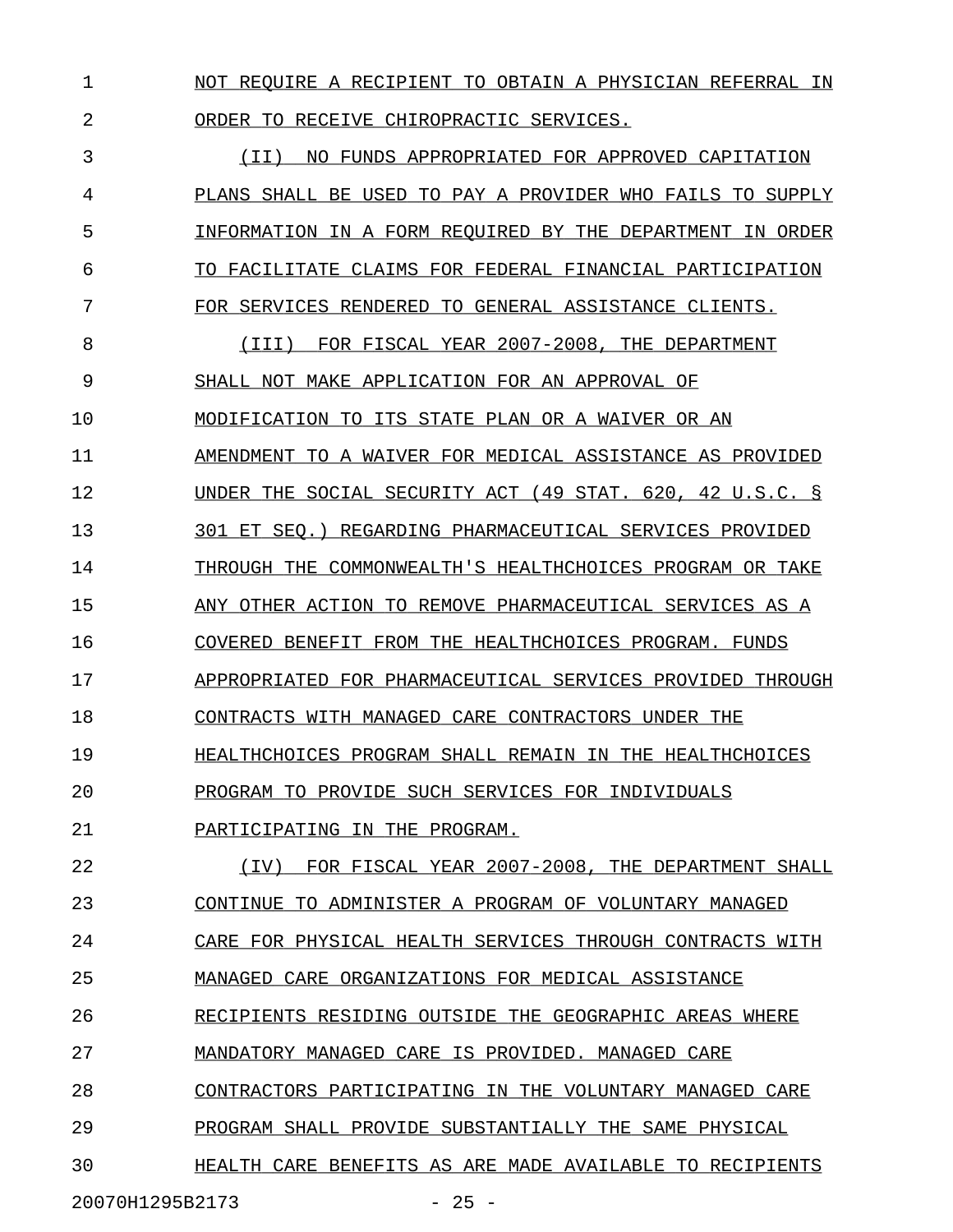NOT REQUIRE A RECIPIENT TO OBTAIN A PHYSICIAN REFERRAL IN ORDER TO RECEIVE CHIROPRACTIC SERVICES.

(II) NO FUNDS APPROPRIATED FOR APPROVED CAPITATION PLANS SHALL BE USED TO PAY A PROVIDER WHO FAILS TO SUPPLY INFORMATION IN A FORM REQUIRED BY THE DEPARTMENT IN ORDER TO FACILITATE CLAIMS FOR FEDERAL FINANCIAL PARTICIPATION FOR SERVICES RENDERED TO GENERAL ASSISTANCE CLIENTS.

(III) FOR FISCAL YEAR 2007-2008, THE DEPARTMENT SHALL NOT MAKE APPLICATION FOR AN APPROVAL OF MODIFICATION TO ITS STATE PLAN OR A WAIVER OR AN AMENDMENT TO A WAIVER FOR MEDICAL ASSISTANCE AS PROVIDED UNDER THE SOCIAL SECURITY ACT (49 STAT. 620, 42 U.S.C. § 301 ET SEQ.) REGARDING PHARMACEUTICAL SERVICES PROVIDED THROUGH THE COMMONWEALTH'S HEALTHCHOICES PROGRAM OR TAKE ANY OTHER ACTION TO REMOVE PHARMACEUTICAL SERVICES AS A COVERED BENEFIT FROM THE HEALTHCHOICES PROGRAM. FUNDS APPROPRIATED FOR PHARMACEUTICAL SERVICES PROVIDED THROUGH CONTRACTS WITH MANAGED CARE CONTRACTORS UNDER THE HEALTHCHOICES PROGRAM SHALL REMAIN IN THE HEALTHCHOICES PROGRAM TO PROVIDE SUCH SERVICES FOR INDIVIDUALS PARTICIPATING IN THE PROGRAM.

(IV) FOR FISCAL YEAR 2007-2008, THE DEPARTMENT SHALL CONTINUE TO ADMINISTER A PROGRAM OF VOLUNTARY MANAGED CARE FOR PHYSICAL HEALTH SERVICES THROUGH CONTRACTS WITH MANAGED CARE ORGANIZATIONS FOR MEDICAL ASSISTANCE RECIPIENTS RESIDING OUTSIDE THE GEOGRAPHIC AREAS WHERE MANDATORY MANAGED CARE IS PROVIDED. MANAGED CARE CONTRACTORS PARTICIPATING IN THE VOLUNTARY MANAGED CARE PROGRAM SHALL PROVIDE SUBSTANTIALLY THE SAME PHYSICAL HEALTH CARE BENEFITS AS ARE MADE AVAILABLE TO RECIPIENTS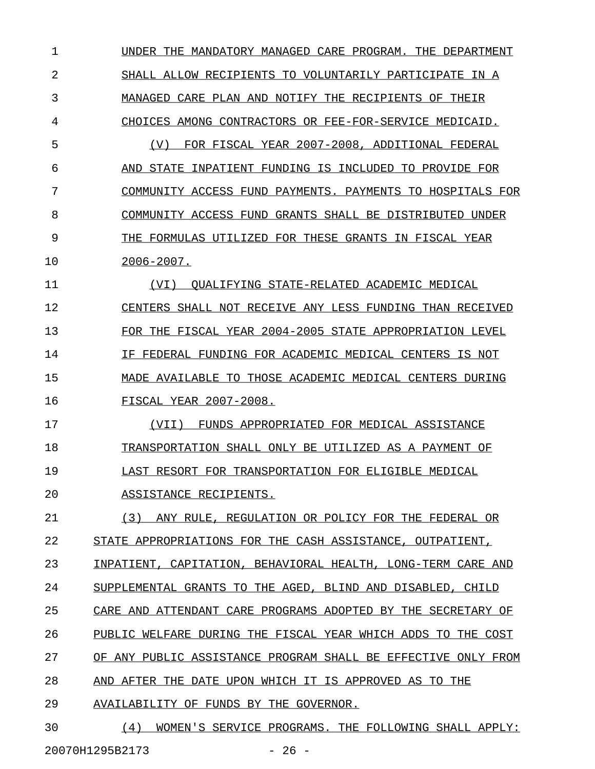UNDER THE MANDATORY MANAGED CARE PROGRAM. THE DEPARTMENT SHALL ALLOW RECIPIENTS TO VOLUNTARILY PARTICIPATE IN A MANAGED CARE PLAN AND NOTIFY THE RECIPIENTS OF THEIR CHOICES AMONG CONTRACTORS OR FEE-FOR-SERVICE MEDICAID.

(V) FOR FISCAL YEAR 2007-2008, ADDITIONAL FEDERAL AND STATE INPATIENT FUNDING IS INCLUDED TO PROVIDE FOR COMMUNITY ACCESS FUND PAYMENTS. PAYMENTS TO HOSPITALS FOR COMMUNITY ACCESS FUND GRANTS SHALL BE DISTRIBUTED UNDER THE FORMULAS UTILIZED FOR THESE GRANTS IN FISCAL YEAR 2006-2007.

(VI) QUALIFYING STATE-RELATED ACADEMIC MEDICAL CENTERS SHALL NOT RECEIVE ANY LESS FUNDING THAN RECEIVED FOR THE FISCAL YEAR 2004-2005 STATE APPROPRIATION LEVEL IF FEDERAL FUNDING FOR ACADEMIC MEDICAL CENTERS IS NOT MADE AVAILABLE TO THOSE ACADEMIC MEDICAL CENTERS DURING FISCAL YEAR 2007-2008.

(VII) FUNDS APPROPRIATED FOR MEDICAL ASSISTANCE TRANSPORTATION SHALL ONLY BE UTILIZED AS A PAYMENT OF LAST RESORT FOR TRANSPORTATION FOR ELIGIBLE MEDICAL ASSISTANCE RECIPIENTS.

(3) ANY RULE, REGULATION OR POLICY FOR THE FEDERAL OR STATE APPROPRIATIONS FOR THE CASH ASSISTANCE, OUTPATIENT, INPATIENT, CAPITATION, BEHAVIORAL HEALTH, LONG-TERM CARE AND SUPPLEMENTAL GRANTS TO THE AGED, BLIND AND DISABLED, CHILD CARE AND ATTENDANT CARE PROGRAMS ADOPTED BY THE SECRETARY OF PUBLIC WELFARE DURING THE FISCAL YEAR WHICH ADDS TO THE COST OF ANY PUBLIC ASSISTANCE PROGRAM SHALL BE EFFECTIVE ONLY FROM AND AFTER THE DATE UPON WHICH IT IS APPROVED AS TO THE AVAILABILITY OF FUNDS BY THE GOVERNOR.

(4) WOMEN'S SERVICE PROGRAMS. THE FOLLOWING SHALL APPLY: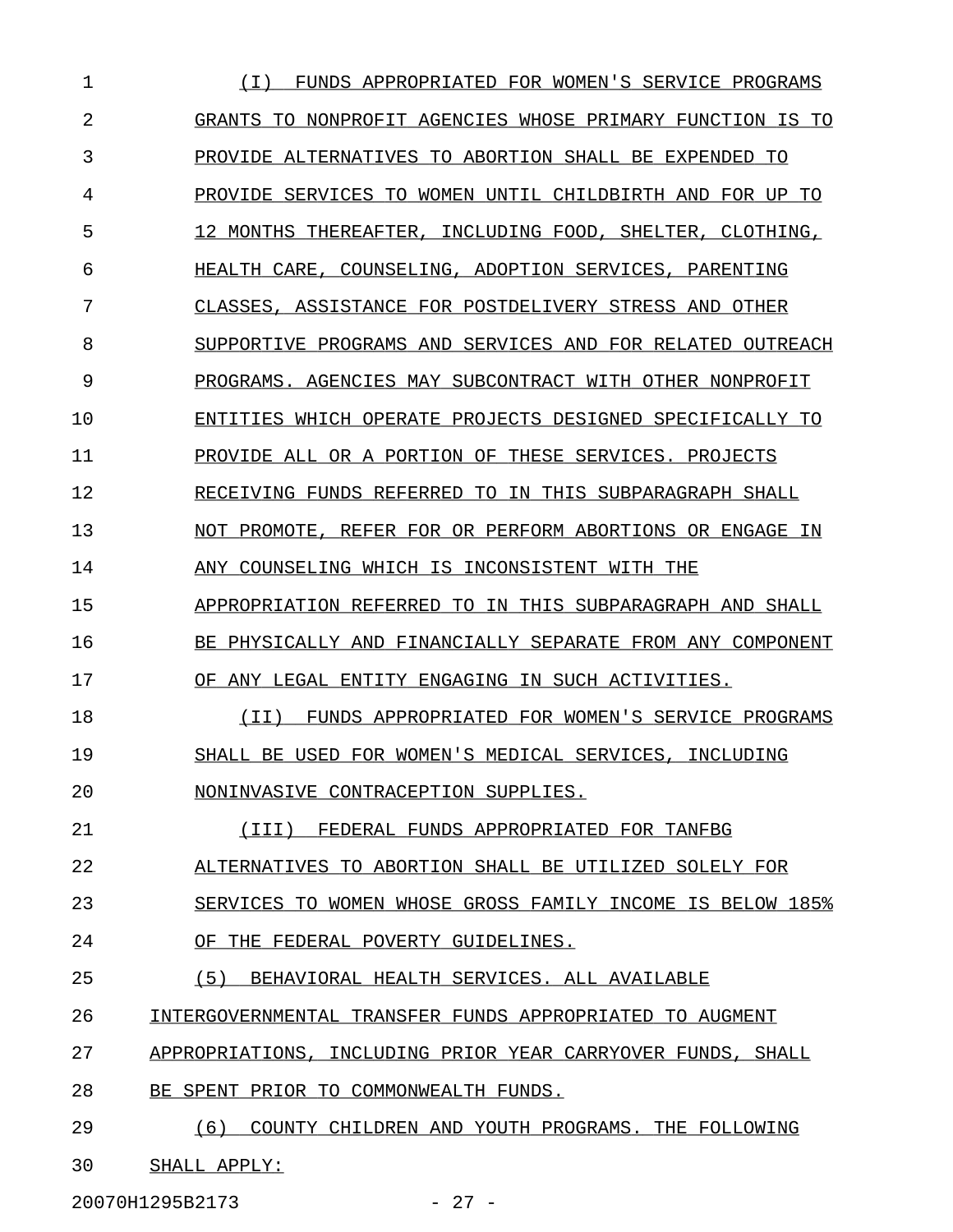(I) FUNDS APPROPRIATED FOR WOMEN'S SERVICE PROGRAMS GRANTS TO NONPROFIT AGENCIES WHOSE PRIMARY FUNCTION IS TO PROVIDE ALTERNATIVES TO ABORTION SHALL BE EXPENDED TO PROVIDE SERVICES TO WOMEN UNTIL CHILDBIRTH AND FOR UP TO 12 MONTHS THEREAFTER, INCLUDING FOOD, SHELTER, CLOTHING, HEALTH CARE, COUNSELING, ADOPTION SERVICES, PARENTING CLASSES, ASSISTANCE FOR POSTDELIVERY STRESS AND OTHER SUPPORTIVE PROGRAMS AND SERVICES AND FOR RELATED OUTREACH PROGRAMS. AGENCIES MAY SUBCONTRACT WITH OTHER NONPROFIT ENTITIES WHICH OPERATE PROJECTS DESIGNED SPECIFICALLY TO PROVIDE ALL OR A PORTION OF THESE SERVICES. PROJECTS RECEIVING FUNDS REFERRED TO IN THIS SUBPARAGRAPH SHALL NOT PROMOTE, REFER FOR OR PERFORM ABORTIONS OR ENGAGE IN ANY COUNSELING WHICH IS INCONSISTENT WITH THE APPROPRIATION REFERRED TO IN THIS SUBPARAGRAPH AND SHALL BE PHYSICALLY AND FINANCIALLY SEPARATE FROM ANY COMPONENT OF ANY LEGAL ENTITY ENGAGING IN SUCH ACTIVITIES.

(II) FUNDS APPROPRIATED FOR WOMEN'S SERVICE PROGRAMS SHALL BE USED FOR WOMEN'S MEDICAL SERVICES, INCLUDING NONINVASIVE CONTRACEPTION SUPPLIES.

(III) FEDERAL FUNDS APPROPRIATED FOR TANFBG ALTERNATIVES TO ABORTION SHALL BE UTILIZED SOLELY FOR SERVICES TO WOMEN WHOSE GROSS FAMILY INCOME IS BELOW 185% OF THE FEDERAL POVERTY GUIDELINES.

(5) BEHAVIORAL HEALTH SERVICES. ALL AVAILABLE INTERGOVERNMENTAL TRANSFER FUNDS APPROPRIATED TO AUGMENT APPROPRIATIONS, INCLUDING PRIOR YEAR CARRYOVER FUNDS, SHALL BE SPENT PRIOR TO COMMONWEALTH FUNDS.

(6) COUNTY CHILDREN AND YOUTH PROGRAMS. THE FOLLOWING SHALL APPLY: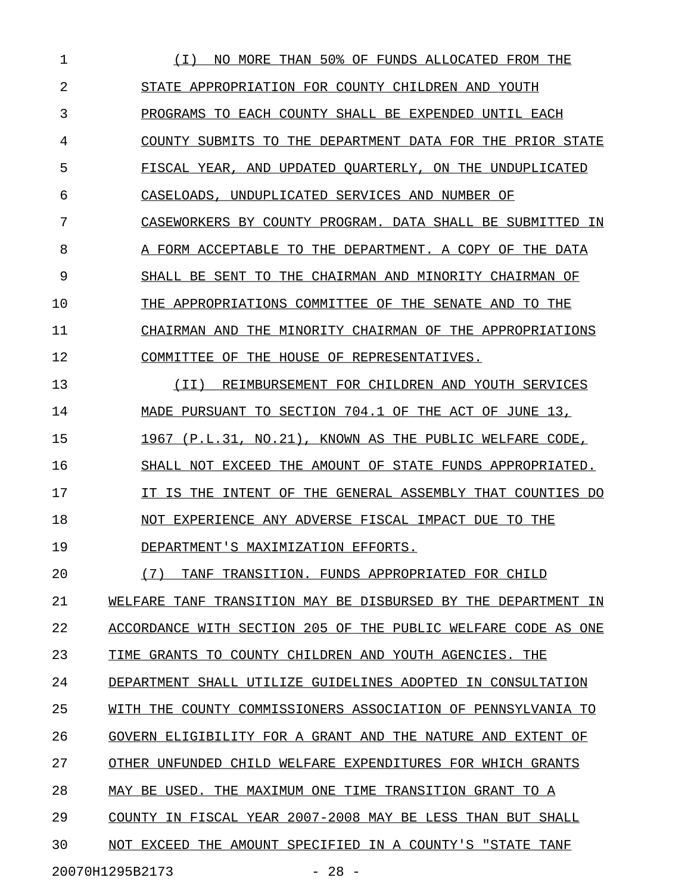(I) NO MORE THAN 50% OF FUNDS ALLOCATED FROM THE STATE APPROPRIATION FOR COUNTY CHILDREN AND YOUTH PROGRAMS TO EACH COUNTY SHALL BE EXPENDED UNTIL EACH COUNTY SUBMITS TO THE DEPARTMENT DATA FOR THE PRIOR STATE FISCAL YEAR, AND UPDATED QUARTERLY, ON THE UNDUPLICATED CASELOADS, UNDUPLICATED SERVICES AND NUMBER OF CASEWORKERS BY COUNTY PROGRAM. DATA SHALL BE SUBMITTED IN A FORM ACCEPTABLE TO THE DEPARTMENT. A COPY OF THE DATA SHALL BE SENT TO THE CHAIRMAN AND MINORITY CHAIRMAN OF THE APPROPRIATIONS COMMITTEE OF THE SENATE AND TO THE CHAIRMAN AND THE MINORITY CHAIRMAN OF THE APPROPRIATIONS COMMITTEE OF THE HOUSE OF REPRESENTATIVES.

(II) REIMBURSEMENT FOR CHILDREN AND YOUTH SERVICES MADE PURSUANT TO SECTION 704.1 OF THE ACT OF JUNE 13, 1967 (P.L.31, NO.21), KNOWN AS THE PUBLIC WELFARE CODE, SHALL NOT EXCEED THE AMOUNT OF STATE FUNDS APPROPRIATED. IT IS THE INTENT OF THE GENERAL ASSEMBLY THAT COUNTIES DO NOT EXPERIENCE ANY ADVERSE FISCAL IMPACT DUE TO THE DEPARTMENT'S MAXIMIZATION EFFORTS.

(7) TANF TRANSITION. FUNDS APPROPRIATED FOR CHILD WELFARE TANF TRANSITION MAY BE DISBURSED BY THE DEPARTMENT IN ACCORDANCE WITH SECTION 205 OF THE PUBLIC WELFARE CODE AS ONE TIME GRANTS TO COUNTY CHILDREN AND YOUTH AGENCIES. THE DEPARTMENT SHALL UTILIZE GUIDELINES ADOPTED IN CONSULTATION WITH THE COUNTY COMMISSIONERS ASSOCIATION OF PENNSYLVANIA TO GOVERN ELIGIBILITY FOR A GRANT AND THE NATURE AND EXTENT OF OTHER UNFUNDED CHILD WELFARE EXPENDITURES FOR WHICH GRANTS MAY BE USED. THE MAXIMUM ONE TIME TRANSITION GRANT TO A COUNTY IN FISCAL YEAR 2007-2008 MAY BE LESS THAN BUT SHALL NOT EXCEED THE AMOUNT SPECIFIED IN A COUNTY'S "STATE TANF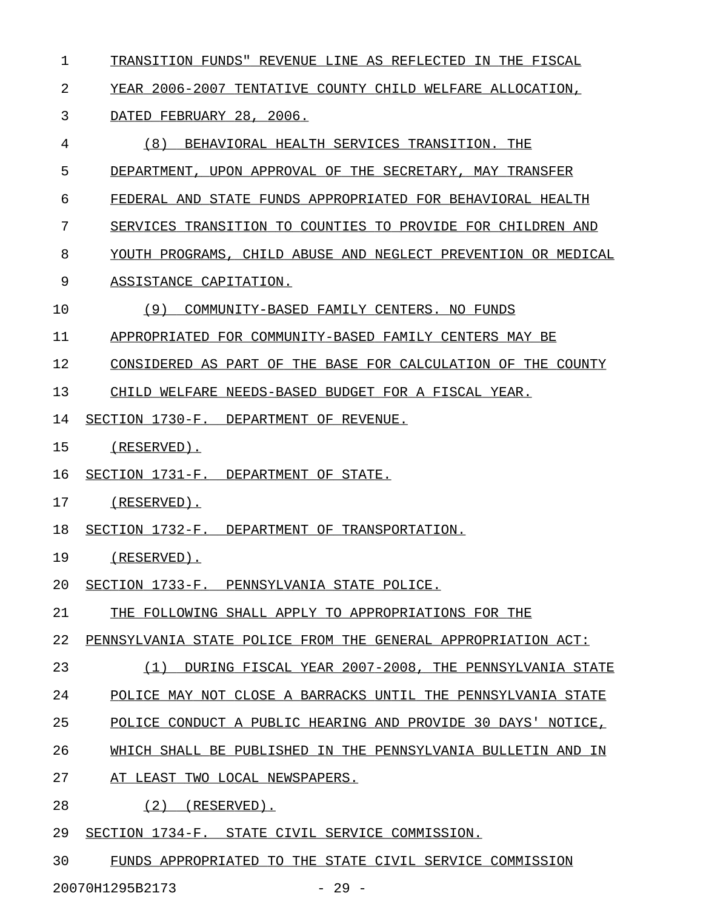TRANSITION FUNDS" REVENUE LINE AS REFLECTED IN THE FISCAL YEAR 2006-2007 TENTATIVE COUNTY CHILD WELFARE ALLOCATION, DATED FEBRUARY 28, 2006.

(8) BEHAVIORAL HEALTH SERVICES TRANSITION. THE DEPARTMENT, UPON APPROVAL OF THE SECRETARY, MAY TRANSFER FEDERAL AND STATE FUNDS APPROPRIATED FOR BEHAVIORAL HEALTH SERVICES TRANSITION TO COUNTIES TO PROVIDE FOR CHILDREN AND YOUTH PROGRAMS, CHILD ABUSE AND NEGLECT PREVENTION OR MEDICAL ASSISTANCE CAPITATION.

(9) COMMUNITY-BASED FAMILY CENTERS. NO FUNDS APPROPRIATED FOR COMMUNITY-BASED FAMILY CENTERS MAY BE CONSIDERED AS PART OF THE BASE FOR CALCULATION OF THE COUNTY CHILD WELFARE NEEDS-BASED BUDGET FOR A FISCAL YEAR.

SECTION 1730-F. DEPARTMENT OF REVENUE.

(RESERVED).

SECTION 1731-F. DEPARTMENT OF STATE.

(RESERVED).

SECTION 1732-F. DEPARTMENT OF TRANSPORTATION.

(RESERVED).

SECTION 1733-F. PENNSYLVANIA STATE POLICE.

THE FOLLOWING SHALL APPLY TO APPROPRIATIONS FOR THE PENNSYLVANIA STATE POLICE FROM THE GENERAL APPROPRIATION ACT:

(1) DURING FISCAL YEAR 2007-2008, THE PENNSYLVANIA STATE POLICE MAY NOT CLOSE A BARRACKS UNTIL THE PENNSYLVANIA STATE POLICE CONDUCT A PUBLIC HEARING AND PROVIDE 30 DAYS' NOTICE, WHICH SHALL BE PUBLISHED IN THE PENNSYLVANIA BULLETIN AND IN AT LEAST TWO LOCAL NEWSPAPERS.

(2) (RESERVED).

SECTION 1734-F. STATE CIVIL SERVICE COMMISSION.

FUNDS APPROPRIATED TO THE STATE CIVIL SERVICE COMMISSION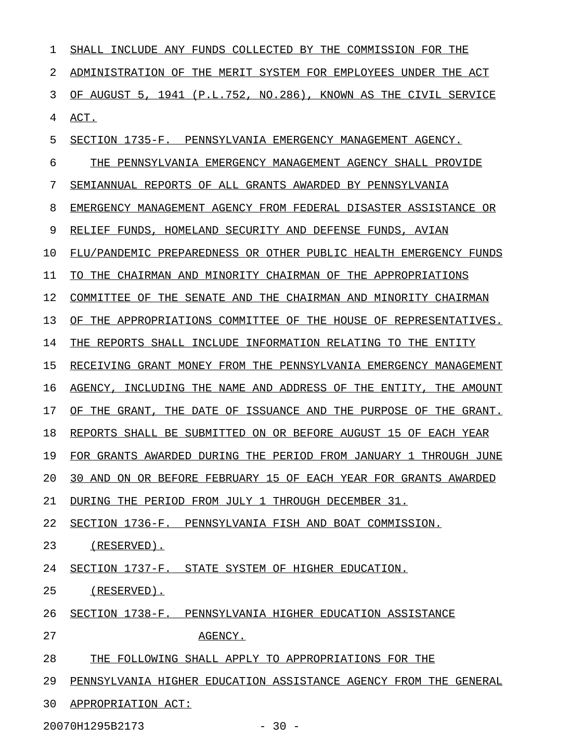SHALL INCLUDE ANY FUNDS COLLECTED BY THE COMMISSION FOR THE ADMINISTRATION OF THE MERIT SYSTEM FOR EMPLOYEES UNDER THE ACT OF AUGUST 5, 1941 (P.L.752, NO.286), KNOWN AS THE CIVIL SERVICE ACT.

SECTION 1735-F. PENNSYLVANIA EMERGENCY MANAGEMENT AGENCY.

THE PENNSYLVANIA EMERGENCY MANAGEMENT AGENCY SHALL PROVIDE SEMIANNUAL REPORTS OF ALL GRANTS AWARDED BY PENNSYLVANIA EMERGENCY MANAGEMENT AGENCY FROM FEDERAL DISASTER ASSISTANCE OR RELIEF FUNDS, HOMELAND SECURITY AND DEFENSE FUNDS, AVIAN FLU/PANDEMIC PREPAREDNESS OR OTHER PUBLIC HEALTH EMERGENCY FUNDS TO THE CHAIRMAN AND MINORITY CHAIRMAN OF THE APPROPRIATIONS COMMITTEE OF THE SENATE AND THE CHAIRMAN AND MINORITY CHAIRMAN OF THE APPROPRIATIONS COMMITTEE OF THE HOUSE OF REPRESENTATIVES. THE REPORTS SHALL INCLUDE INFORMATION RELATING TO THE ENTITY RECEIVING GRANT MONEY FROM THE PENNSYLVANIA EMERGENCY MANAGEMENT AGENCY, INCLUDING THE NAME AND ADDRESS OF THE ENTITY, THE AMOUNT OF THE GRANT, THE DATE OF ISSUANCE AND THE PURPOSE OF THE GRANT. REPORTS SHALL BE SUBMITTED ON OR BEFORE AUGUST 15 OF EACH YEAR FOR GRANTS AWARDED DURING THE PERIOD FROM JANUARY 1 THROUGH JUNE 30 AND ON OR BEFORE FEBRUARY 15 OF EACH YEAR FOR GRANTS AWARDED DURING THE PERIOD FROM JULY 1 THROUGH DECEMBER 31.

SECTION 1736-F. PENNSYLVANIA FISH AND BOAT COMMISSION.

(RESERVED).

SECTION 1737-F. STATE SYSTEM OF HIGHER EDUCATION.

(RESERVED).

SECTION 1738-F. PENNSYLVANIA HIGHER EDUCATION ASSISTANCE AGENCY.

THE FOLLOWING SHALL APPLY TO APPROPRIATIONS FOR THE PENNSYLVANIA HIGHER EDUCATION ASSISTANCE AGENCY FROM THE GENERAL APPROPRIATION ACT: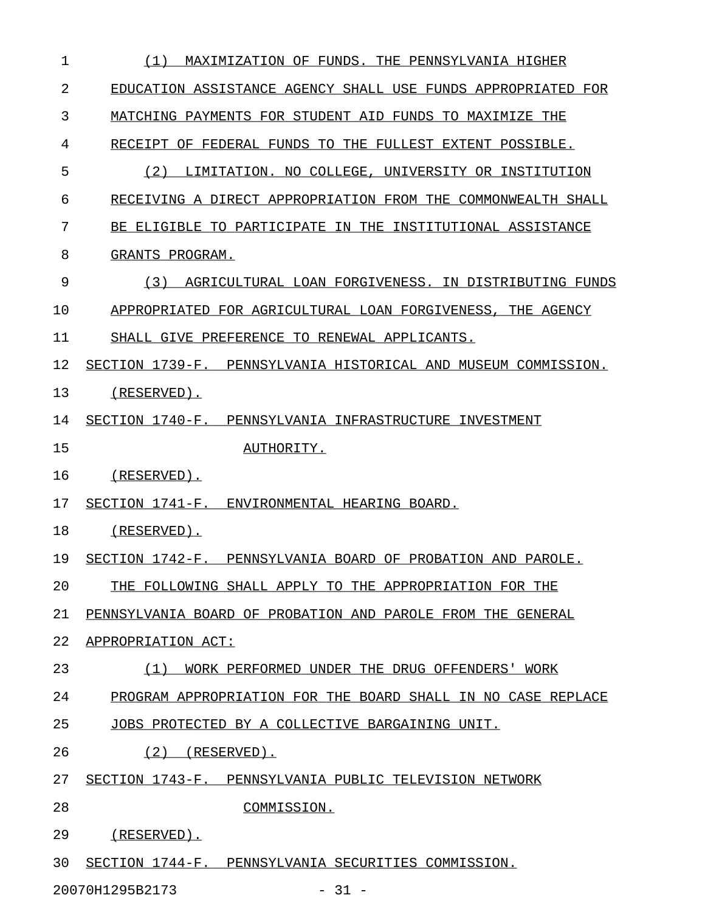(1) MAXIMIZATION OF FUNDS. THE PENNSYLVANIA HIGHER EDUCATION ASSISTANCE AGENCY SHALL USE FUNDS APPROPRIATED FOR MATCHING PAYMENTS FOR STUDENT AID FUNDS TO MAXIMIZE THE RECEIPT OF FEDERAL FUNDS TO THE FULLEST EXTENT POSSIBLE.

(2) LIMITATION. NO COLLEGE, UNIVERSITY OR INSTITUTION RECEIVING A DIRECT APPROPRIATION FROM THE COMMONWEALTH SHALL BE ELIGIBLE TO PARTICIPATE IN THE INSTITUTIONAL ASSISTANCE GRANTS PROGRAM.

(3) AGRICULTURAL LOAN FORGIVENESS. IN DISTRIBUTING FUNDS APPROPRIATED FOR AGRICULTURAL LOAN FORGIVENESS, THE AGENCY SHALL GIVE PREFERENCE TO RENEWAL APPLICANTS.

SECTION 1739-F. PENNSYLVANIA HISTORICAL AND MUSEUM COMMISSION.

(RESERVED).

SECTION 1740-F. PENNSYLVANIA INFRASTRUCTURE INVESTMENT AUTHORITY.

(RESERVED).

SECTION 1741-F. ENVIRONMENTAL HEARING BOARD.

(RESERVED).

SECTION 1742-F. PENNSYLVANIA BOARD OF PROBATION AND PAROLE.

THE FOLLOWING SHALL APPLY TO THE APPROPRIATION FOR THE PENNSYLVANIA BOARD OF PROBATION AND PAROLE FROM THE GENERAL APPROPRIATION ACT:

(1) WORK PERFORMED UNDER THE DRUG OFFENDERS' WORK PROGRAM APPROPRIATION FOR THE BOARD SHALL IN NO CASE REPLACE JOBS PROTECTED BY A COLLECTIVE BARGAINING UNIT.

(2) (RESERVED).

SECTION 1743-F. PENNSYLVANIA PUBLIC TELEVISION NETWORK COMMISSION.

(RESERVED).

SECTION 1744-F. PENNSYLVANIA SECURITIES COMMISSION.

20070H1295B2173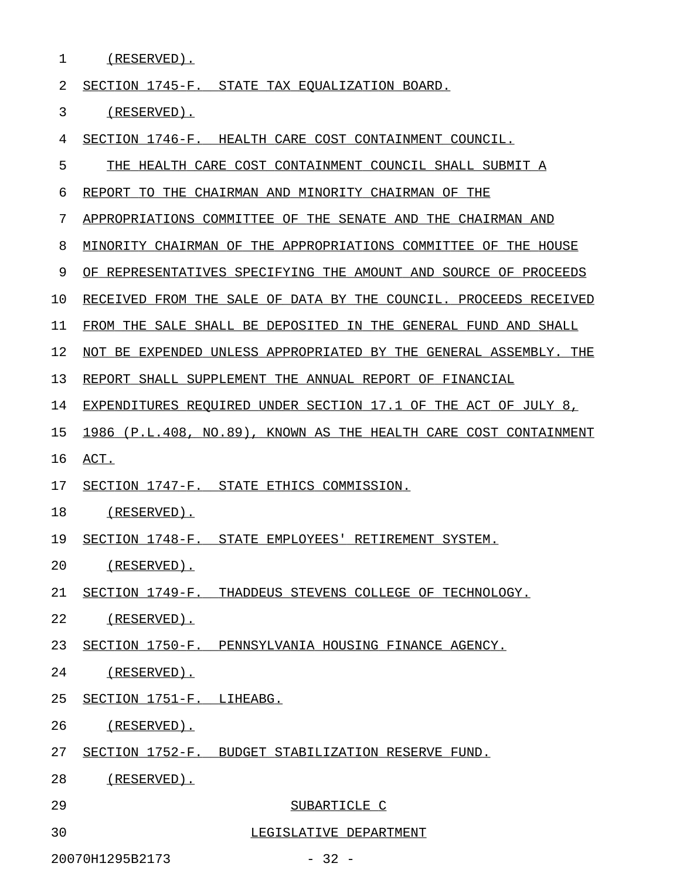(RESERVED).

SECTION 1745-F. STATE TAX EQUALIZATION BOARD.

(RESERVED).

SECTION 1746-F. HEALTH CARE COST CONTAINMENT COUNCIL.

THE HEALTH CARE COST CONTAINMENT COUNCIL SHALL SUBMIT A REPORT TO THE CHAIRMAN AND MINORITY CHAIRMAN OF THE APPROPRIATIONS COMMITTEE OF THE SENATE AND THE CHAIRMAN AND MINORITY CHAIRMAN OF THE APPROPRIATIONS COMMITTEE OF THE HOUSE OF REPRESENTATIVES SPECIFYING THE AMOUNT AND SOURCE OF PROCEEDS RECEIVED FROM THE SALE OF DATA BY THE COUNCIL. PROCEEDS RECEIVED FROM THE SALE SHALL BE DEPOSITED IN THE GENERAL FUND AND SHALL NOT BE EXPENDED UNLESS APPROPRIATED BY THE GENERAL ASSEMBLY. THE REPORT SHALL SUPPLEMENT THE ANNUAL REPORT OF FINANCIAL EXPENDITURES REQUIRED UNDER SECTION 17.1 OF THE ACT OF JULY 8, 1986 (P.L.408, NO.89), KNOWN AS THE HEALTH CARE COST CONTAINMENT ACT.

SECTION 1747-F. STATE ETHICS COMMISSION.

(RESERVED).

SECTION 1748-F. STATE EMPLOYEES' RETIREMENT SYSTEM.

(RESERVED).

SECTION 1749-F. THADDEUS STEVENS COLLEGE OF TECHNOLOGY.

(RESERVED).

SECTION 1750-F. PENNSYLVANIA HOUSING FINANCE AGENCY.

(RESERVED).

SECTION 1751-F. LIHEABG.

(RESERVED).

SECTION 1752-F. BUDGET STABILIZATION RESERVE FUND.

(RESERVED).

## SUBARTICLE C

## LEGISLATIVE DEPARTMENT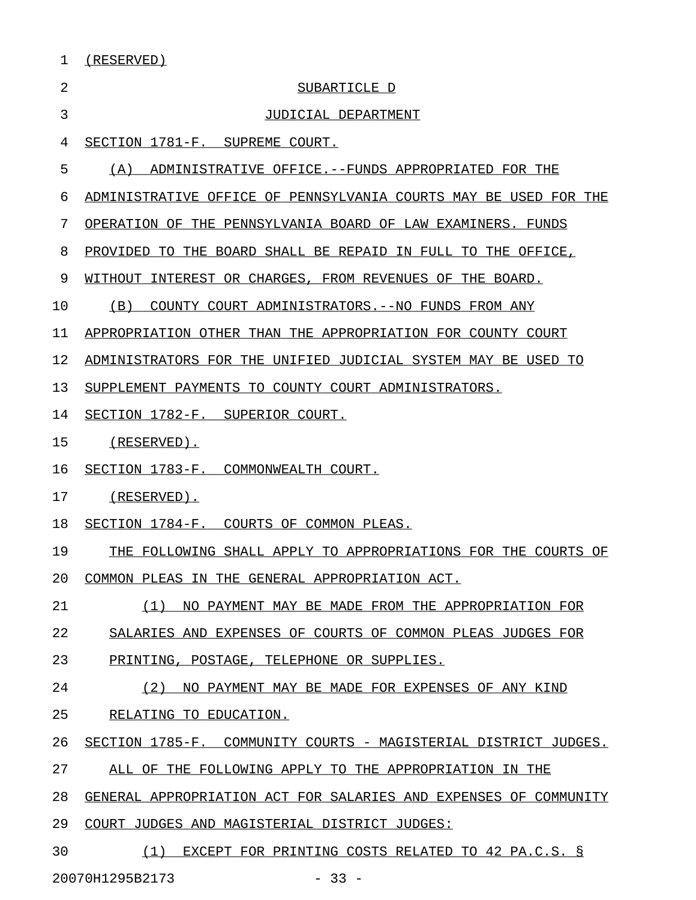(RESERVED)

SUBARTICLE D

JUDICIAL DEPARTMENT

SECTION 1781-F. SUPREME COURT.

(A) ADMINISTRATIVE OFFICE.--FUNDS APPROPRIATED FOR THE ADMINISTRATIVE OFFICE OF PENNSYLVANIA COURTS MAY BE USED FOR THE OPERATION OF THE PENNSYLVANIA BOARD OF LAW EXAMINERS. FUNDS PROVIDED TO THE BOARD SHALL BE REPAID IN FULL TO THE OFFICE, WITHOUT INTEREST OR CHARGES, FROM REVENUES OF THE BOARD.

(B) COUNTY COURT ADMINISTRATORS.--NO FUNDS FROM ANY APPROPRIATION OTHER THAN THE APPROPRIATION FOR COUNTY COURT ADMINISTRATORS FOR THE UNIFIED JUDICIAL SYSTEM MAY BE USED TO SUPPLEMENT PAYMENTS TO COUNTY COURT ADMINISTRATORS.

SECTION 1782-F. SUPERIOR COURT.

(RESERVED).

SECTION 1783-F. COMMONWEALTH COURT.

(RESERVED).

SECTION 1784-F. COURTS OF COMMON PLEAS.

THE FOLLOWING SHALL APPLY TO APPROPRIATIONS FOR THE COURTS OF COMMON PLEAS IN THE GENERAL APPROPRIATION ACT.

(1) NO PAYMENT MAY BE MADE FROM THE APPROPRIATION FOR SALARIES AND EXPENSES OF COURTS OF COMMON PLEAS JUDGES FOR PRINTING, POSTAGE, TELEPHONE OR SUPPLIES.

(2) NO PAYMENT MAY BE MADE FOR EXPENSES OF ANY KIND RELATING TO EDUCATION.

SECTION 1785-F. COMMUNITY COURTS - MAGISTERIAL DISTRICT JUDGES.

ALL OF THE FOLLOWING APPLY TO THE APPROPRIATION IN THE GENERAL APPROPRIATION ACT FOR SALARIES AND EXPENSES OF COMMUNITY COURT JUDGES AND MAGISTERIAL DISTRICT JUDGES:

(1) EXCEPT FOR PRINTING COSTS RELATED TO 42 PA.C.S. §

20070H1295B2173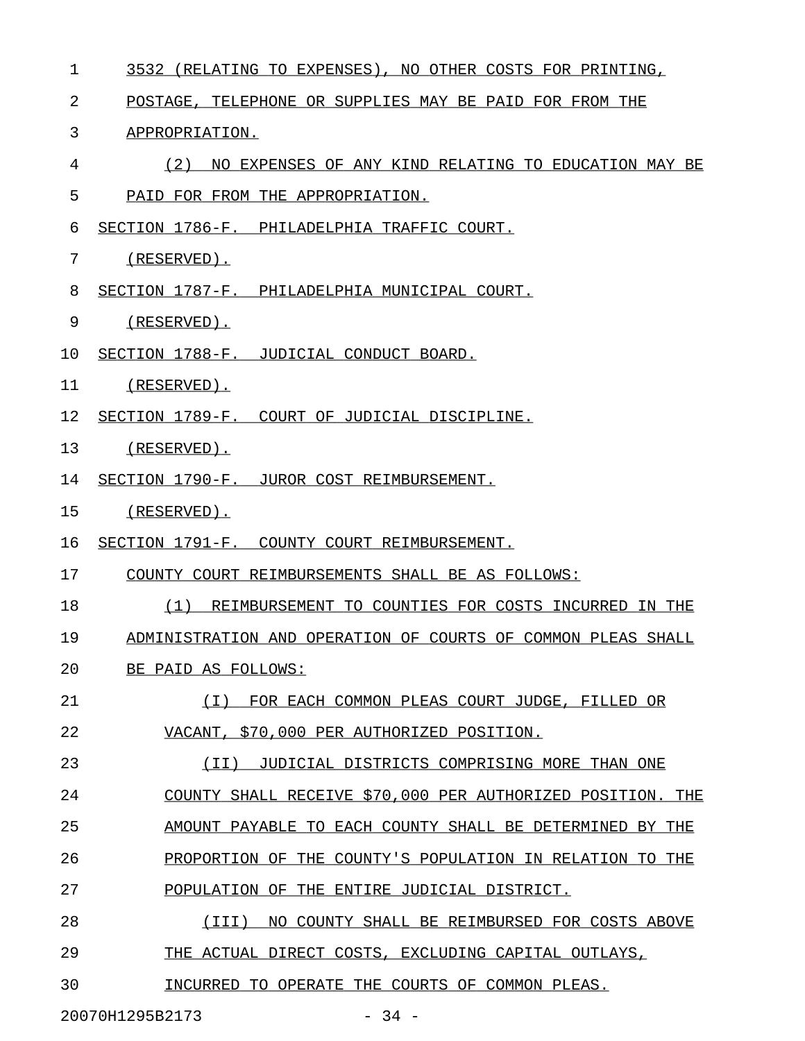3532 (RELATING TO EXPENSES), NO OTHER COSTS FOR PRINTING, POSTAGE, TELEPHONE OR SUPPLIES MAY BE PAID FOR FROM THE APPROPRIATION.

(2) NO EXPENSES OF ANY KIND RELATING TO EDUCATION MAY BE PAID FOR FROM THE APPROPRIATION.

SECTION 1786-F. PHILADELPHIA TRAFFIC COURT.

(RESERVED).

SECTION 1787-F. PHILADELPHIA MUNICIPAL COURT.

(RESERVED).

SECTION 1788-F. JUDICIAL CONDUCT BOARD.

(RESERVED).

SECTION 1789-F. COURT OF JUDICIAL DISCIPLINE.

(RESERVED).

SECTION 1790-F. JUROR COST REIMBURSEMENT.

(RESERVED).

SECTION 1791-F. COUNTY COURT REIMBURSEMENT.

COUNTY COURT REIMBURSEMENTS SHALL BE AS FOLLOWS:

(1) REIMBURSEMENT TO COUNTIES FOR COSTS INCURRED IN THE ADMINISTRATION AND OPERATION OF COURTS OF COMMON PLEAS SHALL BE PAID AS FOLLOWS:

(I) FOR EACH COMMON PLEAS COURT JUDGE, FILLED OR VACANT, $70,000 PER AUTHORIZED POSITION.

(II) JUDICIAL DISTRICTS COMPRISING MORE THAN ONE COUNTY SHALL RECEIVE $70,000 PER AUTHORIZED POSITION. THE AMOUNT PAYABLE TO EACH COUNTY SHALL BE DETERMINED BY THE PROPORTION OF THE COUNTY'S POPULATION IN RELATION TO THE POPULATION OF THE ENTIRE JUDICIAL DISTRICT.

(III) NO COUNTY SHALL BE REIMBURSED FOR COSTS ABOVE THE ACTUAL DIRECT COSTS, EXCLUDING CAPITAL OUTLAYS, INCURRED TO OPERATE THE COURTS OF COMMON PLEAS.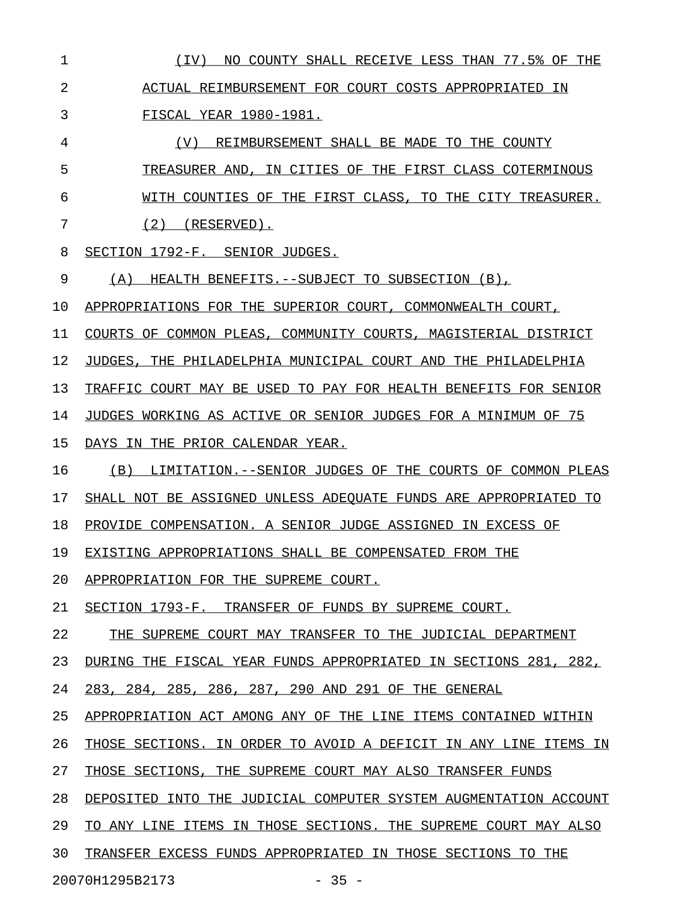(IV) NO COUNTY SHALL RECEIVE LESS THAN 77.5% OF THE ACTUAL REIMBURSEMENT FOR COURT COSTS APPROPRIATED IN FISCAL YEAR 1980-1981.

(V) REIMBURSEMENT SHALL BE MADE TO THE COUNTY TREASURER AND, IN CITIES OF THE FIRST CLASS COTERMINOUS WITH COUNTIES OF THE FIRST CLASS, TO THE CITY TREASURER.

(2) (RESERVED).

SECTION 1792-F. SENIOR JUDGES.

(A) HEALTH BENEFITS.--SUBJECT TO SUBSECTION (B), APPROPRIATIONS FOR THE SUPERIOR COURT, COMMONWEALTH COURT, COURTS OF COMMON PLEAS, COMMUNITY COURTS, MAGISTERIAL DISTRICT JUDGES, THE PHILADELPHIA MUNICIPAL COURT AND THE PHILADELPHIA TRAFFIC COURT MAY BE USED TO PAY FOR HEALTH BENEFITS FOR SENIOR JUDGES WORKING AS ACTIVE OR SENIOR JUDGES FOR A MINIMUM OF 75 DAYS IN THE PRIOR CALENDAR YEAR.

(B) LIMITATION.--SENIOR JUDGES OF THE COURTS OF COMMON PLEAS SHALL NOT BE ASSIGNED UNLESS ADEQUATE FUNDS ARE APPROPRIATED TO PROVIDE COMPENSATION. A SENIOR JUDGE ASSIGNED IN EXCESS OF EXISTING APPROPRIATIONS SHALL BE COMPENSATED FROM THE APPROPRIATION FOR THE SUPREME COURT.

SECTION 1793-F. TRANSFER OF FUNDS BY SUPREME COURT.

THE SUPREME COURT MAY TRANSFER TO THE JUDICIAL DEPARTMENT DURING THE FISCAL YEAR FUNDS APPROPRIATED IN SECTIONS 281, 282, 283, 284, 285, 286, 287, 290 AND 291 OF THE GENERAL APPROPRIATION ACT AMONG ANY OF THE LINE ITEMS CONTAINED WITHIN THOSE SECTIONS. IN ORDER TO AVOID A DEFICIT IN ANY LINE ITEMS IN THOSE SECTIONS, THE SUPREME COURT MAY ALSO TRANSFER FUNDS DEPOSITED INTO THE JUDICIAL COMPUTER SYSTEM AUGMENTATION ACCOUNT TO ANY LINE ITEMS IN THOSE SECTIONS. THE SUPREME COURT MAY ALSO TRANSFER EXCESS FUNDS APPROPRIATED IN THOSE SECTIONS TO THE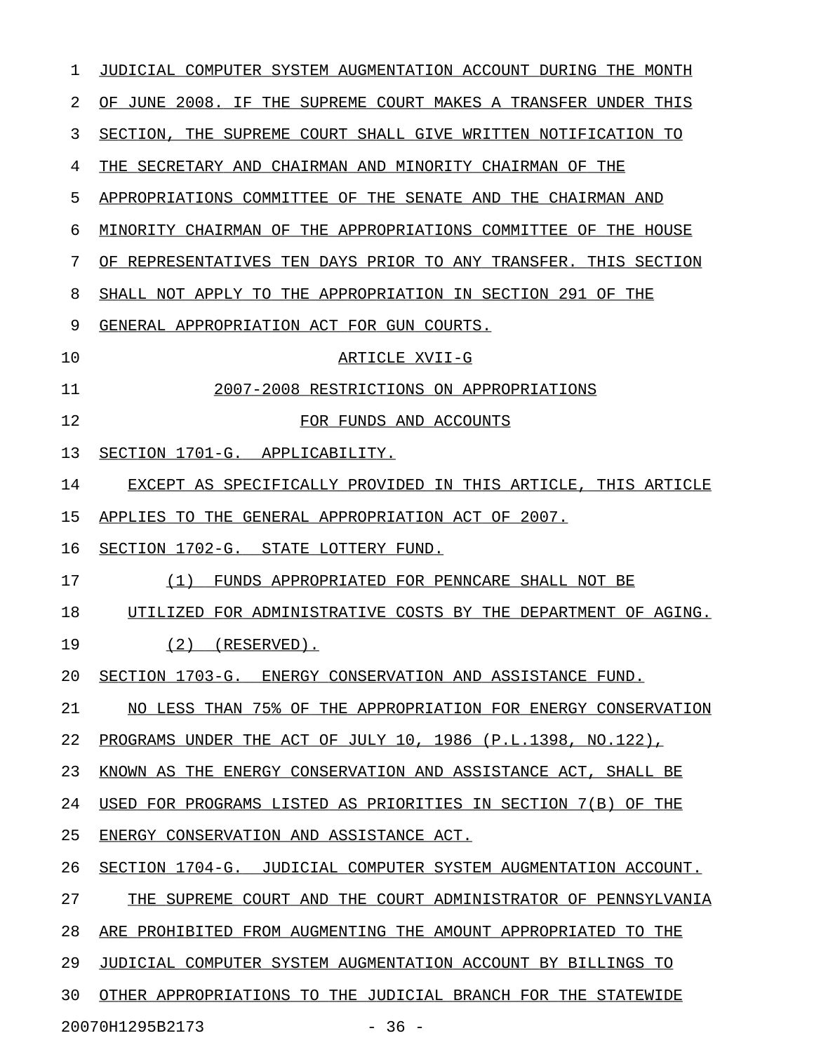JUDICIAL COMPUTER SYSTEM AUGMENTATION ACCOUNT DURING THE MONTH OF JUNE 2008. IF THE SUPREME COURT MAKES A TRANSFER UNDER THIS SECTION, THE SUPREME COURT SHALL GIVE WRITTEN NOTIFICATION TO THE SECRETARY AND CHAIRMAN AND MINORITY CHAIRMAN OF THE APPROPRIATIONS COMMITTEE OF THE SENATE AND THE CHAIRMAN AND MINORITY CHAIRMAN OF THE APPROPRIATIONS COMMITTEE OF THE HOUSE OF REPRESENTATIVES TEN DAYS PRIOR TO ANY TRANSFER. THIS SECTION SHALL NOT APPLY TO THE APPROPRIATION IN SECTION 291 OF THE GENERAL APPROPRIATION ACT FOR GUN COURTS.

## ARTICLE XVII-G
## 2007-2008 RESTRICTIONS ON APPROPRIATIONS FOR FUNDS AND ACCOUNTS

SECTION 1701-G. APPLICABILITY.

EXCEPT AS SPECIFICALLY PROVIDED IN THIS ARTICLE, THIS ARTICLE APPLIES TO THE GENERAL APPROPRIATION ACT OF 2007.

SECTION 1702-G. STATE LOTTERY FUND.

(1) FUNDS APPROPRIATED FOR PENNCARE SHALL NOT BE UTILIZED FOR ADMINISTRATIVE COSTS BY THE DEPARTMENT OF AGING.

(2) (RESERVED).

SECTION 1703-G. ENERGY CONSERVATION AND ASSISTANCE FUND.

NO LESS THAN 75% OF THE APPROPRIATION FOR ENERGY CONSERVATION PROGRAMS UNDER THE ACT OF JULY 10, 1986 (P.L.1398, NO.122), KNOWN AS THE ENERGY CONSERVATION AND ASSISTANCE ACT, SHALL BE USED FOR PROGRAMS LISTED AS PRIORITIES IN SECTION 7(B) OF THE ENERGY CONSERVATION AND ASSISTANCE ACT.

SECTION 1704-G. JUDICIAL COMPUTER SYSTEM AUGMENTATION ACCOUNT.

THE SUPREME COURT AND THE COURT ADMINISTRATOR OF PENNSYLVANIA ARE PROHIBITED FROM AUGMENTING THE AMOUNT APPROPRIATED TO THE JUDICIAL COMPUTER SYSTEM AUGMENTATION ACCOUNT BY BILLINGS TO OTHER APPROPRIATIONS TO THE JUDICIAL BRANCH FOR THE STATEWIDE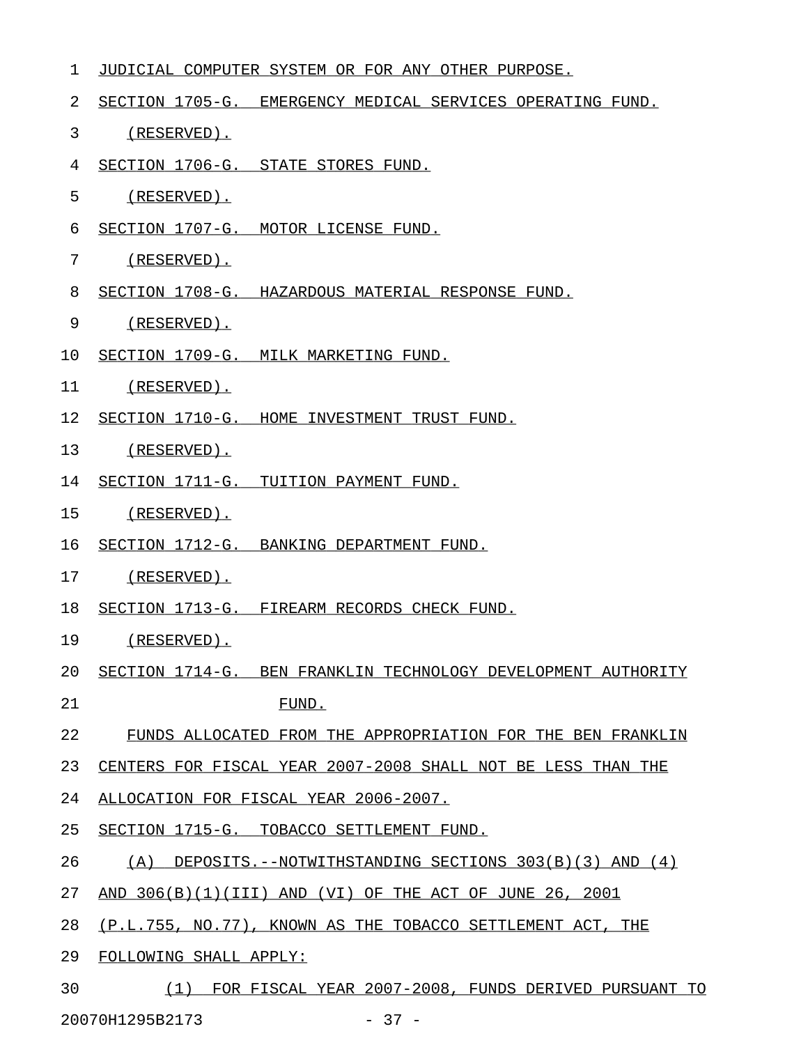JUDICIAL COMPUTER SYSTEM OR FOR ANY OTHER PURPOSE.

SECTION 1705-G. EMERGENCY MEDICAL SERVICES OPERATING FUND.

(RESERVED).

SECTION 1706-G. STATE STORES FUND.

(RESERVED).

SECTION 1707-G. MOTOR LICENSE FUND.

(RESERVED).

SECTION 1708-G. HAZARDOUS MATERIAL RESPONSE FUND.

(RESERVED).

SECTION 1709-G. MILK MARKETING FUND.

(RESERVED).

SECTION 1710-G. HOME INVESTMENT TRUST FUND.

(RESERVED).

SECTION 1711-G. TUITION PAYMENT FUND.

(RESERVED).

SECTION 1712-G. BANKING DEPARTMENT FUND.

(RESERVED).

SECTION 1713-G. FIREARM RECORDS CHECK FUND.

(RESERVED).

SECTION 1714-G. BEN FRANKLIN TECHNOLOGY DEVELOPMENT AUTHORITY FUND.

FUNDS ALLOCATED FROM THE APPROPRIATION FOR THE BEN FRANKLIN CENTERS FOR FISCAL YEAR 2007-2008 SHALL NOT BE LESS THAN THE ALLOCATION FOR FISCAL YEAR 2006-2007.

SECTION 1715-G. TOBACCO SETTLEMENT FUND.

(A) DEPOSITS.--NOTWITHSTANDING SECTIONS 303(B)(3) AND (4) AND 306(B)(1)(III) AND (VI) OF THE ACT OF JUNE 26, 2001 (P.L.755, NO.77), KNOWN AS THE TOBACCO SETTLEMENT ACT, THE FOLLOWING SHALL APPLY:

(1) FOR FISCAL YEAR 2007-2008, FUNDS DERIVED PURSUANT TO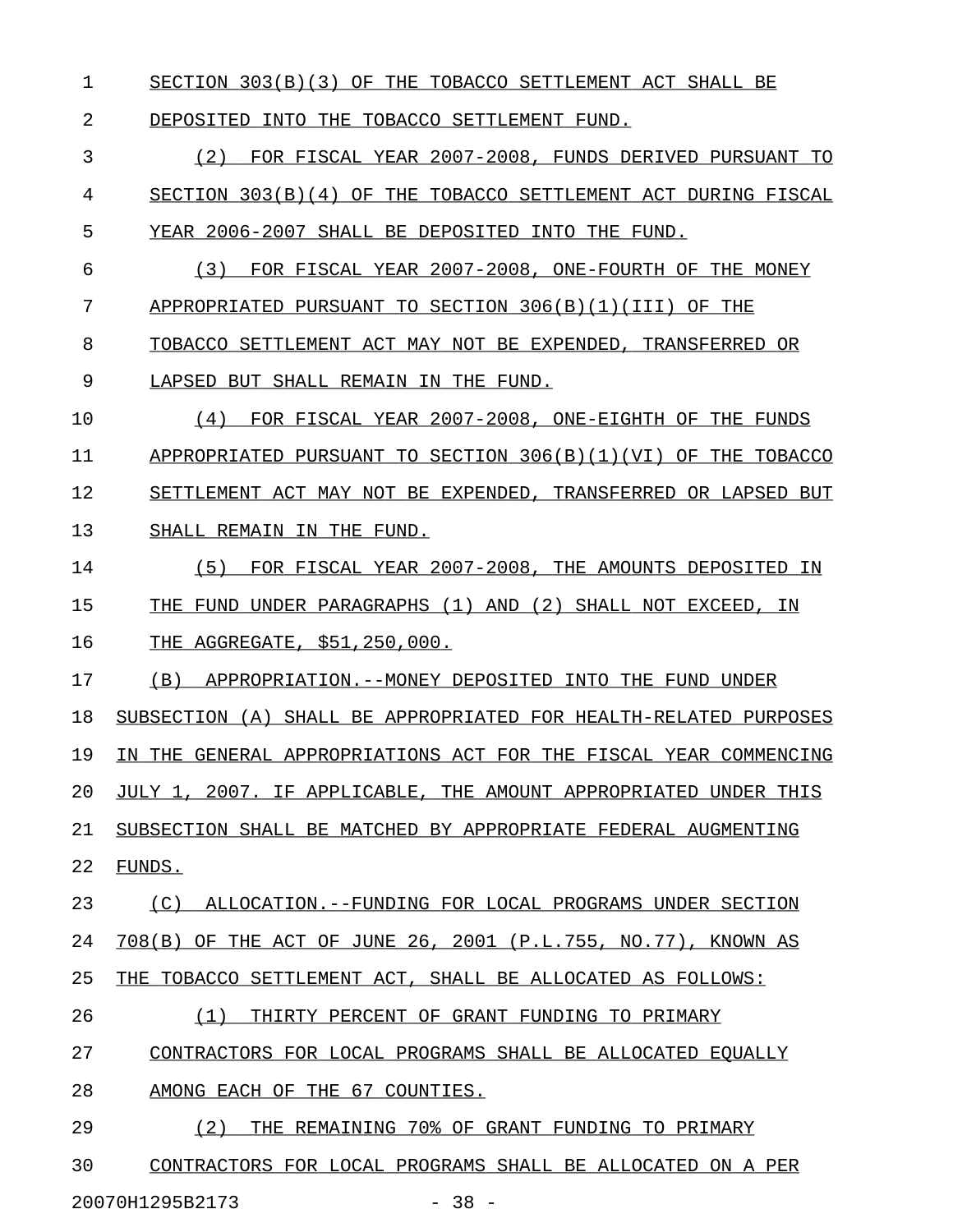SECTION 303(B)(3) OF THE TOBACCO SETTLEMENT ACT SHALL BE DEPOSITED INTO THE TOBACCO SETTLEMENT FUND.

(2) FOR FISCAL YEAR 2007-2008, FUNDS DERIVED PURSUANT TO SECTION 303(B)(4) OF THE TOBACCO SETTLEMENT ACT DURING FISCAL YEAR 2006-2007 SHALL BE DEPOSITED INTO THE FUND.

(3) FOR FISCAL YEAR 2007-2008, ONE-FOURTH OF THE MONEY APPROPRIATED PURSUANT TO SECTION 306(B)(1)(III) OF THE TOBACCO SETTLEMENT ACT MAY NOT BE EXPENDED, TRANSFERRED OR LAPSED BUT SHALL REMAIN IN THE FUND.

(4) FOR FISCAL YEAR 2007-2008, ONE-EIGHTH OF THE FUNDS APPROPRIATED PURSUANT TO SECTION 306(B)(1)(VI) OF THE TOBACCO SETTLEMENT ACT MAY NOT BE EXPENDED, TRANSFERRED OR LAPSED BUT SHALL REMAIN IN THE FUND.

(5) FOR FISCAL YEAR 2007-2008, THE AMOUNTS DEPOSITED IN THE FUND UNDER PARAGRAPHS (1) AND (2) SHALL NOT EXCEED, IN THE AGGREGATE, $51,250,000.

(B) APPROPRIATION.--MONEY DEPOSITED INTO THE FUND UNDER SUBSECTION (A) SHALL BE APPROPRIATED FOR HEALTH-RELATED PURPOSES IN THE GENERAL APPROPRIATIONS ACT FOR THE FISCAL YEAR COMMENCING JULY 1, 2007. IF APPLICABLE, THE AMOUNT APPROPRIATED UNDER THIS SUBSECTION SHALL BE MATCHED BY APPROPRIATE FEDERAL AUGMENTING FUNDS.

(C) ALLOCATION.--FUNDING FOR LOCAL PROGRAMS UNDER SECTION 708(B) OF THE ACT OF JUNE 26, 2001 (P.L.755, NO.77), KNOWN AS THE TOBACCO SETTLEMENT ACT, SHALL BE ALLOCATED AS FOLLOWS:

(1) THIRTY PERCENT OF GRANT FUNDING TO PRIMARY CONTRACTORS FOR LOCAL PROGRAMS SHALL BE ALLOCATED EQUALLY AMONG EACH OF THE 67 COUNTIES.

(2) THE REMAINING 70% OF GRANT FUNDING TO PRIMARY CONTRACTORS FOR LOCAL PROGRAMS SHALL BE ALLOCATED ON A PER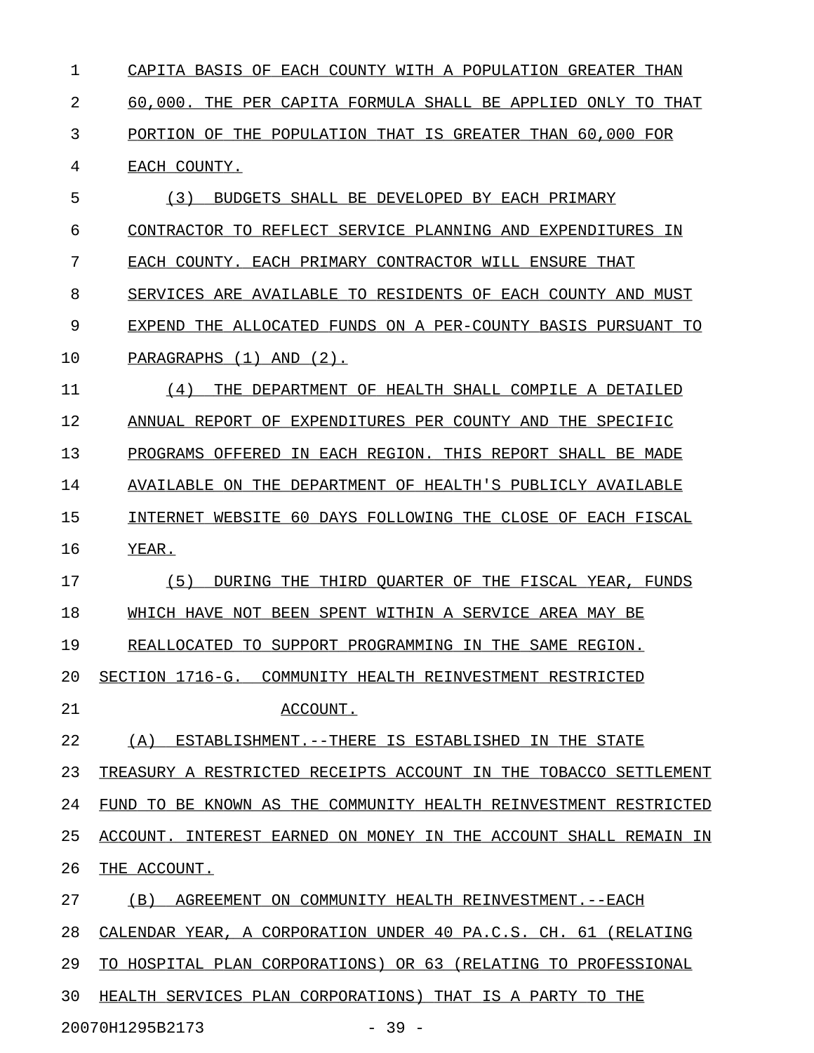CAPITA BASIS OF EACH COUNTY WITH A POPULATION GREATER THAN 60,000. THE PER CAPITA FORMULA SHALL BE APPLIED ONLY TO THAT PORTION OF THE POPULATION THAT IS GREATER THAN 60,000 FOR EACH COUNTY.

(3) BUDGETS SHALL BE DEVELOPED BY EACH PRIMARY CONTRACTOR TO REFLECT SERVICE PLANNING AND EXPENDITURES IN EACH COUNTY. EACH PRIMARY CONTRACTOR WILL ENSURE THAT SERVICES ARE AVAILABLE TO RESIDENTS OF EACH COUNTY AND MUST EXPEND THE ALLOCATED FUNDS ON A PER-COUNTY BASIS PURSUANT TO PARAGRAPHS (1) AND (2).

(4) THE DEPARTMENT OF HEALTH SHALL COMPILE A DETAILED ANNUAL REPORT OF EXPENDITURES PER COUNTY AND THE SPECIFIC PROGRAMS OFFERED IN EACH REGION. THIS REPORT SHALL BE MADE AVAILABLE ON THE DEPARTMENT OF HEALTH'S PUBLICLY AVAILABLE INTERNET WEBSITE 60 DAYS FOLLOWING THE CLOSE OF EACH FISCAL YEAR.

(5) DURING THE THIRD QUARTER OF THE FISCAL YEAR, FUNDS WHICH HAVE NOT BEEN SPENT WITHIN A SERVICE AREA MAY BE REALLOCATED TO SUPPORT PROGRAMMING IN THE SAME REGION.

SECTION 1716-G. COMMUNITY HEALTH REINVESTMENT RESTRICTED ACCOUNT.

(A) ESTABLISHMENT.--THERE IS ESTABLISHED IN THE STATE TREASURY A RESTRICTED RECEIPTS ACCOUNT IN THE TOBACCO SETTLEMENT FUND TO BE KNOWN AS THE COMMUNITY HEALTH REINVESTMENT RESTRICTED ACCOUNT. INTEREST EARNED ON MONEY IN THE ACCOUNT SHALL REMAIN IN THE ACCOUNT.

(B) AGREEMENT ON COMMUNITY HEALTH REINVESTMENT.--EACH CALENDAR YEAR, A CORPORATION UNDER 40 PA.C.S. CH. 61 (RELATING TO HOSPITAL PLAN CORPORATIONS) OR 63 (RELATING TO PROFESSIONAL HEALTH SERVICES PLAN CORPORATIONS) THAT IS A PARTY TO THE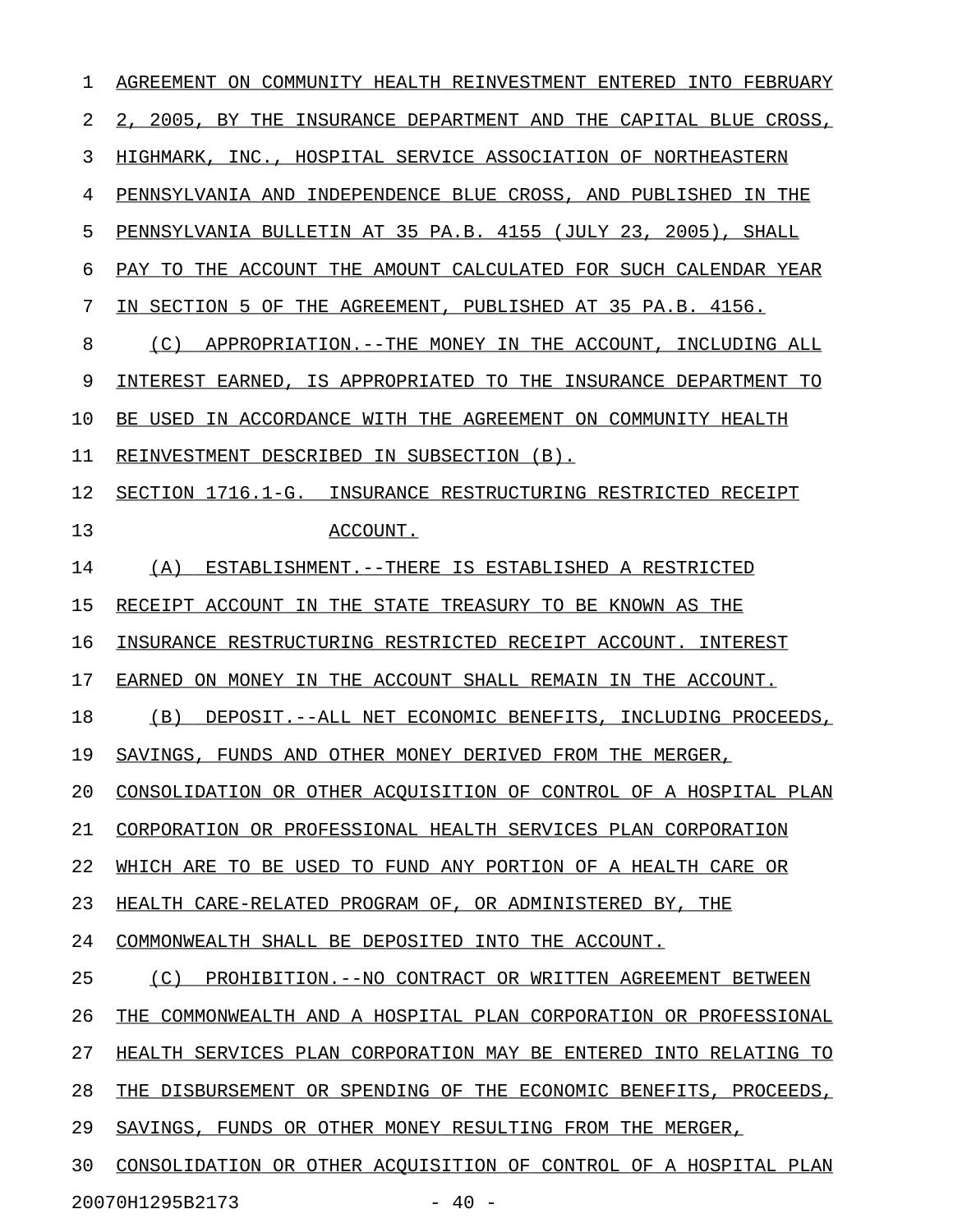AGREEMENT ON COMMUNITY HEALTH REINVESTMENT ENTERED INTO FEBRUARY 2, 2005, BY THE INSURANCE DEPARTMENT AND THE CAPITAL BLUE CROSS, HIGHMARK, INC., HOSPITAL SERVICE ASSOCIATION OF NORTHEASTERN PENNSYLVANIA AND INDEPENDENCE BLUE CROSS, AND PUBLISHED IN THE PENNSYLVANIA BULLETIN AT 35 PA.B. 4155 (JULY 23, 2005), SHALL PAY TO THE ACCOUNT THE AMOUNT CALCULATED FOR SUCH CALENDAR YEAR IN SECTION 5 OF THE AGREEMENT, PUBLISHED AT 35 PA.B. 4156.

(C) APPROPRIATION.--THE MONEY IN THE ACCOUNT, INCLUDING ALL INTEREST EARNED, IS APPROPRIATED TO THE INSURANCE DEPARTMENT TO BE USED IN ACCORDANCE WITH THE AGREEMENT ON COMMUNITY HEALTH REINVESTMENT DESCRIBED IN SUBSECTION (B).

SECTION 1716.1-G. INSURANCE RESTRUCTURING RESTRICTED RECEIPT ACCOUNT.

(A) ESTABLISHMENT.--THERE IS ESTABLISHED A RESTRICTED RECEIPT ACCOUNT IN THE STATE TREASURY TO BE KNOWN AS THE INSURANCE RESTRUCTURING RESTRICTED RECEIPT ACCOUNT. INTEREST EARNED ON MONEY IN THE ACCOUNT SHALL REMAIN IN THE ACCOUNT.

(B) DEPOSIT.--ALL NET ECONOMIC BENEFITS, INCLUDING PROCEEDS, SAVINGS, FUNDS AND OTHER MONEY DERIVED FROM THE MERGER, CONSOLIDATION OR OTHER ACQUISITION OF CONTROL OF A HOSPITAL PLAN CORPORATION OR PROFESSIONAL HEALTH SERVICES PLAN CORPORATION WHICH ARE TO BE USED TO FUND ANY PORTION OF A HEALTH CARE OR HEALTH CARE-RELATED PROGRAM OF, OR ADMINISTERED BY, THE COMMONWEALTH SHALL BE DEPOSITED INTO THE ACCOUNT.

(C) PROHIBITION.--NO CONTRACT OR WRITTEN AGREEMENT BETWEEN THE COMMONWEALTH AND A HOSPITAL PLAN CORPORATION OR PROFESSIONAL HEALTH SERVICES PLAN CORPORATION MAY BE ENTERED INTO RELATING TO THE DISBURSEMENT OR SPENDING OF THE ECONOMIC BENEFITS, PROCEEDS, SAVINGS, FUNDS OR OTHER MONEY RESULTING FROM THE MERGER, CONSOLIDATION OR OTHER ACQUISITION OF CONTROL OF A HOSPITAL PLAN

20070H1295B2173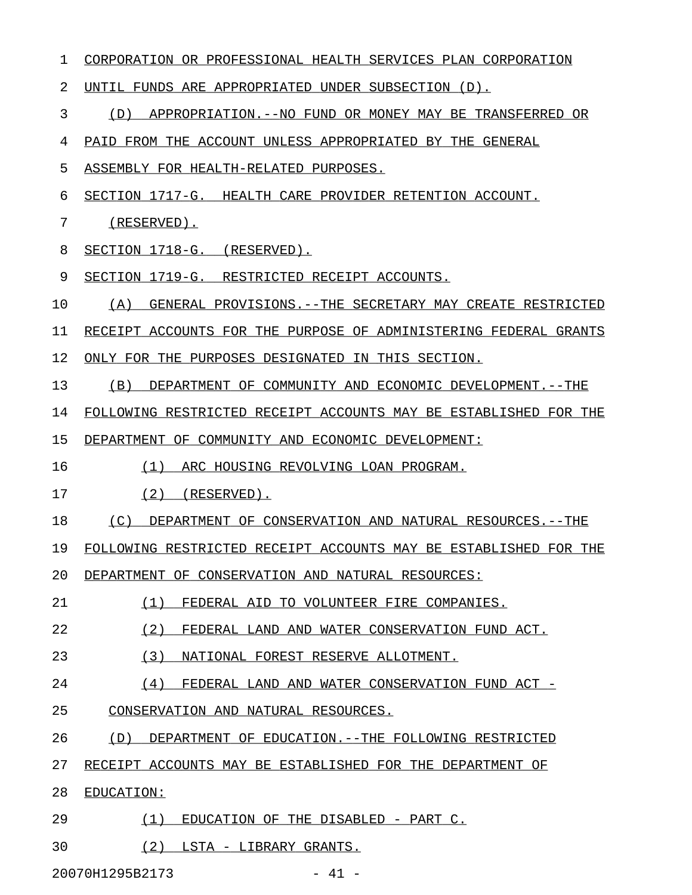CORPORATION OR PROFESSIONAL HEALTH SERVICES PLAN CORPORATION UNTIL FUNDS ARE APPROPRIATED UNDER SUBSECTION (D).

(D) APPROPRIATION.--NO FUND OR MONEY MAY BE TRANSFERRED OR PAID FROM THE ACCOUNT UNLESS APPROPRIATED BY THE GENERAL ASSEMBLY FOR HEALTH-RELATED PURPOSES.

SECTION 1717-G. HEALTH CARE PROVIDER RETENTION ACCOUNT.

(RESERVED).

SECTION 1718-G. (RESERVED).

SECTION 1719-G. RESTRICTED RECEIPT ACCOUNTS.

(A) GENERAL PROVISIONS.--THE SECRETARY MAY CREATE RESTRICTED RECEIPT ACCOUNTS FOR THE PURPOSE OF ADMINISTERING FEDERAL GRANTS ONLY FOR THE PURPOSES DESIGNATED IN THIS SECTION.

(B) DEPARTMENT OF COMMUNITY AND ECONOMIC DEVELOPMENT.--THE FOLLOWING RESTRICTED RECEIPT ACCOUNTS MAY BE ESTABLISHED FOR THE DEPARTMENT OF COMMUNITY AND ECONOMIC DEVELOPMENT:

(1) ARC HOUSING REVOLVING LOAN PROGRAM.

(2) (RESERVED).

(C) DEPARTMENT OF CONSERVATION AND NATURAL RESOURCES.--THE FOLLOWING RESTRICTED RECEIPT ACCOUNTS MAY BE ESTABLISHED FOR THE DEPARTMENT OF CONSERVATION AND NATURAL RESOURCES:

(1) FEDERAL AID TO VOLUNTEER FIRE COMPANIES.

(2) FEDERAL LAND AND WATER CONSERVATION FUND ACT.

(3) NATIONAL FOREST RESERVE ALLOTMENT.

(4) FEDERAL LAND AND WATER CONSERVATION FUND ACT - CONSERVATION AND NATURAL RESOURCES.

(D) DEPARTMENT OF EDUCATION.--THE FOLLOWING RESTRICTED RECEIPT ACCOUNTS MAY BE ESTABLISHED FOR THE DEPARTMENT OF EDUCATION:

(1) EDUCATION OF THE DISABLED - PART C.

(2) LSTA - LIBRARY GRANTS.

20070H1295B2173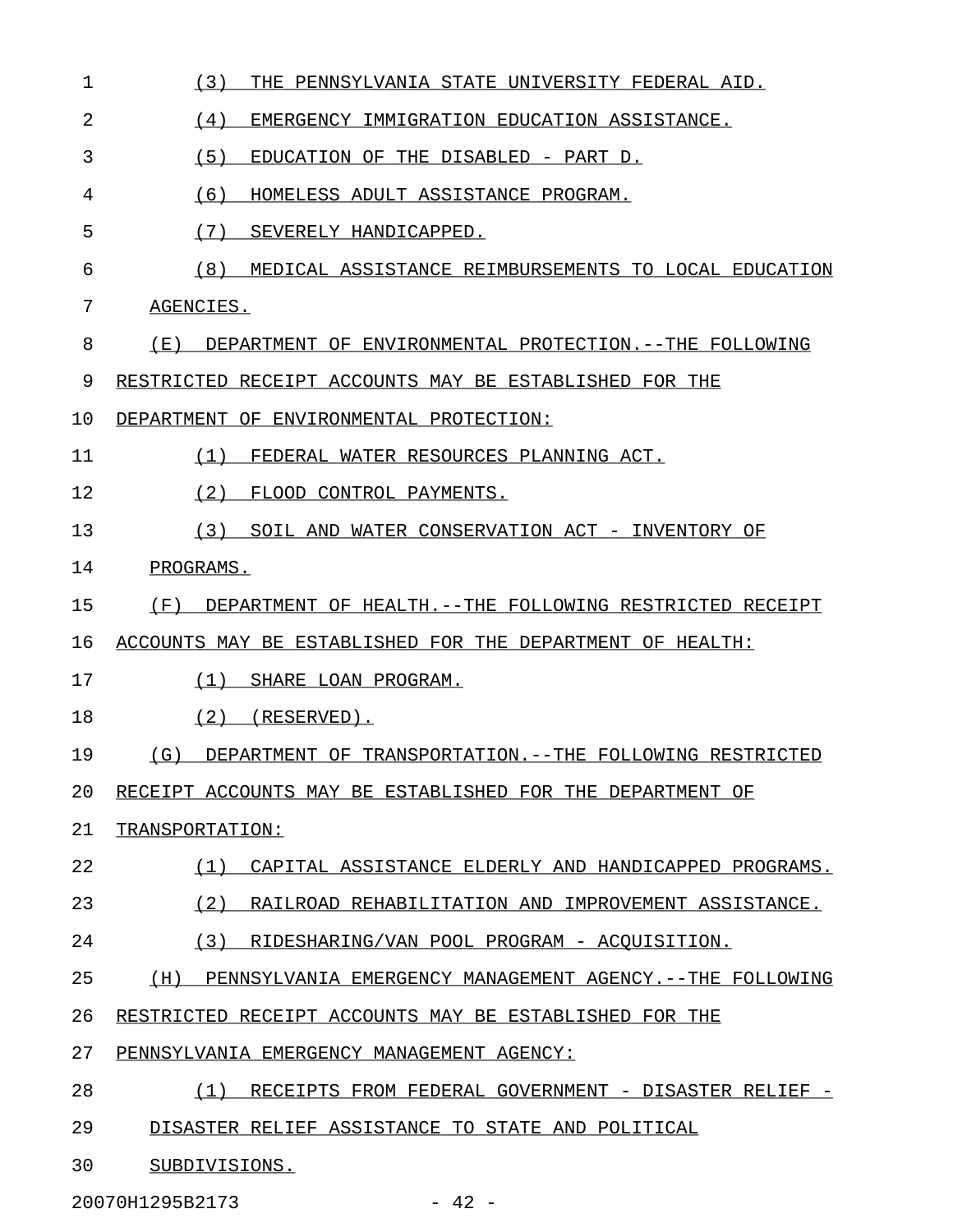(3) THE PENNSYLVANIA STATE UNIVERSITY FEDERAL AID.

(4) EMERGENCY IMMIGRATION EDUCATION ASSISTANCE.

(5) EDUCATION OF THE DISABLED - PART D.

(6) HOMELESS ADULT ASSISTANCE PROGRAM.

(7) SEVERELY HANDICAPPED.

(8) MEDICAL ASSISTANCE REIMBURSEMENTS TO LOCAL EDUCATION AGENCIES.

(E) DEPARTMENT OF ENVIRONMENTAL PROTECTION.--THE FOLLOWING RESTRICTED RECEIPT ACCOUNTS MAY BE ESTABLISHED FOR THE DEPARTMENT OF ENVIRONMENTAL PROTECTION:

(1) FEDERAL WATER RESOURCES PLANNING ACT.

(2) FLOOD CONTROL PAYMENTS.

(3) SOIL AND WATER CONSERVATION ACT - INVENTORY OF PROGRAMS.

(F) DEPARTMENT OF HEALTH.--THE FOLLOWING RESTRICTED RECEIPT ACCOUNTS MAY BE ESTABLISHED FOR THE DEPARTMENT OF HEALTH:

(1) SHARE LOAN PROGRAM.

(2) (RESERVED).

(G) DEPARTMENT OF TRANSPORTATION.--THE FOLLOWING RESTRICTED RECEIPT ACCOUNTS MAY BE ESTABLISHED FOR THE DEPARTMENT OF TRANSPORTATION:

(1) CAPITAL ASSISTANCE ELDERLY AND HANDICAPPED PROGRAMS.

(2) RAILROAD REHABILITATION AND IMPROVEMENT ASSISTANCE.

(3) RIDESHARING/VAN POOL PROGRAM - ACQUISITION.

(H) PENNSYLVANIA EMERGENCY MANAGEMENT AGENCY.--THE FOLLOWING RESTRICTED RECEIPT ACCOUNTS MAY BE ESTABLISHED FOR THE PENNSYLVANIA EMERGENCY MANAGEMENT AGENCY:

(1) RECEIPTS FROM FEDERAL GOVERNMENT - DISASTER RELIEF - DISASTER RELIEF ASSISTANCE TO STATE AND POLITICAL SUBDIVISIONS.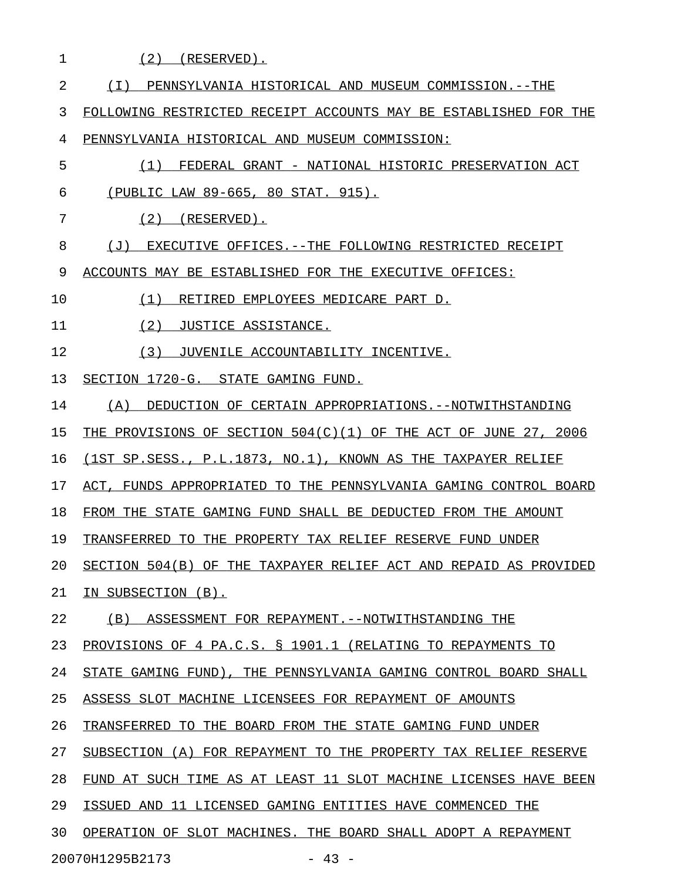(2) (RESERVED).

(I) PENNSYLVANIA HISTORICAL AND MUSEUM COMMISSION.--THE FOLLOWING RESTRICTED RECEIPT ACCOUNTS MAY BE ESTABLISHED FOR THE PENNSYLVANIA HISTORICAL AND MUSEUM COMMISSION:

(1) FEDERAL GRANT - NATIONAL HISTORIC PRESERVATION ACT (PUBLIC LAW 89-665, 80 STAT. 915).

(2) (RESERVED).

(J) EXECUTIVE OFFICES.--THE FOLLOWING RESTRICTED RECEIPT ACCOUNTS MAY BE ESTABLISHED FOR THE EXECUTIVE OFFICES:

(1) RETIRED EMPLOYEES MEDICARE PART D.

(2) JUSTICE ASSISTANCE.

(3) JUVENILE ACCOUNTABILITY INCENTIVE.

SECTION 1720-G. STATE GAMING FUND.

(A) DEDUCTION OF CERTAIN APPROPRIATIONS.--NOTWITHSTANDING THE PROVISIONS OF SECTION 504(C)(1) OF THE ACT OF JUNE 27, 2006 (1ST SP.SESS., P.L.1873, NO.1), KNOWN AS THE TAXPAYER RELIEF ACT, FUNDS APPROPRIATED TO THE PENNSYLVANIA GAMING CONTROL BOARD FROM THE STATE GAMING FUND SHALL BE DEDUCTED FROM THE AMOUNT TRANSFERRED TO THE PROPERTY TAX RELIEF RESERVE FUND UNDER SECTION 504(B) OF THE TAXPAYER RELIEF ACT AND REPAID AS PROVIDED IN SUBSECTION (B).

(B) ASSESSMENT FOR REPAYMENT.--NOTWITHSTANDING THE PROVISIONS OF 4 PA.C.S. § 1901.1 (RELATING TO REPAYMENTS TO STATE GAMING FUND), THE PENNSYLVANIA GAMING CONTROL BOARD SHALL ASSESS SLOT MACHINE LICENSEES FOR REPAYMENT OF AMOUNTS TRANSFERRED TO THE BOARD FROM THE STATE GAMING FUND UNDER SUBSECTION (A) FOR REPAYMENT TO THE PROPERTY TAX RELIEF RESERVE FUND AT SUCH TIME AS AT LEAST 11 SLOT MACHINE LICENSES HAVE BEEN ISSUED AND 11 LICENSED GAMING ENTITIES HAVE COMMENCED THE OPERATION OF SLOT MACHINES. THE BOARD SHALL ADOPT A REPAYMENT

20070H1295B2173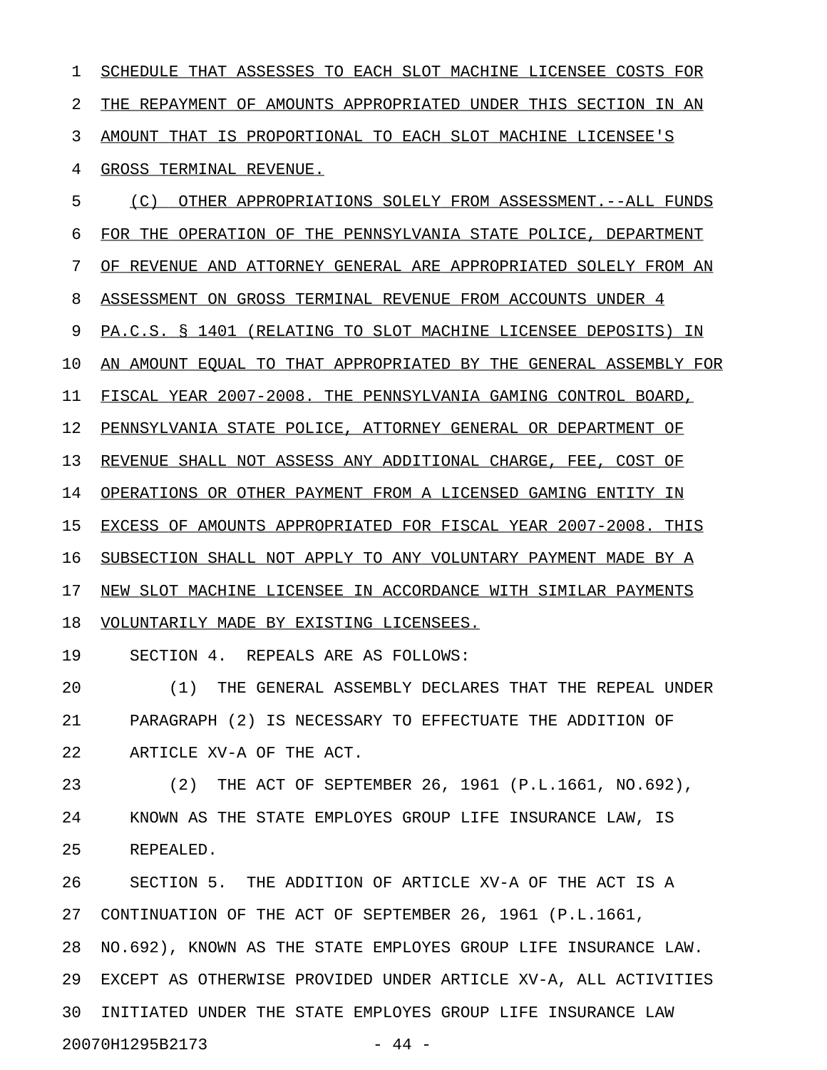SCHEDULE THAT ASSESSES TO EACH SLOT MACHINE LICENSEE COSTS FOR THE REPAYMENT OF AMOUNTS APPROPRIATED UNDER THIS SECTION IN AN AMOUNT THAT IS PROPORTIONAL TO EACH SLOT MACHINE LICENSEE'S GROSS TERMINAL REVENUE.

(C) OTHER APPROPRIATIONS SOLELY FROM ASSESSMENT.--ALL FUNDS FOR THE OPERATION OF THE PENNSYLVANIA STATE POLICE, DEPARTMENT OF REVENUE AND ATTORNEY GENERAL ARE APPROPRIATED SOLELY FROM AN ASSESSMENT ON GROSS TERMINAL REVENUE FROM ACCOUNTS UNDER 4 PA.C.S. § 1401 (RELATING TO SLOT MACHINE LICENSEE DEPOSITS) IN AN AMOUNT EQUAL TO THAT APPROPRIATED BY THE GENERAL ASSEMBLY FOR FISCAL YEAR 2007-2008. THE PENNSYLVANIA GAMING CONTROL BOARD, PENNSYLVANIA STATE POLICE, ATTORNEY GENERAL OR DEPARTMENT OF REVENUE SHALL NOT ASSESS ANY ADDITIONAL CHARGE, FEE, COST OF OPERATIONS OR OTHER PAYMENT FROM A LICENSED GAMING ENTITY IN EXCESS OF AMOUNTS APPROPRIATED FOR FISCAL YEAR 2007-2008. THIS SUBSECTION SHALL NOT APPLY TO ANY VOLUNTARY PAYMENT MADE BY A NEW SLOT MACHINE LICENSEE IN ACCORDANCE WITH SIMILAR PAYMENTS VOLUNTARILY MADE BY EXISTING LICENSEES.

SECTION 4. REPEALS ARE AS FOLLOWS:

(1) THE GENERAL ASSEMBLY DECLARES THAT THE REPEAL UNDER PARAGRAPH (2) IS NECESSARY TO EFFECTUATE THE ADDITION OF ARTICLE XV-A OF THE ACT.

(2) THE ACT OF SEPTEMBER 26, 1961 (P.L.1661, NO.692), KNOWN AS THE STATE EMPLOYES GROUP LIFE INSURANCE LAW, IS REPEALED.

SECTION 5. THE ADDITION OF ARTICLE XV-A OF THE ACT IS A CONTINUATION OF THE ACT OF SEPTEMBER 26, 1961 (P.L.1661, NO.692), KNOWN AS THE STATE EMPLOYES GROUP LIFE INSURANCE LAW. EXCEPT AS OTHERWISE PROVIDED UNDER ARTICLE XV-A, ALL ACTIVITIES INITIATED UNDER THE STATE EMPLOYES GROUP LIFE INSURANCE LAW

20070H1295B2173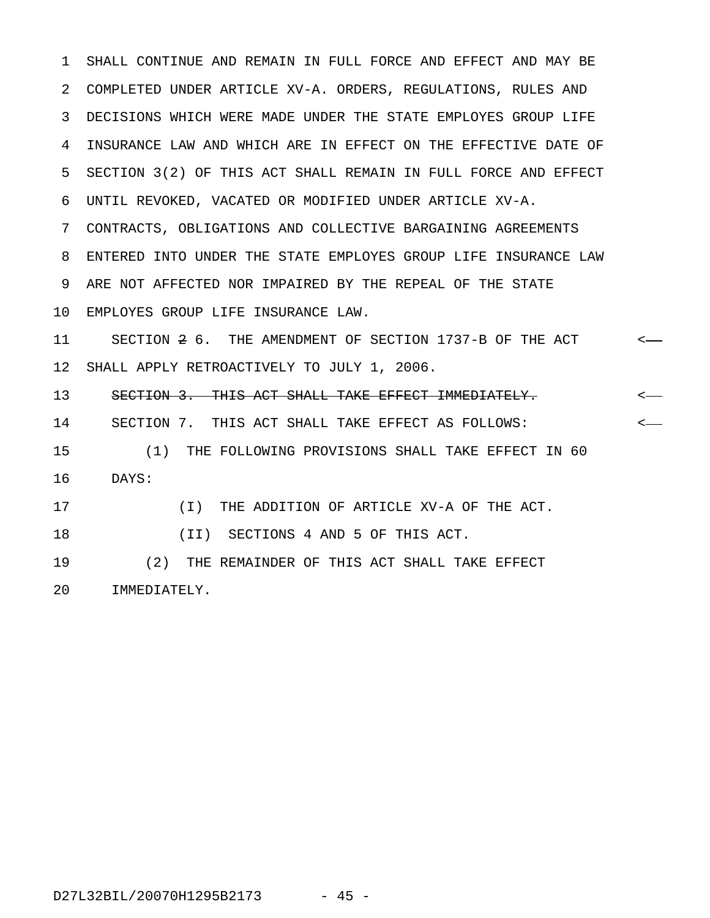SHALL CONTINUE AND REMAIN IN FULL FORCE AND EFFECT AND MAY BE COMPLETED UNDER ARTICLE XV-A. ORDERS, REGULATIONS, RULES AND DECISIONS WHICH WERE MADE UNDER THE STATE EMPLOYES GROUP LIFE INSURANCE LAW AND WHICH ARE IN EFFECT ON THE EFFECTIVE DATE OF SECTION 3(2) OF THIS ACT SHALL REMAIN IN FULL FORCE AND EFFECT UNTIL REVOKED, VACATED OR MODIFIED UNDER ARTICLE XV-A. CONTRACTS, OBLIGATIONS AND COLLECTIVE BARGAINING AGREEMENTS ENTERED INTO UNDER THE STATE EMPLOYES GROUP LIFE INSURANCE LAW ARE NOT AFFECTED NOR IMPAIRED BY THE REPEAL OF THE STATE EMPLOYES GROUP LIFE INSURANCE LAW.

SECTION ~~2~~ 6. THE AMENDMENT OF SECTION 1737-B OF THE ACT SHALL APPLY RETROACTIVELY TO JULY 1, 2006.

~~SECTION 3. THIS ACT SHALL TAKE EFFECT IMMEDIATELY.~~

SECTION 7. THIS ACT SHALL TAKE EFFECT AS FOLLOWS:

(1) THE FOLLOWING PROVISIONS SHALL TAKE EFFECT IN 60 DAYS:

(I) THE ADDITION OF ARTICLE XV-A OF THE ACT.

(II) SECTIONS 4 AND 5 OF THIS ACT.

(2) THE REMAINDER OF THIS ACT SHALL TAKE EFFECT IMMEDIATELY.

D27L32BIL/20070H1295B2173